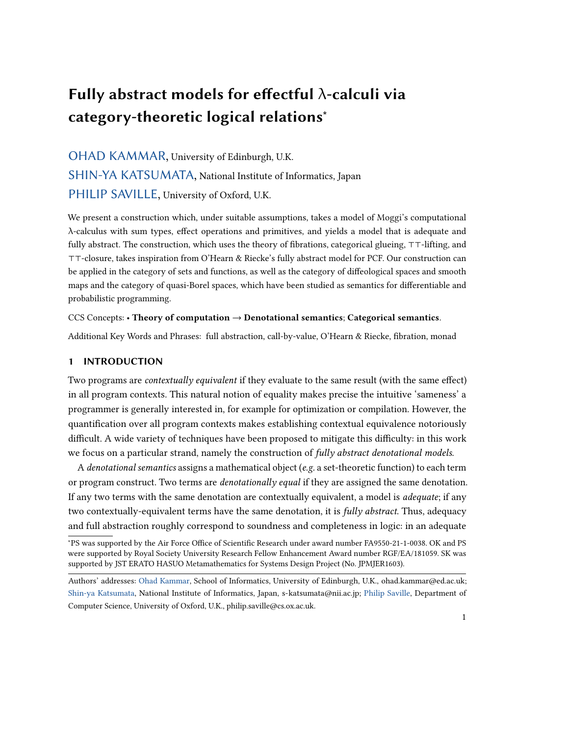# Fully abstract models for effectful λ-calculi via category-theoretic logical relations*

OHAD KAMMAR, University of Edinburgh, U.K.

SHIN-YA KATSUMATA, National Institute of Informatics, Japan

PHILIP SAVILLE, University of Oxford, U.K.

We present a construction which, under suitable assumptions, takes a model of Moggi's computational λ-calculus with sum types, effect operations and primitives, and yields a model that is adequate and fully abstract. The construction, which uses the theory of fibrations, categorical glueing, ⊤⊤-lifting, and ⊤⊤-closure, takes inspiration from O'Hearn & Riecke's fully abstract model for PCF. Our construction can be applied in the category of sets and functions, as well as the category of diffeological spaces and smooth maps and the category of quasi-Borel spaces, which have been studied as semantics for differentiable and probabilistic programming.

CCS Concepts: • **Theory of computation → Denotational semantics**; **Categorical semantics**.

Additional Key Words and Phrases: full abstraction, call-by-value, O'Hearn & Riecke, fibration, monad

## 1 INTRODUCTION

Two programs are *contextually equivalent* if they evaluate to the same result (with the same effect) in all program contexts. This natural notion of equality makes precise the intuitive 'sameness' a programmer is generally interested in, for example for optimization or compilation. However, the quantification over all program contexts makes establishing contextual equivalence notoriously difficult. A wide variety of techniques have been proposed to mitigate this difficulty: in this work we focus on a particular strand, namely the construction of *fully abstract denotational models*.

A *denotational semantics* assigns a mathematical object (*e.g.* a set-theoretic function) to each term or program construct. Two terms are *denotationally equal* if they are assigned the same denotation. If any two terms with the same denotation are contextually equivalent, a model is *adequate*; if any two contextually-equivalent terms have the same denotation, it is *fully abstract*. Thus, adequacy and full abstraction roughly correspond to soundness and completeness in logic: in an adequate

---

*PS was supported by the Air Force Office of Scientific Research under award number FA9550-21-1-0038. OK and PS were supported by Royal Society University Research Fellow Enhancement Award number RGF/EA/181059. SK was supported by JST ERATO HASUO Metamathematics for Systems Design Project (No. JPMJER1603).

Authors' addresses: Ohad Kammar, School of Informatics, University of Edinburgh, U.K., ohad.kammar@ed.ac.uk; Shin-ya Katsumata, National Institute of Informatics, Japan, s-katsumata@nii.ac.jp; Philip Saville, Department of Computer Science, University of Oxford, U.K., philip.saville@cs.ox.ac.uk.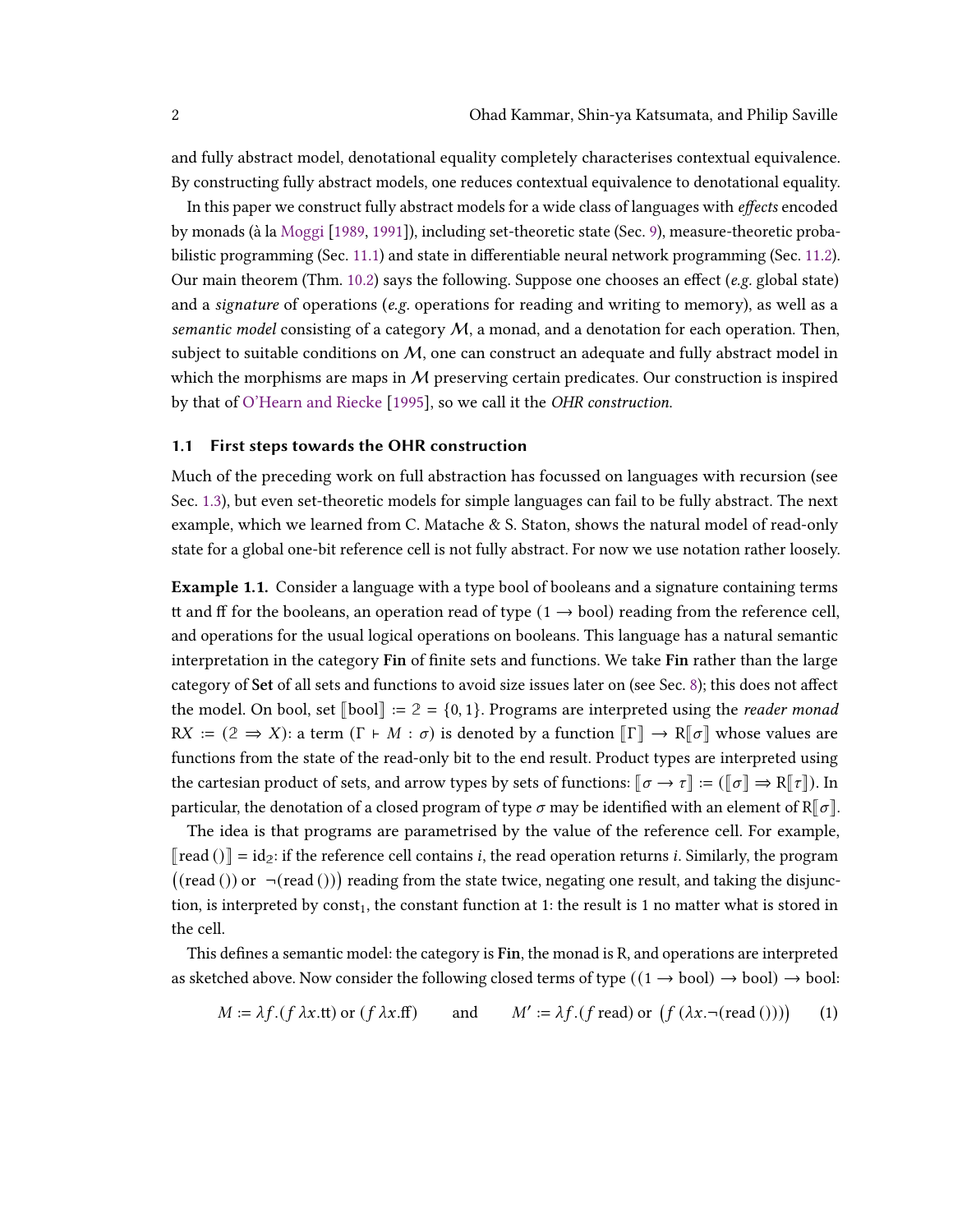and fully abstract model, denotational equality completely characterises contextual equivalence. By constructing fully abstract models, one reduces contextual equivalence to denotational equality.

In this paper we construct fully abstract models for a wide class of languages with *effects* encoded by monads (à la Moggi [1989, 1991]), including set-theoretic state (Sec. 9), measure-theoretic probabilistic programming (Sec. 11.1) and state in differentiable neural network programming (Sec. 11.2). Our main theorem (Thm. 10.2) says the following. Suppose one chooses an effect (*e.g.* global state) and a *signature* of operations (*e.g.* operations for reading and writing to memory), as well as a *semantic model* consisting of a category $\mathcal{M}$, a monad, and a denotation for each operation. Then, subject to suitable conditions on $\mathcal{M}$, one can construct an adequate and fully abstract model in which the morphisms are maps in $\mathcal{M}$ preserving certain predicates. Our construction is inspired by that of O'Hearn and Riecke [1995], so we call it the *OHR construction*.

### 1.1 First steps towards the OHR construction

Much of the preceding work on full abstraction has focussed on languages with recursion (see Sec. 1.3), but even set-theoretic models for simple languages can fail to be fully abstract. The next example, which we learned from C. Matache & S. Staton, shows the natural model of read-only state for a global one-bit reference cell is not fully abstract. For now we use notation rather loosely.

**Example 1.1.** Consider a language with a type bool of booleans and a signature containing terms tt and ff for the booleans, an operation read of type $(1 \to \text{bool})$ reading from the reference cell, and operations for the usual logical operations on booleans. This language has a natural semantic interpretation in the category **Fin** of finite sets and functions. We take **Fin** rather than the large category of **Set** of all sets and functions to avoid size issues later on (see Sec. 8); this does not affect the model. On bool, set $[\![\text{bool}]\!] := 2 = \{0, 1\}$. Programs are interpreted using the *reader monad* $\mathrm{R}X := (2 \Rightarrow X)$: a term $(\Gamma \vdash M : \sigma)$ is denoted by a function $[\![\Gamma]\!] \to \mathrm{R}[\![\sigma]\!]$ whose values are functions from the state of the read-only bit to the end result. Product types are interpreted using the cartesian product of sets, and arrow types by sets of functions: $[\![\sigma \to \tau]\!] := ([\![\sigma]\!] \Rightarrow \mathrm{R}[\![\tau]\!])$. In particular, the denotation of a closed program of type $\sigma$ may be identified with an element of $\mathrm{R}[\![\sigma]\!]$.

The idea is that programs are parametrised by the value of the reference cell. For example, $[\![\text{read}\,()]\!] = \mathrm{id}_2$: if the reference cell contains $i$, the read operation returns $i$. Similarly, the program $\big((\text{read}\,()) \text{ or } \neg(\text{read}\,())\big)$ reading from the state twice, negating one result, and taking the disjunction, is interpreted by $\mathrm{const}_1$, the constant function at 1: the result is 1 no matter what is stored in the cell.

This defines a semantic model: the category is **Fin**, the monad is R, and operations are interpreted as sketched above. Now consider the following closed terms of type $((1 \to \text{bool}) \to \text{bool}) \to \text{bool}$:

$$M := \lambda f.(f\,\lambda x.\text{tt}) \text{ or } (f\,\lambda x.\text{ff}) \qquad \text{and} \qquad M' := \lambda f.(f\,\text{read}) \text{ or } \big(f\,(\lambda x.\neg(\text{read}\,()))\big) \tag{1}$$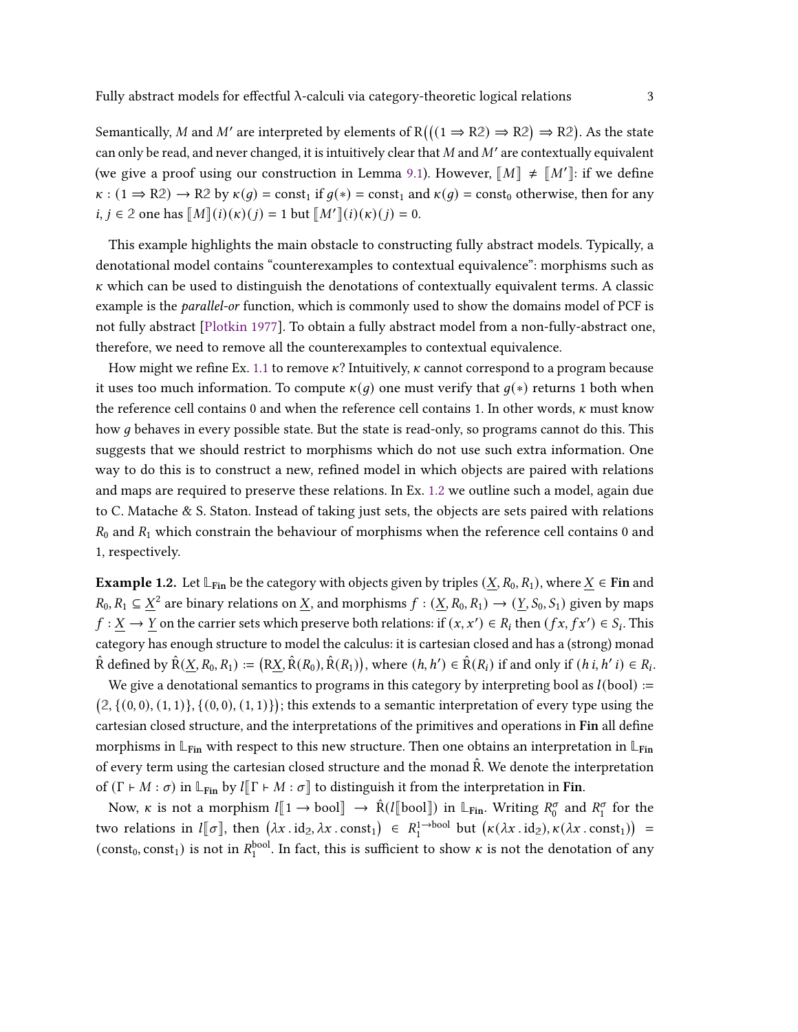Semantically, $M$ and $M'$ are interpreted by elements of $\mathrm{R}\big(((1 \Rightarrow \mathrm{R}2) \Rightarrow \mathrm{R}2) \Rightarrow \mathrm{R}2\big)$. As the state can only be read, and never changed, it is intuitively clear that $M$ and $M'$ are contextually equivalent (we give a proof using our construction in Lemma 9.1). However, $[\![M]\!] \neq [\![M']\!]$: if we define $\kappa : (1 \Rightarrow \mathrm{R}2) \to \mathrm{R}2$ by $\kappa(g) = \mathrm{const}_1$ if $g(*) = \mathrm{const}_1$ and $\kappa(g) = \mathrm{const}_0$ otherwise, then for any $i, j \in 2$ one has $[\![M]\!](i)(\kappa)(j) = 1$ but $[\![M']\!](i)(\kappa)(j) = 0$.

This example highlights the main obstacle to constructing fully abstract models. Typically, a denotational model contains "counterexamples to contextual equivalence": morphisms such as $\kappa$ which can be used to distinguish the denotations of contextually equivalent terms. A classic example is the *parallel-or* function, which is commonly used to show the domains model of PCF is not fully abstract [Plotkin 1977]. To obtain a fully abstract model from a non-fully-abstract one, therefore, we need to remove all the counterexamples to contextual equivalence.

How might we refine Ex. 1.1 to remove $\kappa$? Intuitively, $\kappa$ cannot correspond to a program because it uses too much information. To compute $\kappa(g)$ one must verify that $g(*)$ returns 1 both when the reference cell contains 0 and when the reference cell contains 1. In other words, $\kappa$ must know how $g$ behaves in every possible state. But the state is read-only, so programs cannot do this. This suggests that we should restrict to morphisms which do not use such extra information. One way to do this is to construct a new, refined model in which objects are paired with relations and maps are required to preserve these relations. In Ex. 1.2 we outline such a model, again due to C. Matache & S. Staton. Instead of taking just sets, the objects are sets paired with relations $R_0$ and $R_1$ which constrain the behaviour of morphisms when the reference cell contains 0 and 1, respectively.

**Example 1.2.** Let $\mathbb{L}_{\mathbf{Fin}}$ be the category with objects given by triples $(\underline{X}, R_0, R_1)$, where $\underline{X} \in \mathbf{Fin}$ and $R_0, R_1 \subseteq \underline{X}^2$ are binary relations on $\underline{X}$, and morphisms $f : (\underline{X}, R_0, R_1) \to (\underline{Y}, S_0, S_1)$ given by maps $f : \underline{X} \to \underline{Y}$ on the carrier sets which preserve both relations: if $(x, x') \in R_i$ then $(fx, fx') \in S_i$. This category has enough structure to model the calculus: it is cartesian closed and has a (strong) monad $\hat{\mathrm{R}}$ defined by $\hat{\mathrm{R}}(\underline{X}, R_0, R_1) := \big(\mathrm{R}\underline{X}, \hat{\mathrm{R}}(R_0), \hat{\mathrm{R}}(R_1)\big)$, where $(h, h') \in \hat{\mathrm{R}}(R_i)$ if and only if $(h\,i, h'\,i) \in R_i$.

We give a denotational semantics to programs in this category by interpreting bool as $l(\mathrm{bool}) := \big(2, \{(0,0),(1,1)\}, \{(0,0),(1,1)\}\big)$; this extends to a semantic interpretation of every type using the cartesian closed structure, and the interpretations of the primitives and operations in $\mathbf{Fin}$ all define morphisms in $\mathbb{L}_{\mathbf{Fin}}$ with respect to this new structure. Then one obtains an interpretation in $\mathbb{L}_{\mathbf{Fin}}$ of every term using the cartesian closed structure and the monad $\hat{\mathrm{R}}$. We denote the interpretation of $(\Gamma \vdash M : \sigma)$ in $\mathbb{L}_{\mathbf{Fin}}$ by $l[\![\Gamma \vdash M : \sigma]\!]$ to distinguish it from the interpretation in $\mathbf{Fin}$.

Now, $\kappa$ is not a morphism $l[\![1 \to \mathrm{bool}]\!] \to \hat{\mathrm{R}}(l[\![\mathrm{bool}]\!])$ in $\mathbb{L}_{\mathbf{Fin}}$. Writing $R_0^\sigma$ and $R_1^\sigma$ for the two relations in $l[\![\sigma]\!]$, then $\big(\lambda x\,.\,\mathrm{id}_2, \lambda x\,.\,\mathrm{const}_1\big) \in R_1^{1 \to \mathrm{bool}}$ but $\big(\kappa(\lambda x\,.\,\mathrm{id}_2), \kappa(\lambda x\,.\,\mathrm{const}_1)\big) = (\mathrm{const}_0, \mathrm{const}_1)$ is not in $R_1^{\mathrm{bool}}$. In fact, this is sufficient to show $\kappa$ is not the denotation of any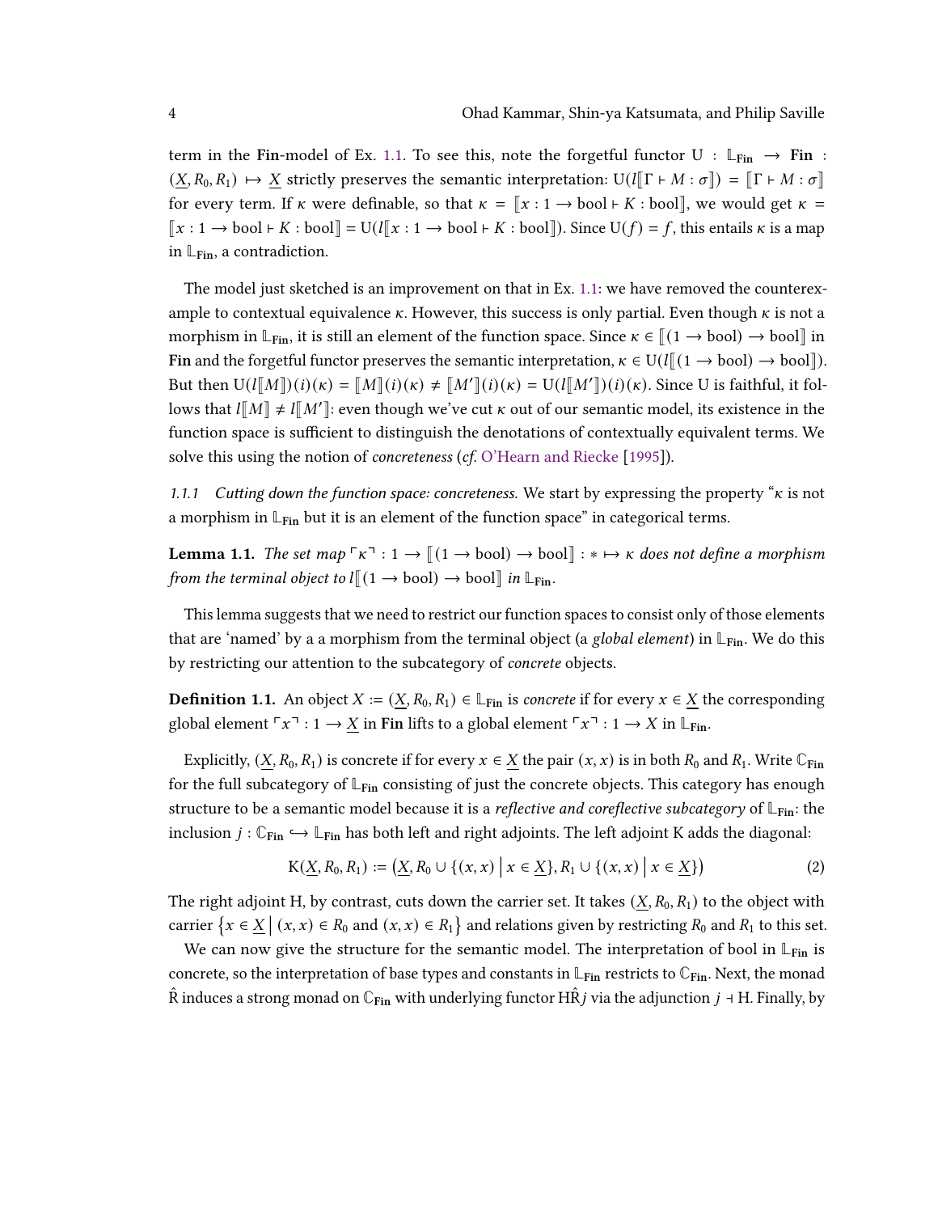term in the **Fin**-model of Ex. 1.1. To see this, note the forgetful functor $\mathrm{U} : \mathbb{L}_{\mathbf{Fin}} \to \mathbf{Fin} : (\underline{X}, R_0, R_1) \mapsto \underline{X}$ strictly preserves the semantic interpretation: $\mathrm{U}(l[\![\Gamma \vdash M : \sigma]\!]) = [\![\Gamma \vdash M : \sigma]\!]$ for every term. If $\kappa$ were definable, so that $\kappa = [\![x : 1 \to \mathrm{bool} \vdash K : \mathrm{bool}]\!]$, we would get $\kappa = [\![x : 1 \to \mathrm{bool} \vdash K : \mathrm{bool}]\!] = \mathrm{U}(l[\![x : 1 \to \mathrm{bool} \vdash K : \mathrm{bool}]\!])$. Since $\mathrm{U}(f) = f$, this entails $\kappa$ is a map in $\mathbb{L}_{\mathbf{Fin}}$, a contradiction.

The model just sketched is an improvement on that in Ex. 1.1: we have removed the counterexample to contextual equivalence $\kappa$. However, this success is only partial. Even though $\kappa$ is not a morphism in $\mathbb{L}_{\mathbf{Fin}}$, it is still an element of the function space. Since $\kappa \in [\![(1 \to \mathrm{bool}) \to \mathrm{bool}]\!]$ in **Fin** and the forgetful functor preserves the semantic interpretation, $\kappa \in \mathrm{U}(l[\![(1 \to \mathrm{bool}) \to \mathrm{bool}]\!])$. But then $\mathrm{U}(l[\![M]\!])(i)(\kappa) = [\![M]\!](i)(\kappa) \neq [\![M']\!](i)(\kappa) = \mathrm{U}(l[\![M']\!])(i)(\kappa)$. Since U is faithful, it follows that $l[\![M]\!] \neq l[\![M']\!]$: even though we've cut $\kappa$ out of our semantic model, its existence in the function space is sufficient to distinguish the denotations of contextually equivalent terms. We solve this using the notion of *concreteness* (*cf.* O'Hearn and Riecke [1995]).

#### 1.1.1 *Cutting down the function space: concreteness.*

We start by expressing the property "$\kappa$ is not a morphism in $\mathbb{L}_{\mathbf{Fin}}$ but it is an element of the function space" in categorical terms.

**Lemma 1.1.** *The set map* $\ulcorner \kappa \urcorner : 1 \to [\![(1 \to \mathrm{bool}) \to \mathrm{bool}]\!] : * \mapsto \kappa$ *does not define a morphism from the terminal object to* $l[\![(1 \to \mathrm{bool}) \to \mathrm{bool}]\!]$ *in* $\mathbb{L}_{\mathbf{Fin}}$.

This lemma suggests that we need to restrict our function spaces to consist only of those elements that are 'named' by a a morphism from the terminal object (a *global element*) in $\mathbb{L}_{\mathbf{Fin}}$. We do this by restricting our attention to the subcategory of *concrete* objects.

**Definition 1.1.** An object $X := (\underline{X}, R_0, R_1) \in \mathbb{L}_{\mathbf{Fin}}$ is *concrete* if for every $x \in \underline{X}$ the corresponding global element $\ulcorner x \urcorner : 1 \to \underline{X}$ in **Fin** lifts to a global element $\ulcorner x \urcorner : 1 \to X$ in $\mathbb{L}_{\mathbf{Fin}}$.

Explicitly, $(\underline{X}, R_0, R_1)$ is concrete if for every $x \in \underline{X}$ the pair $(x, x)$ is in both $R_0$ and $R_1$. Write $\mathbb{C}_{\mathbf{Fin}}$ for the full subcategory of $\mathbb{L}_{\mathbf{Fin}}$ consisting of just the concrete objects. This category has enough structure to be a semantic model because it is a *reflective and coreflective subcategory* of $\mathbb{L}_{\mathbf{Fin}}$: the inclusion $j : \mathbb{C}_{\mathbf{Fin}} \hookrightarrow \mathbb{L}_{\mathbf{Fin}}$ has both left and right adjoints. The left adjoint K adds the diagonal:

$$\mathrm{K}(\underline{X}, R_0, R_1) := \left(\underline{X}, R_0 \cup \{(x, x) \mid x \in \underline{X}\}, R_1 \cup \{(x, x) \mid x \in \underline{X}\}\right) \tag{2}$$

The right adjoint H, by contrast, cuts down the carrier set. It takes $(\underline{X}, R_0, R_1)$ to the object with carrier $\{x \in \underline{X} \mid (x, x) \in R_0 \text{ and } (x, x) \in R_1\}$ and relations given by restricting $R_0$ and $R_1$ to this set.

We can now give the structure for the semantic model. The interpretation of bool in $\mathbb{L}_{\mathbf{Fin}}$ is concrete, so the interpretation of base types and constants in $\mathbb{L}_{\mathbf{Fin}}$ restricts to $\mathbb{C}_{\mathbf{Fin}}$. Next, the monad $\hat{\mathrm{R}}$ induces a strong monad on $\mathbb{C}_{\mathbf{Fin}}$ with underlying functor $\mathrm{H}\hat{\mathrm{R}}j$ via the adjunction $j \dashv \mathrm{H}$. Finally, by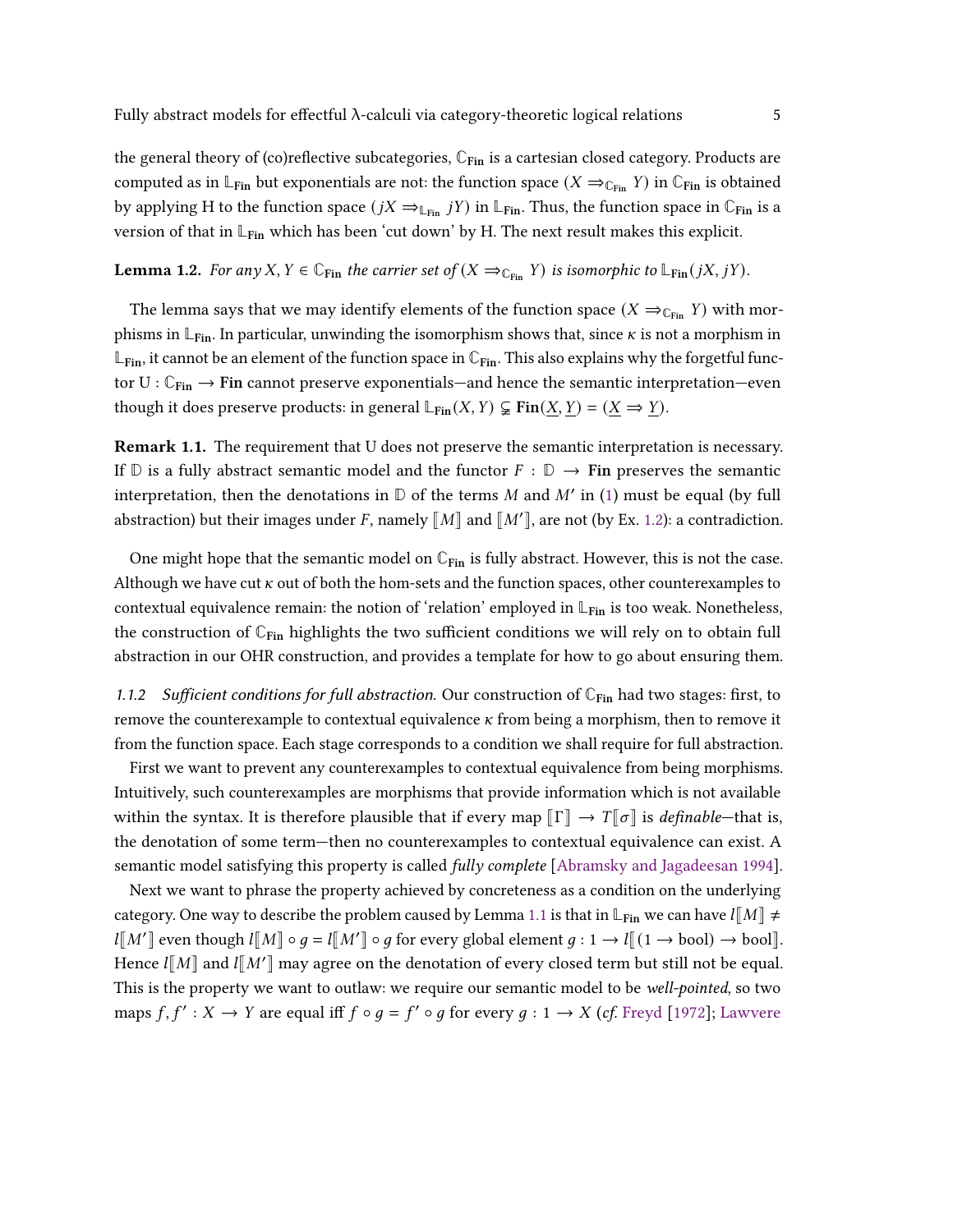the general theory of (co)reflective subcategories, $\mathbb{C}_{\mathbf{Fin}}$ is a cartesian closed category. Products are computed as in $\mathbb{L}_{\mathbf{Fin}}$ but exponentials are not: the function space $(X \Rightarrow_{\mathbb{C}_{\mathbf{Fin}}} Y)$ in $\mathbb{C}_{\mathbf{Fin}}$ is obtained by applying H to the function space $(jX \Rightarrow_{\mathbb{L}_{\mathbf{Fin}}} jY)$ in $\mathbb{L}_{\mathbf{Fin}}$. Thus, the function space in $\mathbb{C}_{\mathbf{Fin}}$ is a version of that in $\mathbb{L}_{\mathbf{Fin}}$ which has been 'cut down' by H. The next result makes this explicit.

**Lemma 1.2.** *For any $X, Y \in \mathbb{C}_{\mathbf{Fin}}$ the carrier set of $(X \Rightarrow_{\mathbb{C}_{\mathbf{Fin}}} Y)$ is isomorphic to $\mathbb{L}_{\mathbf{Fin}}(jX, jY)$.*

The lemma says that we may identify elements of the function space $(X \Rightarrow_{\mathbb{C}_{\mathbf{Fin}}} Y)$ with morphisms in $\mathbb{L}_{\mathbf{Fin}}$. In particular, unwinding the isomorphism shows that, since $\kappa$ is not a morphism in $\mathbb{L}_{\mathbf{Fin}}$, it cannot be an element of the function space in $\mathbb{C}_{\mathbf{Fin}}$. This also explains why the forgetful functor $\mathrm{U} : \mathbb{C}_{\mathbf{Fin}} \to \mathbf{Fin}$ cannot preserve exponentials—and hence the semantic interpretation—even though it does preserve products: in general $\mathbb{L}_{\mathbf{Fin}}(X, Y) \subsetneq \mathbf{Fin}(\underline{X}, \underline{Y}) = (\underline{X} \Rightarrow \underline{Y})$.

**Remark 1.1.** The requirement that U does not preserve the semantic interpretation is necessary. If $\mathbb{D}$ is a fully abstract semantic model and the functor $F : \mathbb{D} \to \mathbf{Fin}$ preserves the semantic interpretation, then the denotations in $\mathbb{D}$ of the terms $M$ and $M'$ in (1) must be equal (by full abstraction) but their images under $F$, namely $[\![M]\!]$ and $[\![M']\!]$, are not (by Ex. 1.2): a contradiction.

One might hope that the semantic model on $\mathbb{C}_{\mathbf{Fin}}$ is fully abstract. However, this is not the case. Although we have cut $\kappa$ out of both the hom-sets and the function spaces, other counterexamples to contextual equivalence remain: the notion of 'relation' employed in $\mathbb{L}_{\mathbf{Fin}}$ is too weak. Nonetheless, the construction of $\mathbb{C}_{\mathbf{Fin}}$ highlights the two sufficient conditions we will rely on to obtain full abstraction in our OHR construction, and provides a template for how to go about ensuring them.

*1.1.2 Sufficient conditions for full abstraction.* Our construction of $\mathbb{C}_{\mathbf{Fin}}$ had two stages: first, to remove the counterexample to contextual equivalence $\kappa$ from being a morphism, then to remove it from the function space. Each stage corresponds to a condition we shall require for full abstraction.

First we want to prevent any counterexamples to contextual equivalence from being morphisms. Intuitively, such counterexamples are morphisms that provide information which is not available within the syntax. It is therefore plausible that if every map $[\![\Gamma]\!] \to T[\![\sigma]\!]$ is *definable*—that is, the denotation of some term—then no counterexamples to contextual equivalence can exist. A semantic model satisfying this property is called *fully complete* [Abramsky and Jagadeesan 1994].

Next we want to phrase the property achieved by concreteness as a condition on the underlying category. One way to describe the problem caused by Lemma 1.1 is that in $\mathbb{L}_{\mathbf{Fin}}$ we can have $l[\![M]\!] \neq l[\![M']\!]$ even though $l[\![M]\!] \circ g = l[\![M']\!] \circ g$ for every global element $g : 1 \to l[\![(1 \to \mathrm{bool}) \to \mathrm{bool}]\!]$. Hence $l[\![M]\!]$ and $l[\![M']\!]$ may agree on the denotation of every closed term but still not be equal. This is the property we want to outlaw: we require our semantic model to be *well-pointed*, so two maps $f, f' : X \to Y$ are equal iff $f \circ g = f' \circ g$ for every $g : 1 \to X$ (*cf.* Freyd [1972]; Lawvere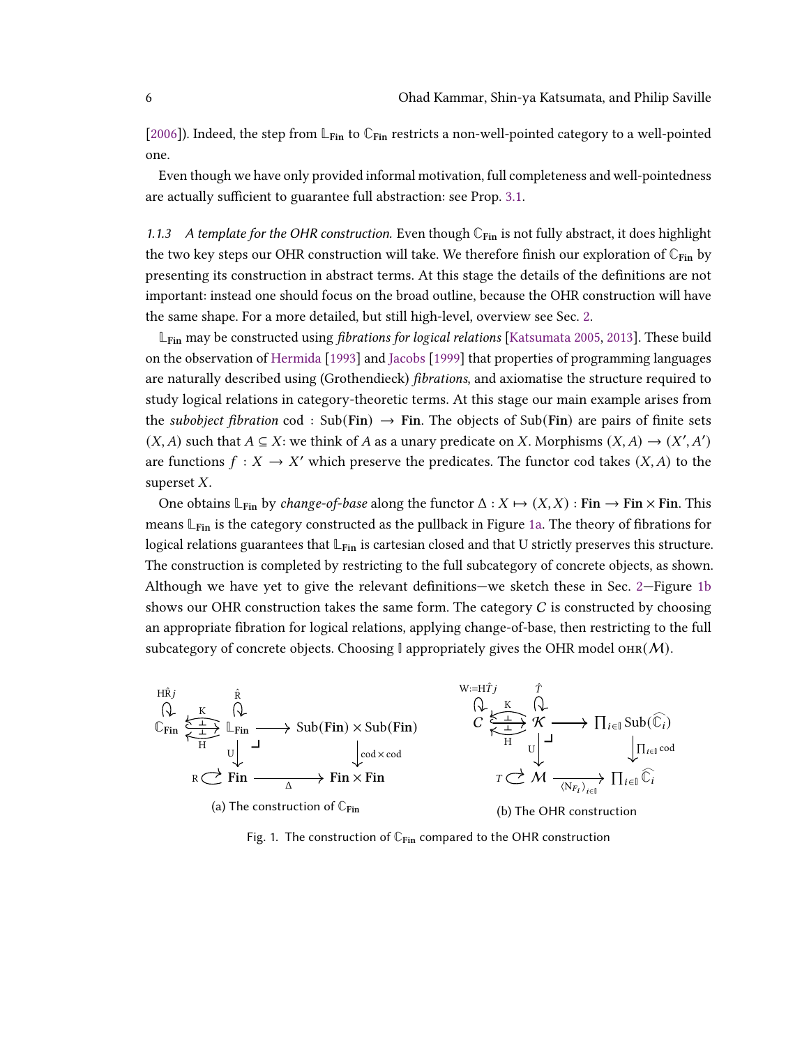[2006]). Indeed, the step from $\mathbb{L}_{\mathbf{Fin}}$ to $\mathbb{C}_{\mathbf{Fin}}$ restricts a non-well-pointed category to a well-pointed one.

Even though we have only provided informal motivation, full completeness and well-pointedness are actually sufficient to guarantee full abstraction: see Prop. 3.1.

*1.1.3 A template for the OHR construction.* Even though $\mathbb{C}_{\mathbf{Fin}}$ is not fully abstract, it does highlight the two key steps our OHR construction will take. We therefore finish our exploration of $\mathbb{C}_{\mathbf{Fin}}$ by presenting its construction in abstract terms. At this stage the details of the definitions are not important: instead one should focus on the broad outline, because the OHR construction will have the same shape. For a more detailed, but still high-level, overview see Sec. 2.

$\mathbb{L}_{\mathbf{Fin}}$ may be constructed using *fibrations for logical relations* [Katsumata 2005, 2013]. These build on the observation of Hermida [1993] and Jacobs [1999] that properties of programming languages are naturally described using (Grothendieck) *fibrations*, and axiomatise the structure required to study logical relations in category-theoretic terms. At this stage our main example arises from the *subobject fibration* $\mathrm{cod} : \mathrm{Sub}(\mathbf{Fin}) \to \mathbf{Fin}$. The objects of $\mathrm{Sub}(\mathbf{Fin})$ are pairs of finite sets $(X, A)$ such that $A \subseteq X$: we think of $A$ as a unary predicate on $X$. Morphisms $(X, A) \to (X', A')$ are functions $f : X \to X'$ which preserve the predicates. The functor cod takes $(X, A)$ to the superset $X$.

One obtains $\mathbb{L}_{\mathbf{Fin}}$ by *change-of-base* along the functor $\Delta : X \mapsto (X, X) : \mathbf{Fin} \to \mathbf{Fin} \times \mathbf{Fin}$. This means $\mathbb{L}_{\mathbf{Fin}}$ is the category constructed as the pullback in Figure 1a. The theory of fibrations for logical relations guarantees that $\mathbb{L}_{\mathbf{Fin}}$ is cartesian closed and that U strictly preserves this structure. The construction is completed by restricting to the full subcategory of concrete objects, as shown. Although we have yet to give the relevant definitions—we sketch these in Sec. 2—Figure 1b shows our OHR construction takes the same form. The category $C$ is constructed by choosing an appropriate fibration for logical relations, applying change-of-base, then restricting to the full subcategory of concrete objects. Choosing $\mathbb{I}$ appropriately gives the OHR model $\textsc{ohr}(\mathcal{M})$.

$$
\begin{array}{ccccc}
\mathbb{C}_{\mathbf{Fin}} \circlearrowleft \mathrm{H}\hat{\mathrm{R}}j & \underset{\mathrm{H}}{\overset{\mathrm{K}}{\rightleftarrows}} & \mathbb{L}_{\mathbf{Fin}} \circlearrowleft \hat{\mathrm{R}} & \longrightarrow & \mathrm{Sub}(\mathbf{Fin}) \times \mathrm{Sub}(\mathbf{Fin}) \\
 & & \downarrow \mathrm{U} & & \downarrow \mathrm{cod} \times \mathrm{cod} \\
 & & \mathrm{R} \circlearrowright \mathbf{Fin} & \xrightarrow{\Delta} & \mathbf{Fin} \times \mathbf{Fin}
\end{array}
$$

(a) The construction of $\mathbb{C}_{\mathbf{Fin}}$

$$
\begin{array}{ccccc}
C \circlearrowleft \mathrm{W} := \mathrm{H}\hat{T}j & \underset{\mathrm{H}}{\overset{\mathrm{K}}{\rightleftarrows}} & \mathcal{K} \circlearrowleft \hat{T} & \longrightarrow & \prod_{i \in \mathbb{I}} \mathrm{Sub}(\widehat{\mathbb{C}_i}) \\
 & & \downarrow \mathrm{U} & & \downarrow \prod_{i \in \mathbb{I}} \mathrm{cod} \\
 & & T \circlearrowright \mathcal{M} & \xrightarrow{\langle \mathrm{N}_{F_i} \rangle_{i \in \mathbb{I}}} & \prod_{i \in \mathbb{I}} \widehat{\mathbb{C}_i}
\end{array}
$$

(b) The OHR construction

Fig. 1. The construction of $\mathbb{C}_{\mathbf{Fin}}$ compared to the OHR construction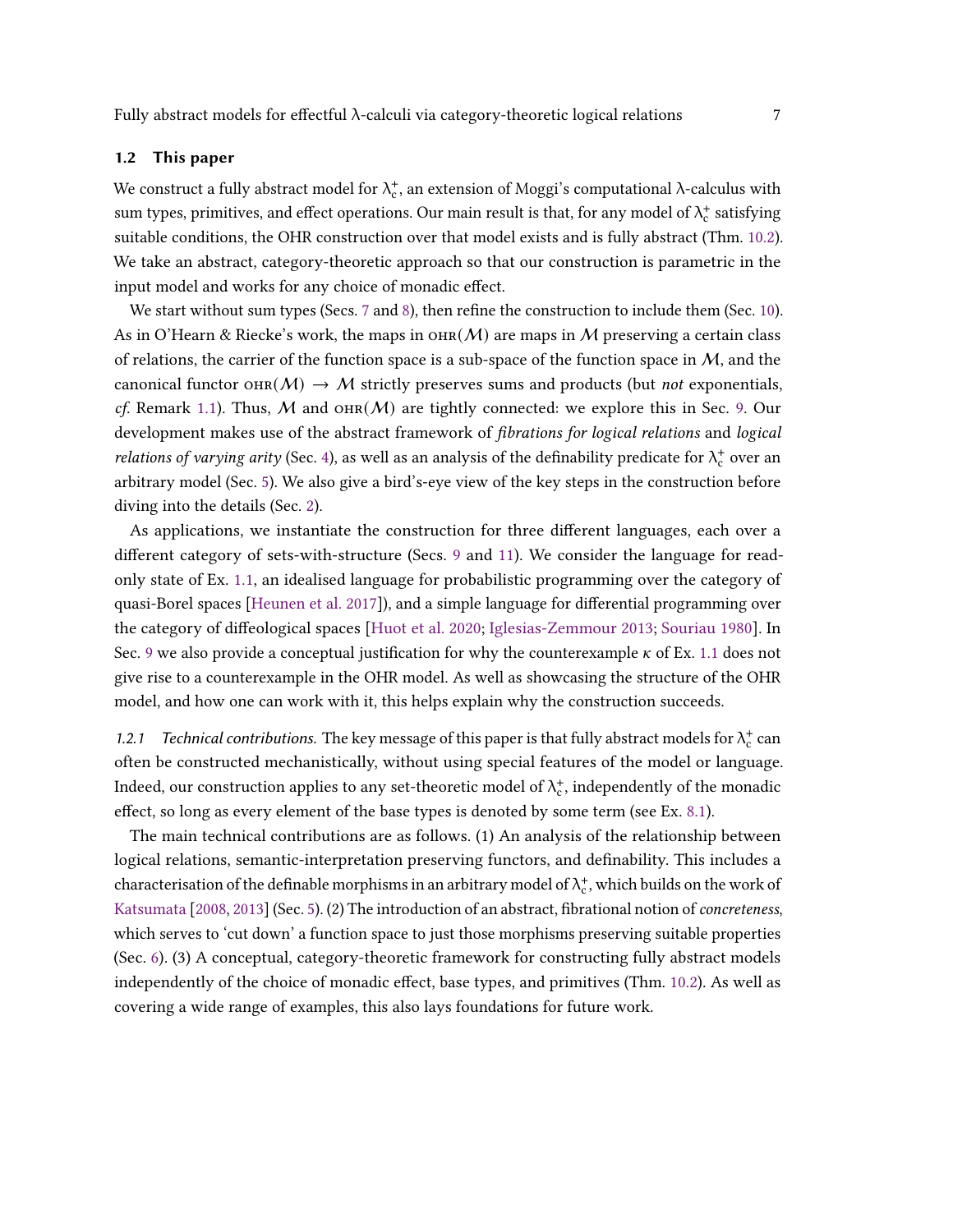## 1.2 This paper

We construct a fully abstract model for $\lambda_c^+$, an extension of Moggi's computational λ-calculus with sum types, primitives, and effect operations. Our main result is that, for any model of $\lambda_c^+$ satisfying suitable conditions, the OHR construction over that model exists and is fully abstract (Thm. 10.2). We take an abstract, category-theoretic approach so that our construction is parametric in the input model and works for any choice of monadic effect.

We start without sum types (Secs. 7 and 8), then refine the construction to include them (Sec. 10). As in O'Hearn & Riecke's work, the maps in $\textsc{ohr}(\mathcal{M})$ are maps in $\mathcal{M}$ preserving a certain class of relations, the carrier of the function space is a sub-space of the function space in $\mathcal{M}$, and the canonical functor $\textsc{ohr}(\mathcal{M}) \to \mathcal{M}$ strictly preserves sums and products (but *not* exponentials, *cf.* Remark 1.1). Thus, $\mathcal{M}$ and $\textsc{ohr}(\mathcal{M})$ are tightly connected: we explore this in Sec. 9. Our development makes use of the abstract framework of *fibrations for logical relations* and *logical relations of varying arity* (Sec. 4), as well as an analysis of the definability predicate for $\lambda_c^+$ over an arbitrary model (Sec. 5). We also give a bird's-eye view of the key steps in the construction before diving into the details (Sec. 2).

As applications, we instantiate the construction for three different languages, each over a different category of sets-with-structure (Secs. 9 and 11). We consider the language for read-only state of Ex. 1.1, an idealised language for probabilistic programming over the category of quasi-Borel spaces [Heunen et al. 2017]), and a simple language for differential programming over the category of diffeological spaces [Huot et al. 2020; Iglesias-Zemmour 2013; Souriau 1980]. In Sec. 9 we also provide a conceptual justification for why the counterexample $\kappa$ of Ex. 1.1 does not give rise to a counterexample in the OHR model. As well as showcasing the structure of the OHR model, and how one can work with it, this helps explain why the construction succeeds.

### 1.2.1 *Technical contributions.*

The key message of this paper is that fully abstract models for $\lambda_c^+$ can often be constructed mechanistically, without using special features of the model or language. Indeed, our construction applies to any set-theoretic model of $\lambda_c^+$, independently of the monadic effect, so long as every element of the base types is denoted by some term (see Ex. 8.1).

The main technical contributions are as follows. (1) An analysis of the relationship between logical relations, semantic-interpretation preserving functors, and definability. This includes a characterisation of the definable morphisms in an arbitrary model of $\lambda_c^+$, which builds on the work of Katsumata [2008, 2013] (Sec. 5). (2) The introduction of an abstract, fibrational notion of *concreteness*, which serves to 'cut down' a function space to just those morphisms preserving suitable properties (Sec. 6). (3) A conceptual, category-theoretic framework for constructing fully abstract models independently of the choice of monadic effect, base types, and primitives (Thm. 10.2). As well as covering a wide range of examples, this also lays foundations for future work.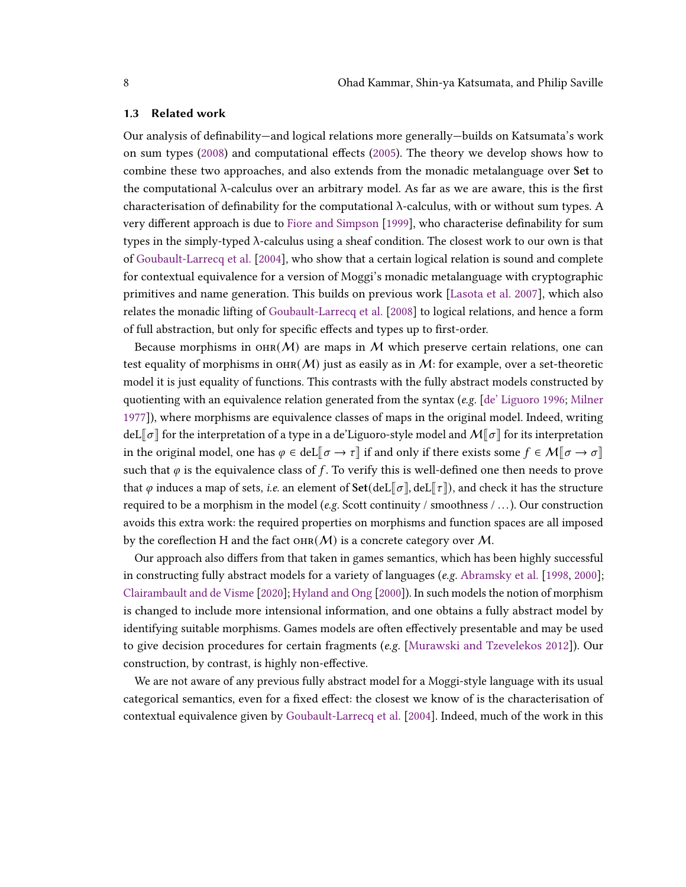### 1.3 Related work

Our analysis of definability—and logical relations more generally—builds on Katsumata's work on sum types (2008) and computational effects (2005). The theory we develop shows how to combine these two approaches, and also extends from the monadic metalanguage over **Set** to the computational λ-calculus over an arbitrary model. As far as we are aware, this is the first characterisation of definability for the computational λ-calculus, with or without sum types. A very different approach is due to Fiore and Simpson [1999], who characterise definability for sum types in the simply-typed λ-calculus using a sheaf condition. The closest work to our own is that of Goubault-Larrecq et al. [2004], who show that a certain logical relation is sound and complete for contextual equivalence for a version of Moggi's monadic metalanguage with cryptographic primitives and name generation. This builds on previous work [Lasota et al. 2007], which also relates the monadic lifting of Goubault-Larrecq et al. [2008] to logical relations, and hence a form of full abstraction, but only for specific effects and types up to first-order.

Because morphisms in $\textsc{ohr}(\mathcal{M})$ are maps in $\mathcal{M}$ which preserve certain relations, one can test equality of morphisms in $\textsc{ohr}(\mathcal{M})$ just as easily as in $\mathcal{M}$: for example, over a set-theoretic model it is just equality of functions. This contrasts with the fully abstract models constructed by quotienting with an equivalence relation generated from the syntax (*e.g.* [de' Liguoro 1996; Milner 1977]), where morphisms are equivalence classes of maps in the original model. Indeed, writing $\mathrm{deL}[\![\sigma]\!]$ for the interpretation of a type in a de'Liguoro-style model and $\mathcal{M}[\![\sigma]\!]$ for its interpretation in the original model, one has $\varphi \in \mathrm{deL}[\![\sigma \to \tau]\!]$ if and only if there exists some $f \in \mathcal{M}[\![\sigma \to \sigma]\!]$ such that $\varphi$ is the equivalence class of $f$. To verify this is well-defined one then needs to prove that $\varphi$ induces a map of sets, *i.e.* an element of $\mathbf{Set}(\mathrm{deL}[\![\sigma]\!], \mathrm{deL}[\![\tau]\!])$, and check it has the structure required to be a morphism in the model (*e.g.* Scott continuity / smoothness / ...). Our construction avoids this extra work: the required properties on morphisms and function spaces are all imposed by the coreflection H and the fact $\textsc{ohr}(\mathcal{M})$ is a concrete category over $\mathcal{M}$.

Our approach also differs from that taken in games semantics, which has been highly successful in constructing fully abstract models for a variety of languages (*e.g.* Abramsky et al. [1998, 2000]; Clairambault and de Visme [2020]; Hyland and Ong [2000]). In such models the notion of morphism is changed to include more intensional information, and one obtains a fully abstract model by identifying suitable morphisms. Games models are often effectively presentable and may be used to give decision procedures for certain fragments (*e.g.* [Murawski and Tzevelekos 2012]). Our construction, by contrast, is highly non-effective.

We are not aware of any previous fully abstract model for a Moggi-style language with its usual categorical semantics, even for a fixed effect: the closest we know of is the characterisation of contextual equivalence given by Goubault-Larrecq et al. [2004]. Indeed, much of the work in this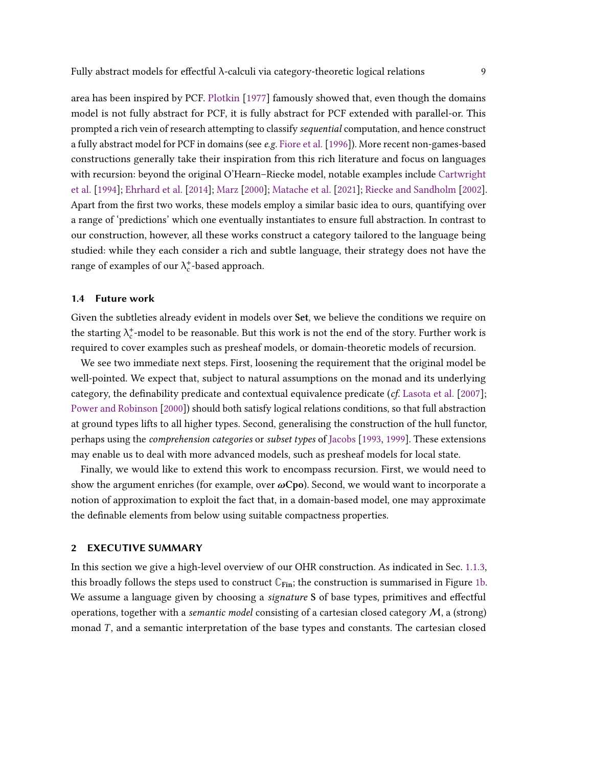area has been inspired by PCF. Plotkin [1977] famously showed that, even though the domains model is not fully abstract for PCF, it is fully abstract for PCF extended with parallel-or. This prompted a rich vein of research attempting to classify *sequential* computation, and hence construct a fully abstract model for PCF in domains (see *e.g.* Fiore et al. [1996]). More recent non-games-based constructions generally take their inspiration from this rich literature and focus on languages with recursion: beyond the original O'Hearn–Riecke model, notable examples include Cartwright et al. [1994]; Ehrhard et al. [2014]; Marz [2000]; Matache et al. [2021]; Riecke and Sandholm [2002]. Apart from the first two works, these models employ a similar basic idea to ours, quantifying over a range of 'predictions' which one eventually instantiates to ensure full abstraction. In contrast to our construction, however, all these works construct a category tailored to the language being studied: while they each consider a rich and subtle language, their strategy does not have the range of examples of our $\lambda_c^+$-based approach.

### 1.4 Future work

Given the subtleties already evident in models over **Set**, we believe the conditions we require on the starting $\lambda_c^+$-model to be reasonable. But this work is not the end of the story. Further work is required to cover examples such as presheaf models, or domain-theoretic models of recursion.

We see two immediate next steps. First, loosening the requirement that the original model be well-pointed. We expect that, subject to natural assumptions on the monad and its underlying category, the definability predicate and contextual equivalence predicate (*cf.* Lasota et al. [2007]; Power and Robinson [2000]) should both satisfy logical relations conditions, so that full abstraction at ground types lifts to all higher types. Second, generalising the construction of the hull functor, perhaps using the *comprehension categories* or *subset types* of Jacobs [1993, 1999]. These extensions may enable us to deal with more advanced models, such as presheaf models for local state.

Finally, we would like to extend this work to encompass recursion. First, we would need to show the argument enriches (for example, over $\boldsymbol{\omega}\mathbf{Cpo}$). Second, we would want to incorporate a notion of approximation to exploit the fact that, in a domain-based model, one may approximate the definable elements from below using suitable compactness properties.

## 2 EXECUTIVE SUMMARY

In this section we give a high-level overview of our OHR construction. As indicated in Sec. 1.1.3, this broadly follows the steps used to construct $\mathbb{C}_{\mathbf{Fin}}$; the construction is summarised in Figure 1b. We assume a language given by choosing a *signature* **S** of base types, primitives and effectful operations, together with a *semantic model* consisting of a cartesian closed category $\mathcal{M}$, a (strong) monad $T$, and a semantic interpretation of the base types and constants. The cartesian closed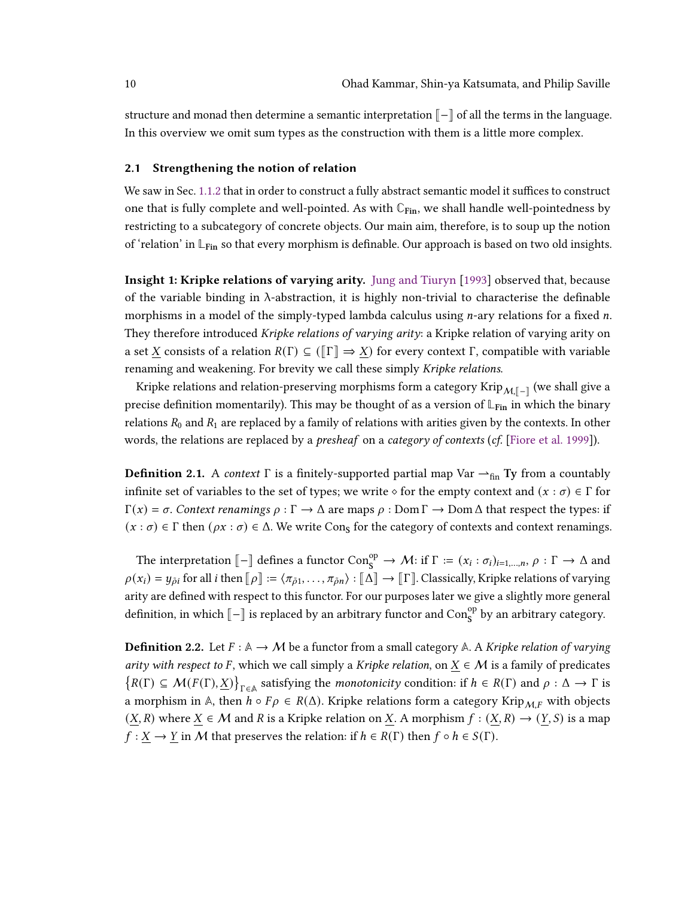structure and monad then determine a semantic interpretation $[\![-]\!]$ of all the terms in the language. In this overview we omit sum types as the construction with them is a little more complex.

### 2.1 Strengthening the notion of relation

We saw in Sec. 1.1.2 that in order to construct a fully abstract semantic model it suffices to construct one that is fully complete and well-pointed. As with $\mathbb{C}_{\mathbf{Fin}}$, we shall handle well-pointedness by restricting to a subcategory of concrete objects. Our main aim, therefore, is to soup up the notion of 'relation' in $\mathbb{L}_{\mathbf{Fin}}$ so that every morphism is definable. Our approach is based on two old insights.

**Insight 1: Kripke relations of varying arity.** Jung and Tiuryn [1993] observed that, because of the variable binding in λ-abstraction, it is highly non-trivial to characterise the definable morphisms in a model of the simply-typed lambda calculus using $n$-ary relations for a fixed $n$. They therefore introduced *Kripke relations of varying arity*: a Kripke relation of varying arity on a set $\underline{X}$ consists of a relation $R(\Gamma) \subseteq ([\![\Gamma]\!] \Rightarrow \underline{X})$ for every context $\Gamma$, compatible with variable renaming and weakening. For brevity we call these simply *Kripke relations*.

Kripke relations and relation-preserving morphisms form a category $\mathrm{Krip}_{\mathcal{M},[\![-]\!]}$ (we shall give a precise definition momentarily). This may be thought of as a version of $\mathbb{L}_{\mathbf{Fin}}$ in which the binary relations $R_0$ and $R_1$ are replaced by a family of relations with arities given by the contexts. In other words, the relations are replaced by a *presheaf* on a *category of contexts* (*cf.* [Fiore et al. 1999]).

**Definition 2.1.** A *context* $\Gamma$ is a finitely-supported partial map $\mathrm{Var} \rightharpoonup_{\mathrm{fin}} \mathbf{Ty}$ from a countably infinite set of variables to the set of types; we write $\diamond$ for the empty context and $(x : \sigma) \in \Gamma$ for $\Gamma(x) = \sigma$. *Context renamings* $\rho : \Gamma \to \Delta$ are maps $\rho : \mathrm{Dom}\,\Gamma \to \mathrm{Dom}\,\Delta$ that respect the types: if $(x : \sigma) \in \Gamma$ then $(\rho x : \sigma) \in \Delta$. We write $\mathrm{Con}_{\mathrm{S}}$ for the category of contexts and context renamings.

The interpretation $[\![-]\!]$ defines a functor $\mathrm{Con}_{\mathrm{S}}^{\mathrm{op}} \to \mathcal{M}$: if $\Gamma := (x_i : \sigma_i)_{i=1,\ldots,n}$, $\rho : \Gamma \to \Delta$ and $\rho(x_i) = y_{\hat{\rho}i}$ for all $i$ then $[\![\rho]\!] := \langle \pi_{\hat{\rho}1}, \ldots, \pi_{\hat{\rho}n} \rangle : [\![\Delta]\!] \to [\![\Gamma]\!]$. Classically, Kripke relations of varying arity are defined with respect to this functor. For our purposes later we give a slightly more general definition, in which $[\![-]\!]$ is replaced by an arbitrary functor and $\mathrm{Con}_{\mathrm{S}}^{\mathrm{op}}$ by an arbitrary category.

**Definition 2.2.** Let $F : \mathbb{A} \to \mathcal{M}$ be a functor from a small category $\mathbb{A}$. A *Kripke relation of varying arity with respect to $F$*, which we call simply a *Kripke relation*, on $\underline{X} \in \mathcal{M}$ is a family of predicates $\{R(\Gamma) \subseteq \mathcal{M}(F(\Gamma), \underline{X})\}_{\Gamma \in \mathbb{A}}$ satisfying the *monotonicity* condition: if $h \in R(\Gamma)$ and $\rho : \Delta \to \Gamma$ is a morphism in $\mathbb{A}$, then $h \circ F\rho \in R(\Delta)$. Kripke relations form a category $\mathrm{Krip}_{\mathcal{M},F}$ with objects $(\underline{X}, R)$ where $\underline{X} \in \mathcal{M}$ and $R$ is a Kripke relation on $\underline{X}$. A morphism $f : (\underline{X}, R) \to (\underline{Y}, S)$ is a map $f : \underline{X} \to \underline{Y}$ in $\mathcal{M}$ that preserves the relation: if $h \in R(\Gamma)$ then $f \circ h \in S(\Gamma)$.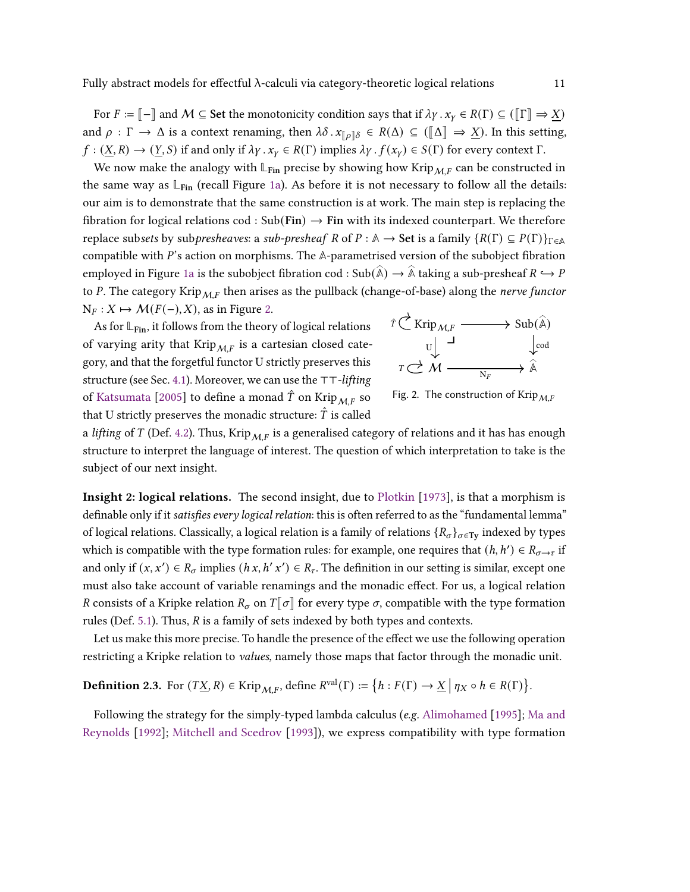For $F := [\![-]\!]$ and $\mathcal{M} \subseteq \mathbf{Set}$ the monotonicity condition says that if $\lambda\gamma \,.\, x_\gamma \in R(\Gamma) \subseteq ([\![\Gamma]\!] \Rightarrow \underline{X})$ and $\rho : \Gamma \to \Delta$ is a context renaming, then $\lambda\delta \,.\, x_{[\![\rho]\!]\delta} \in R(\Delta) \subseteq ([\![\Delta]\!] \Rightarrow \underline{X})$. In this setting, $f : (\underline{X}, R) \to (\underline{Y}, S)$ if and only if $\lambda\gamma \,.\, x_\gamma \in R(\Gamma)$ implies $\lambda\gamma \,.\, f(x_\gamma) \in S(\Gamma)$ for every context $\Gamma$.

We now make the analogy with $\mathbb{L}_{\mathbf{Fin}}$ precise by showing how $\mathrm{Krip}_{\mathcal{M},F}$ can be constructed in the same way as $\mathbb{L}_{\mathbf{Fin}}$ (recall Figure 1a). As before it is not necessary to follow all the details: our aim is to demonstrate that the same construction is at work. The main step is replacing the fibration for logical relations $\mathrm{cod} : \mathrm{Sub}(\mathbf{Fin}) \to \mathbf{Fin}$ with its indexed counterpart. We therefore replace sub*sets* by sub*presheaves*: a *sub-presheaf* $R$ of $P : \mathbb{A} \to \mathbf{Set}$ is a family $\{R(\Gamma) \subseteq P(\Gamma)\}_{\Gamma \in \mathbb{A}}$ compatible with $P$'s action on morphisms. The $\mathbb{A}$-parametrised version of the subobject fibration employed in Figure 1a is the subobject fibration $\mathrm{cod} : \mathrm{Sub}(\widehat{\mathbb{A}}) \to \widehat{\mathbb{A}}$ taking a sub-presheaf $R \hookrightarrow P$ to $P$. The category $\mathrm{Krip}_{\mathcal{M},F}$ then arises as the pullback (change-of-base) along the *nerve functor* $\mathrm{N}_F : X \mapsto \mathcal{M}(F(-), X)$, as in Figure 2.

$$
\begin{array}{ccc}
\hat{T} \circlearrowright \mathrm{Krip}_{\mathcal{M},F} & \longrightarrow & \mathrm{Sub}(\widehat{\mathbb{A}}) \\
\downarrow \mathrm{U} & \lrcorner & \downarrow \mathrm{cod} \\
T \circlearrowright \mathcal{M} & \xrightarrow{\mathrm{N}_F} & \widehat{\mathbb{A}}
\end{array}
$$

Fig. 2. The construction of $\mathrm{Krip}_{\mathcal{M},F}$

As for $\mathbb{L}_{\mathbf{Fin}}$, it follows from the theory of logical relations of varying arity that $\mathrm{Krip}_{\mathcal{M},F}$ is a cartesian closed category, and that the forgetful functor U strictly preserves this structure (see Sec. 4.1). Moreover, we can use the $\top\top$-*lifting* of Katsumata [2005] to define a monad $\hat{T}$ on $\mathrm{Krip}_{\mathcal{M},F}$ so that U strictly preserves the monadic structure: $\hat{T}$ is called a *lifting* of $T$ (Def. 4.2). Thus, $\mathrm{Krip}_{\mathcal{M},F}$ is a generalised category of relations and it has has enough structure to interpret the language of interest. The question of which interpretation to take is the subject of our next insight.

**Insight 2: logical relations.** The second insight, due to Plotkin [1973], is that a morphism is definable only if it *satisfies every logical relation*: this is often referred to as the "fundamental lemma" of logical relations. Classically, a logical relation is a family of relations $\{R_\sigma\}_{\sigma \in \mathbf{Ty}}$ indexed by types which is compatible with the type formation rules: for example, one requires that $(h, h') \in R_{\sigma \to \tau}$ if and only if $(x, x') \in R_\sigma$ implies $(h\,x, h'\,x') \in R_\tau$. The definition in our setting is similar, except one must also take account of variable renamings and the monadic effect. For us, a logical relation $R$ consists of a Kripke relation $R_\sigma$ on $T[\![\sigma]\!]$ for every type $\sigma$, compatible with the type formation rules (Def. 5.1). Thus, $R$ is a family of sets indexed by both types and contexts.

Let us make this more precise. To handle the presence of the effect we use the following operation restricting a Kripke relation to *values*, namely those maps that factor through the monadic unit.

**Definition 2.3.** For $(T\underline{X}, R) \in \mathrm{Krip}_{\mathcal{M},F}$, define $R^{\mathrm{val}}(\Gamma) := \{h : F(\Gamma) \to \underline{X} \mid \eta_X \circ h \in R(\Gamma)\}$.

Following the strategy for the simply-typed lambda calculus (*e.g.* Alimohamed [1995]; Ma and Reynolds [1992]; Mitchell and Scedrov [1993]), we express compatibility with type formation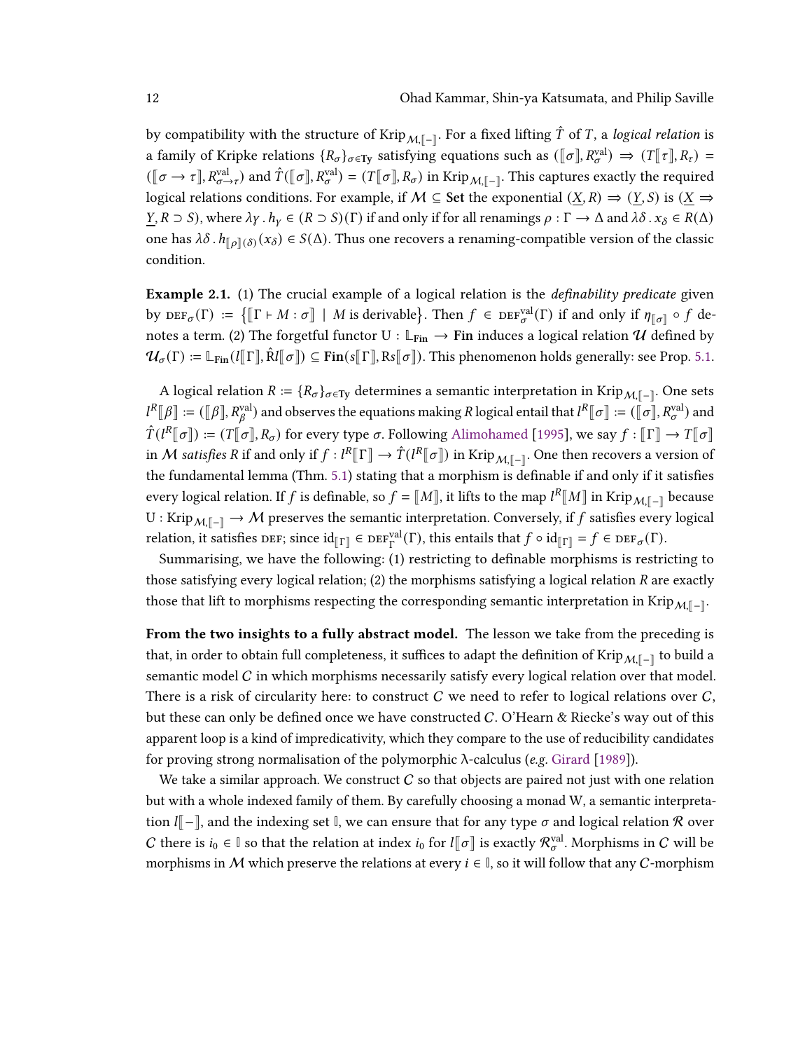by compatibility with the structure of $\mathrm{Krip}_{\mathcal{M},[\![-]\!]}$. For a fixed lifting $\hat{T}$ of $T$, a *logical relation* is a family of Kripke relations $\{R_\sigma\}_{\sigma\in\mathbf{Ty}}$ satisfying equations such as $([\![\sigma]\!], R^{\mathrm{val}}_\sigma) \Rightarrow (T[\![\tau]\!], R_\tau) = ([\![\sigma \to \tau]\!], R^{\mathrm{val}}_{\sigma\to\tau})$ and $\hat{T}([\![\sigma]\!], R^{\mathrm{val}}_\sigma) = (T[\![\sigma]\!], R_\sigma)$ in $\mathrm{Krip}_{\mathcal{M},[\![-]\!]}$. This captures exactly the required logical relations conditions. For example, if $\mathcal{M} \subseteq \mathbf{Set}$ the exponential $(\underline{X}, R) \Rightarrow (\underline{Y}, S)$ is $(\underline{X} \Rightarrow \underline{Y}, R \supset S)$, where $\lambda\gamma \,.\, h_\gamma \in (R \supset S)(\Gamma)$ if and only if for all renamings $\rho : \Gamma \to \Delta$ and $\lambda\delta \,.\, x_\delta \in R(\Delta)$ one has $\lambda\delta \,.\, h_{[\![\rho]\!](\delta)}(x_\delta) \in S(\Delta)$. Thus one recovers a renaming-compatible version of the classic condition.

**Example 2.1.** (1) The crucial example of a logical relation is the *definability predicate* given by $\mathrm{DEF}_\sigma(\Gamma) := \{[\![\Gamma \vdash M : \sigma]\!] \mid M \text{ is derivable}\}$. Then $f \in \mathrm{DEF}^{\mathrm{val}}_\sigma(\Gamma)$ if and only if $\eta_{[\![\sigma]\!]} \circ f$ denotes a term. (2) The forgetful functor $\mathrm{U} : \mathbb{L}_{\mathbf{Fin}} \to \mathbf{Fin}$ induces a logical relation $\mathcal{U}$ defined by $\mathcal{U}_\sigma(\Gamma) := \mathbb{L}_{\mathbf{Fin}}(l[\![\Gamma]\!], \hat{\mathrm{R}}l[\![\sigma]\!]) \subseteq \mathbf{Fin}(s[\![\Gamma]\!], \mathrm{R}s[\![\sigma]\!])$. This phenomenon holds generally: see Prop. 5.1.

A logical relation $R := \{R_\sigma\}_{\sigma\in\mathbf{Ty}}$ determines a semantic interpretation in $\mathrm{Krip}_{\mathcal{M},[\![-]\!]}$. One sets $l^R[\![\beta]\!] := ([\![\beta]\!], R^{\mathrm{val}}_\beta)$ and observes the equations making $R$ logical entail that $l^R[\![\sigma]\!] := ([\![\sigma]\!], R^{\mathrm{val}}_\sigma)$ and $\hat{T}(l^R[\![\sigma]\!]) := (T[\![\sigma]\!], R_\sigma)$ for every type $\sigma$. Following Alimohamed [1995], we say $f : [\![\Gamma]\!] \to T[\![\sigma]\!]$ in $\mathcal{M}$ *satisfies* $R$ if and only if $f : l^R[\![\Gamma]\!] \to \hat{T}(l^R[\![\sigma]\!])$ in $\mathrm{Krip}_{\mathcal{M},[\![-]\!]}$. One then recovers a version of the fundamental lemma (Thm. 5.1) stating that a morphism is definable if and only if it satisfies every logical relation. If $f$ is definable, so $f = [\![M]\!]$, it lifts to the map $l^R[\![M]\!]$ in $\mathrm{Krip}_{\mathcal{M},[\![-]\!]}$ because $\mathrm{U} : \mathrm{Krip}_{\mathcal{M},[\![-]\!]} \to \mathcal{M}$ preserves the semantic interpretation. Conversely, if $f$ satisfies every logical relation, it satisfies DEF; since $\mathrm{id}_{[\![\Gamma]\!]} \in \mathrm{DEF}^{\mathrm{val}}_\Gamma(\Gamma)$, this entails that $f \circ \mathrm{id}_{[\![\Gamma]\!]} = f \in \mathrm{DEF}_\sigma(\Gamma)$.

Summarising, we have the following: (1) restricting to definable morphisms is restricting to those satisfying every logical relation; (2) the morphisms satisfying a logical relation $R$ are exactly those that lift to morphisms respecting the corresponding semantic interpretation in $\mathrm{Krip}_{\mathcal{M},[\![-]\!]}$.

**From the two insights to a fully abstract model.** The lesson we take from the preceding is that, in order to obtain full completeness, it suffices to adapt the definition of $\mathrm{Krip}_{\mathcal{M},[\![-]\!]}$ to build a semantic model $C$ in which morphisms necessarily satisfy every logical relation over that model. There is a risk of circularity here: to construct $C$ we need to refer to logical relations over $C$, but these can only be defined once we have constructed $C$. O'Hearn & Riecke's way out of this apparent loop is a kind of impredicativity, which they compare to the use of reducibility candidates for proving strong normalisation of the polymorphic λ-calculus (*e.g.* Girard [1989]).

We take a similar approach. We construct $C$ so that objects are paired not just with one relation but with a whole indexed family of them. By carefully choosing a monad W, a semantic interpretation $l[\![-]\!]$, and the indexing set $\mathbb{I}$, we can ensure that for any type $\sigma$ and logical relation $\mathcal{R}$ over $C$ there is $i_0 \in \mathbb{I}$ so that the relation at index $i_0$ for $l[\![\sigma]\!]$ is exactly $\mathcal{R}^{\mathrm{val}}_\sigma$. Morphisms in $C$ will be morphisms in $\mathcal{M}$ which preserve the relations at every $i \in \mathbb{I}$, so it will follow that any $C$-morphism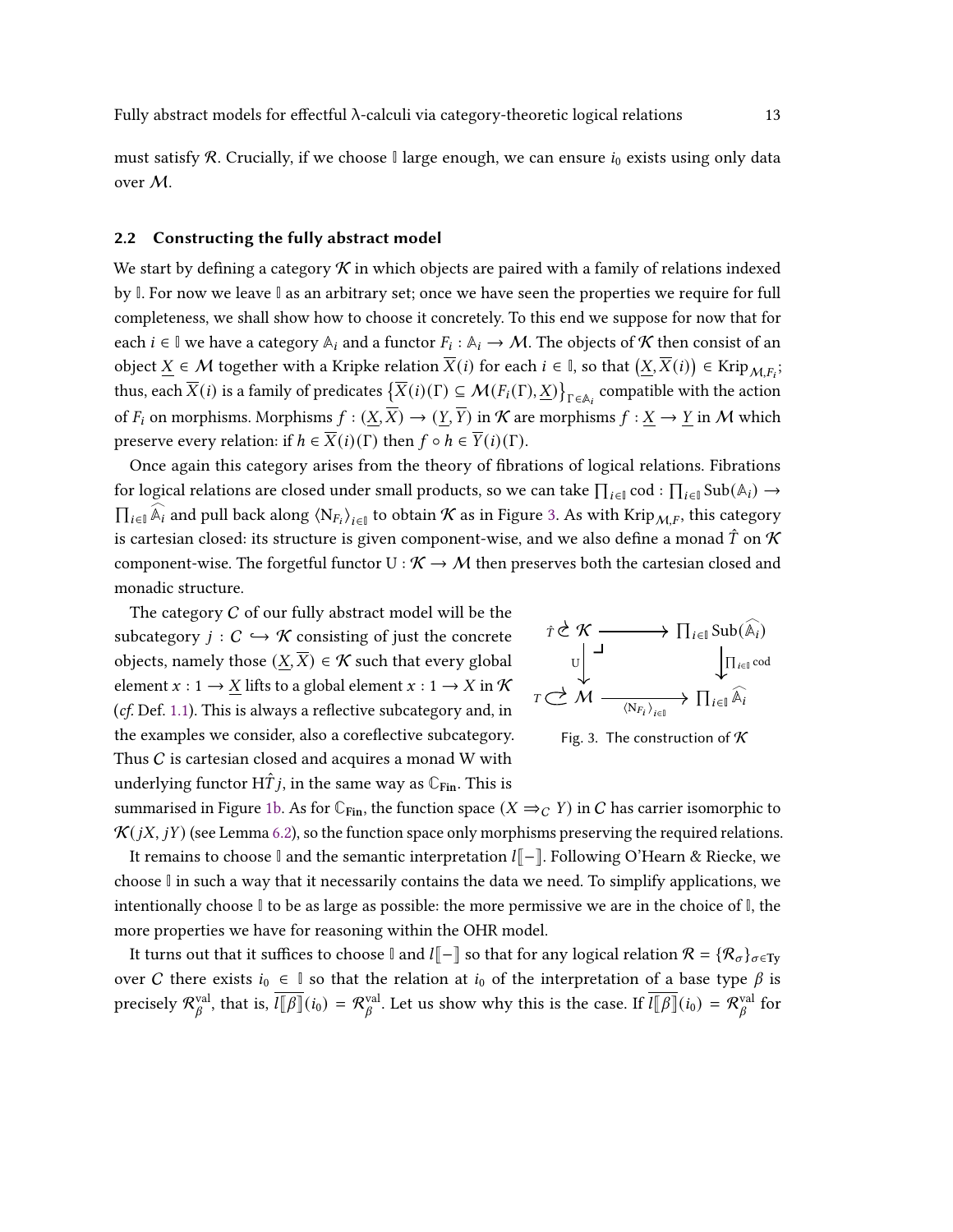must satisfy $\mathcal{R}$. Crucially, if we choose $\mathbb{I}$ large enough, we can ensure $i_0$ exists using only data over $\mathcal{M}$.

## 2.2 Constructing the fully abstract model

We start by defining a category $\mathcal{K}$ in which objects are paired with a family of relations indexed by $\mathbb{I}$. For now we leave $\mathbb{I}$ as an arbitrary set; once we have seen the properties we require for full completeness, we shall show how to choose it concretely. To this end we suppose for now that for each $i \in \mathbb{I}$ we have a category $\mathbb{A}_i$ and a functor $F_i : \mathbb{A}_i \to \mathcal{M}$. The objects of $\mathcal{K}$ then consist of an object $\underline{X} \in \mathcal{M}$ together with a Kripke relation $\overline{X}(i)$ for each $i \in \mathbb{I}$, so that $(\underline{X}, \overline{X}(i)) \in \mathrm{Krip}_{\mathcal{M},F_i}$; thus, each $\overline{X}(i)$ is a family of predicates $\{\overline{X}(i)(\Gamma) \subseteq \mathcal{M}(F_i(\Gamma), \underline{X})\}_{\Gamma \in \mathbb{A}_i}$ compatible with the action of $F_i$ on morphisms. Morphisms $f : (\underline{X}, \overline{X}) \to (\underline{Y}, \overline{Y})$ in $\mathcal{K}$ are morphisms $f : \underline{X} \to \underline{Y}$ in $\mathcal{M}$ which preserve every relation: if $h \in \overline{X}(i)(\Gamma)$ then $f \circ h \in \overline{Y}(i)(\Gamma)$.

Once again this category arises from the theory of fibrations of logical relations. Fibrations for logical relations are closed under small products, so we can take $\prod_{i\in\mathbb{I}} \mathrm{cod} : \prod_{i\in\mathbb{I}} \mathrm{Sub}(\widehat{\mathbb{A}_i}) \to \prod_{i\in\mathbb{I}} \widehat{\mathbb{A}_i}$ and pull back along $\langle \mathrm{N}_{F_i} \rangle_{i\in\mathbb{I}}$ to obtain $\mathcal{K}$ as in Figure 3. As with $\mathrm{Krip}_{\mathcal{M},F}$, this category is cartesian closed: its structure is given component-wise, and we also define a monad $\hat{T}$ on $\mathcal{K}$ component-wise. The forgetful functor $\mathrm{U} : \mathcal{K} \to \mathcal{M}$ then preserves both the cartesian closed and monadic structure.

The category $C$ of our fully abstract model will be the subcategory $j : C \hookrightarrow \mathcal{K}$ consisting of just the concrete objects, namely those $(\underline{X}, \overline{X}) \in \mathcal{K}$ such that every global element $x : 1 \to \underline{X}$ lifts to a global element $x : 1 \to X$ in $\mathcal{K}$ (*cf.* Def. 1.1). This is always a reflective subcategory and, in the examples we consider, also a coreflective subcategory. Thus $C$ is cartesian closed and acquires a monad W with underlying functor $\mathrm{H}\hat{T}j$, in the same way as $\mathbb{C}_{\mathbf{Fin}}$. This is summarised in Figure 1b. As for $\mathbb{C}_{\mathbf{Fin}}$, the function space $(X \Rightarrow_C Y)$ in $C$ has carrier isomorphic to $\mathcal{K}(jX, jY)$ (see Lemma 6.2), so the function space only morphisms preserving the required relations.

$$
\begin{array}{ccc}
\hat{T} \circlearrowright \mathcal{K} & \longrightarrow & \prod_{i\in\mathbb{I}} \mathrm{Sub}(\widehat{\mathbb{A}_i}) \\
\downarrow \mathrm{U} & \lrcorner & \downarrow \prod_{i\in\mathbb{I}} \mathrm{cod} \\
T \circlearrowright \mathcal{M} & \xrightarrow{\langle \mathrm{N}_{F_i} \rangle_{i\in\mathbb{I}}} & \prod_{i\in\mathbb{I}} \widehat{\mathbb{A}_i}
\end{array}
$$

Fig. 3. The construction of $\mathcal{K}$

It remains to choose $\mathbb{I}$ and the semantic interpretation $l[\![-]\!]$. Following O'Hearn & Riecke, we choose $\mathbb{I}$ in such a way that it necessarily contains the data we need. To simplify applications, we intentionally choose $\mathbb{I}$ to be as large as possible: the more permissive we are in the choice of $\mathbb{I}$, the more properties we have for reasoning within the OHR model.

It turns out that it suffices to choose $\mathbb{I}$ and $l[\![-]\!]$ so that for any logical relation $\mathcal{R} = \{\mathcal{R}_\sigma\}_{\sigma\in\mathbf{Ty}}$ over $C$ there exists $i_0 \in \mathbb{I}$ so that the relation at $i_0$ of the interpretation of a base type $\beta$ is precisely $\mathcal{R}^{\mathrm{val}}_\beta$, that is, $\overline{l[\![\beta]\!]}(i_0) = \mathcal{R}^{\mathrm{val}}_\beta$. Let us show why this is the case. If $\overline{l[\![\beta]\!]}(i_0) = \mathcal{R}^{\mathrm{val}}_\beta$ for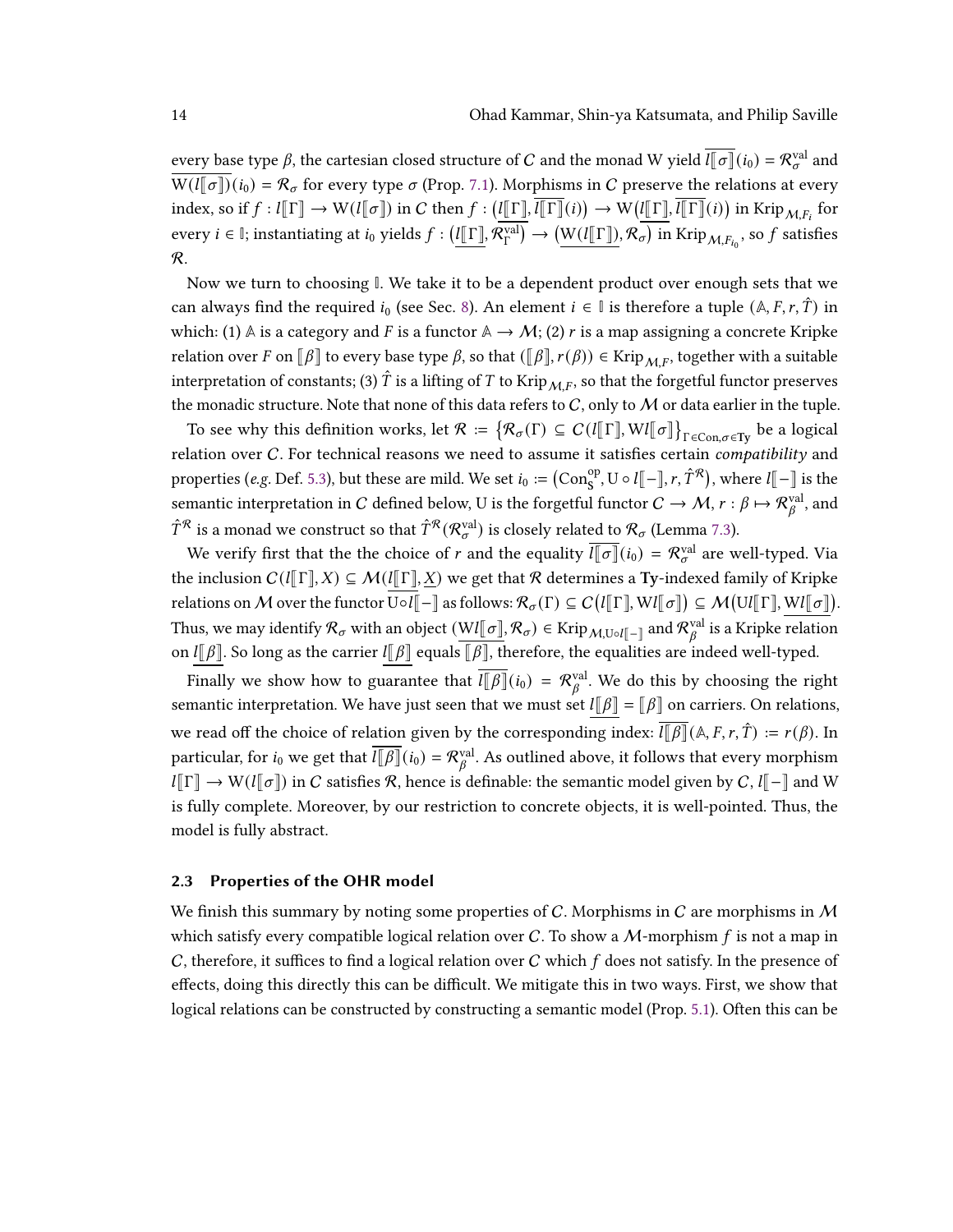every base type $\beta$, the cartesian closed structure of $C$ and the monad W yield $\overline{l[\![\sigma]\!]}(i_0) = \mathcal{R}^{\text{val}}_\sigma$ and $\overline{\mathrm{W}(l[\![\sigma]\!])}(i_0) = \mathcal{R}_\sigma$ for every type $\sigma$ (Prop. 7.1). Morphisms in $C$ preserve the relations at every index, so if $f : l[\![\Gamma]\!] \to \mathrm{W}(l[\![\sigma]\!])$ in $C$ then $f : \big(\underline{l[\![\Gamma]\!]}, \overline{l[\![\Gamma]\!]}(i)\big) \to \mathrm{W}\big(\underline{l[\![\Gamma]\!]}, \overline{l[\![\Gamma]\!]}(i)\big)$ in $\mathrm{Krip}_{\mathcal{M},F_i}$ for every $i \in \mathbb{I}$; instantiating at $i_0$ yields $f : \big(\underline{l[\![\Gamma]\!]}, \mathcal{R}^{\text{val}}_\Gamma\big) \to \big(\underline{\mathrm{W}(l[\![\Gamma]\!])}, \mathcal{R}_\sigma\big)$ in $\mathrm{Krip}_{\mathcal{M},F_{i_0}}$, so $f$ satisfies $\mathcal{R}$.

Now we turn to choosing $\mathbb{I}$. We take it to be a dependent product over enough sets that we can always find the required $i_0$ (see Sec. 8). An element $i \in \mathbb{I}$ is therefore a tuple $(\mathbb{A}, F, r, \hat{T})$ in which: (1) $\mathbb{A}$ is a category and $F$ is a functor $\mathbb{A} \to \mathcal{M}$; (2) $r$ is a map assigning a concrete Kripke relation over $F$ on $[\![\beta]\!]$ to every base type $\beta$, so that $([\![\beta]\!], r(\beta)) \in \mathrm{Krip}_{\mathcal{M},F}$, together with a suitable interpretation of constants; (3) $\hat{T}$ is a lifting of $T$ to $\mathrm{Krip}_{\mathcal{M},F}$, so that the forgetful functor preserves the monadic structure. Note that none of this data refers to $C$, only to $\mathcal{M}$ or data earlier in the tuple.

To see why this definition works, let $\mathcal{R} := \big\{\mathcal{R}_\sigma(\Gamma) \subseteq C(l[\![\Gamma]\!], \mathrm{W}l[\![\sigma]\!]\big\}_{\Gamma\in\mathrm{Con},\sigma\in\mathbf{Ty}}$ be a logical relation over $C$. For technical reasons we need to assume it satisfies certain *compatibility* and properties (*e.g.* Def. 5.3), but these are mild. We set $i_0 := \big(\mathrm{Con}^{\text{op}}_{\mathrm{S}}, \mathrm{U} \circ l[\![-]\!], r, \hat{T}^{\mathcal{R}}\big)$, where $l[\![-]\!]$ is the semantic interpretation in $C$ defined below, U is the forgetful functor $C \to \mathcal{M}$, $r : \beta \mapsto \mathcal{R}^{\text{val}}_\beta$, and $\hat{T}^{\mathcal{R}}$ is a monad we construct so that $\hat{T}^{\mathcal{R}}(\mathcal{R}^{\text{val}}_\sigma)$ is closely related to $\mathcal{R}_\sigma$ (Lemma 7.3).

We verify first that the the choice of $r$ and the equality $\overline{l[\![\sigma]\!]}(i_0) = \mathcal{R}^{\text{val}}_\sigma$ are well-typed. Via the inclusion $C(l[\![\Gamma]\!], X) \subseteq \mathcal{M}(\underline{l[\![\Gamma]\!]}, \underline{X})$ we get that $\mathcal{R}$ determines a $\mathbf{Ty}$-indexed family of Kripke relations on $\mathcal{M}$ over the functor $\overline{\mathrm{U}\circ l[\![-]\!]}$ as follows: $\mathcal{R}_\sigma(\Gamma) \subseteq C\big(l[\![\Gamma]\!], \mathrm{W}l[\![\sigma]\!]\big) \subseteq \mathcal{M}\big(\mathrm{U}l[\![\Gamma]\!], \underline{\mathrm{W}l[\![\sigma]\!]}\big)$. Thus, we may identify $\mathcal{R}_\sigma$ with an object $(\underline{\mathrm{W}l[\![\sigma]\!]}, \mathcal{R}_\sigma) \in \mathrm{Krip}_{\mathcal{M},\mathrm{U}\circ l[\![-]\!]}$ and $\mathcal{R}^{\text{val}}_\beta$ is a Kripke relation on $\underline{l[\![\beta]\!]}$. So long as the carrier $\underline{l[\![\beta]\!]}$ equals $[\![\beta]\!]$, therefore, the equalities are indeed well-typed.

Finally we show how to guarantee that $\overline{l[\![\beta]\!]}(i_0) = \mathcal{R}^{\text{val}}_\beta$. We do this by choosing the right semantic interpretation. We have just seen that we must set $\underline{l[\![\beta]\!]} = [\![\beta]\!]$ on carriers. On relations, we read off the choice of relation given by the corresponding index: $\overline{l[\![\beta]\!]}(\mathbb{A}, F, r, \hat{T}) := r(\beta)$. In particular, for $i_0$ we get that $\overline{l[\![\beta]\!]}(i_0) = \mathcal{R}^{\text{val}}_\beta$. As outlined above, it follows that every morphism $l[\![\Gamma]\!] \to \mathrm{W}(l[\![\sigma]\!])$ in $C$ satisfies $\mathcal{R}$, hence is definable: the semantic model given by $C$, $l[\![-]\!]$ and W is fully complete. Moreover, by our restriction to concrete objects, it is well-pointed. Thus, the model is fully abstract.

## 2.3 Properties of the OHR model

We finish this summary by noting some properties of $C$. Morphisms in $C$ are morphisms in $\mathcal{M}$ which satisfy every compatible logical relation over $C$. To show a $\mathcal{M}$-morphism $f$ is not a map in $C$, therefore, it suffices to find a logical relation over $C$ which $f$ does not satisfy. In the presence of effects, doing this directly this can be difficult. We mitigate this in two ways. First, we show that logical relations can be constructed by constructing a semantic model (Prop. 5.1). Often this can be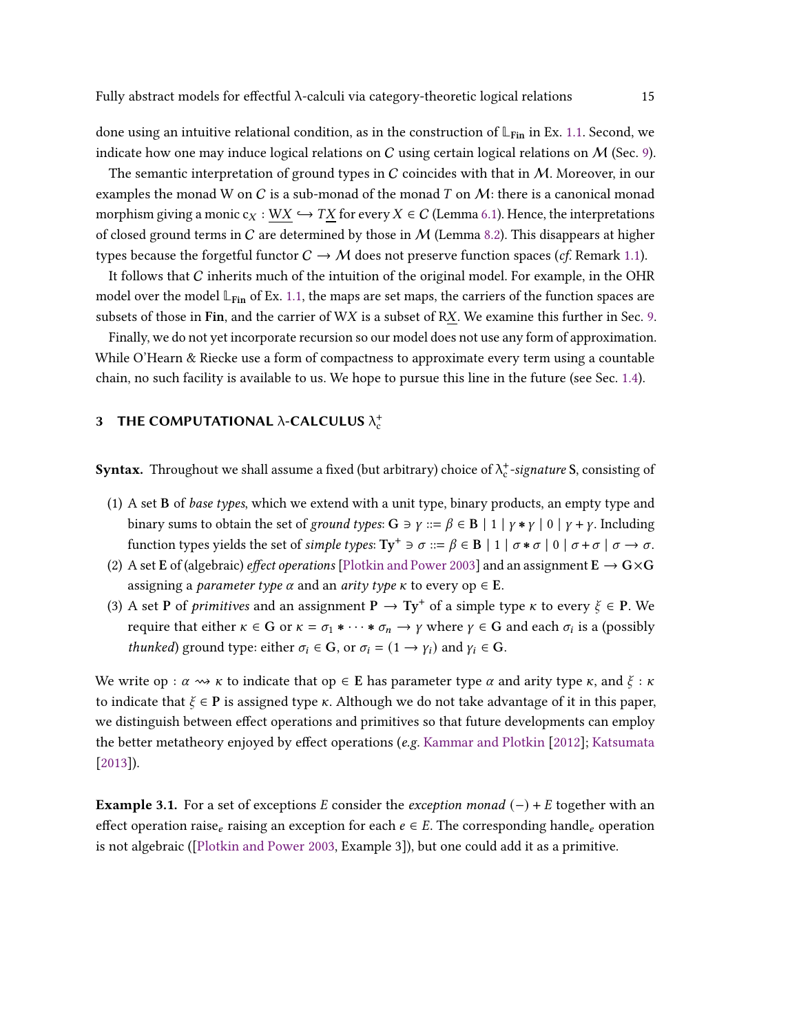done using an intuitive relational condition, as in the construction of $\mathbb{L}_{\mathbf{Fin}}$ in Ex. 1.1. Second, we indicate how one may induce logical relations on $C$ using certain logical relations on $\mathcal{M}$ (Sec. 9).

The semantic interpretation of ground types in $C$ coincides with that in $\mathcal{M}$. Moreover, in our examples the monad W on $C$ is a sub-monad of the monad $T$ on $\mathcal{M}$: there is a canonical monad morphism giving a monic $\mathrm{c}_X : \underline{\mathrm{W}X} \hookrightarrow T\underline{X}$ for every $X \in C$ (Lemma 6.1). Hence, the interpretations of closed ground terms in $C$ are determined by those in $\mathcal{M}$ (Lemma 8.2). This disappears at higher types because the forgetful functor $C \to \mathcal{M}$ does not preserve function spaces (*cf.* Remark 1.1).

It follows that $C$ inherits much of the intuition of the original model. For example, in the OHR model over the model $\mathbb{L}_{\mathbf{Fin}}$ of Ex. 1.1, the maps are set maps, the carriers of the function spaces are subsets of those in **Fin**, and the carrier of $\mathrm{W}X$ is a subset of $\mathrm{R}\underline{X}$. We examine this further in Sec. 9.

Finally, we do not yet incorporate recursion so our model does not use any form of approximation. While O'Hearn & Riecke use a form of compactness to approximate every term using a countable chain, no such facility is available to us. We hope to pursue this line in the future (see Sec. 1.4).

## 3 THE COMPUTATIONAL λ-CALCULUS $\lambda_c^+$

**Syntax.** Throughout we shall assume a fixed (but arbitrary) choice of $\lambda_c^+$-*signature* **S**, consisting of

1. A set **B** of *base types*, which we extend with a unit type, binary products, an empty type and binary sums to obtain the set of *ground types*: $\mathbf{G} \ni \gamma ::= \beta \in \mathbf{B} \mid 1 \mid \gamma * \gamma \mid 0 \mid \gamma + \gamma$. Including function types yields the set of *simple types*: $\mathbf{Ty}^+ \ni \sigma ::= \beta \in \mathbf{B} \mid 1 \mid \sigma * \sigma \mid 0 \mid \sigma + \sigma \mid \sigma \to \sigma$.
2. A set **E** of (algebraic) *effect operations* [Plotkin and Power 2003] and an assignment $\mathbf{E} \to \mathbf{G} \times \mathbf{G}$ assigning a *parameter type* $\alpha$ and an *arity type* $\kappa$ to every $\mathrm{op} \in \mathbf{E}$.
3. A set **P** of *primitives* and an assignment $\mathbf{P} \to \mathbf{Ty}^+$ of a simple type $\kappa$ to every $\xi \in \mathbf{P}$. We require that either $\kappa \in \mathbf{G}$ or $\kappa = \sigma_1 * \cdots * \sigma_n \to \gamma$ where $\gamma \in \mathbf{G}$ and each $\sigma_i$ is a (possibly *thunked*) ground type: either $\sigma_i \in \mathbf{G}$, or $\sigma_i = (1 \to \gamma_i)$ and $\gamma_i \in \mathbf{G}$.

We write $\mathrm{op} : \alpha \rightsquigarrow \kappa$ to indicate that $\mathrm{op} \in \mathbf{E}$ has parameter type $\alpha$ and arity type $\kappa$, and $\xi : \kappa$ to indicate that $\xi \in \mathbf{P}$ is assigned type $\kappa$. Although we do not take advantage of it in this paper, we distinguish between effect operations and primitives so that future developments can employ the better metatheory enjoyed by effect operations (*e.g.* Kammar and Plotkin [2012]; Katsumata [2013]).

**Example 3.1.** For a set of exceptions $E$ consider the *exception monad* $(-) + E$ together with an effect operation $\mathrm{raise}_e$ raising an exception for each $e \in E$. The corresponding $\mathrm{handle}_e$ operation is not algebraic ([Plotkin and Power 2003, Example 3]), but one could add it as a primitive.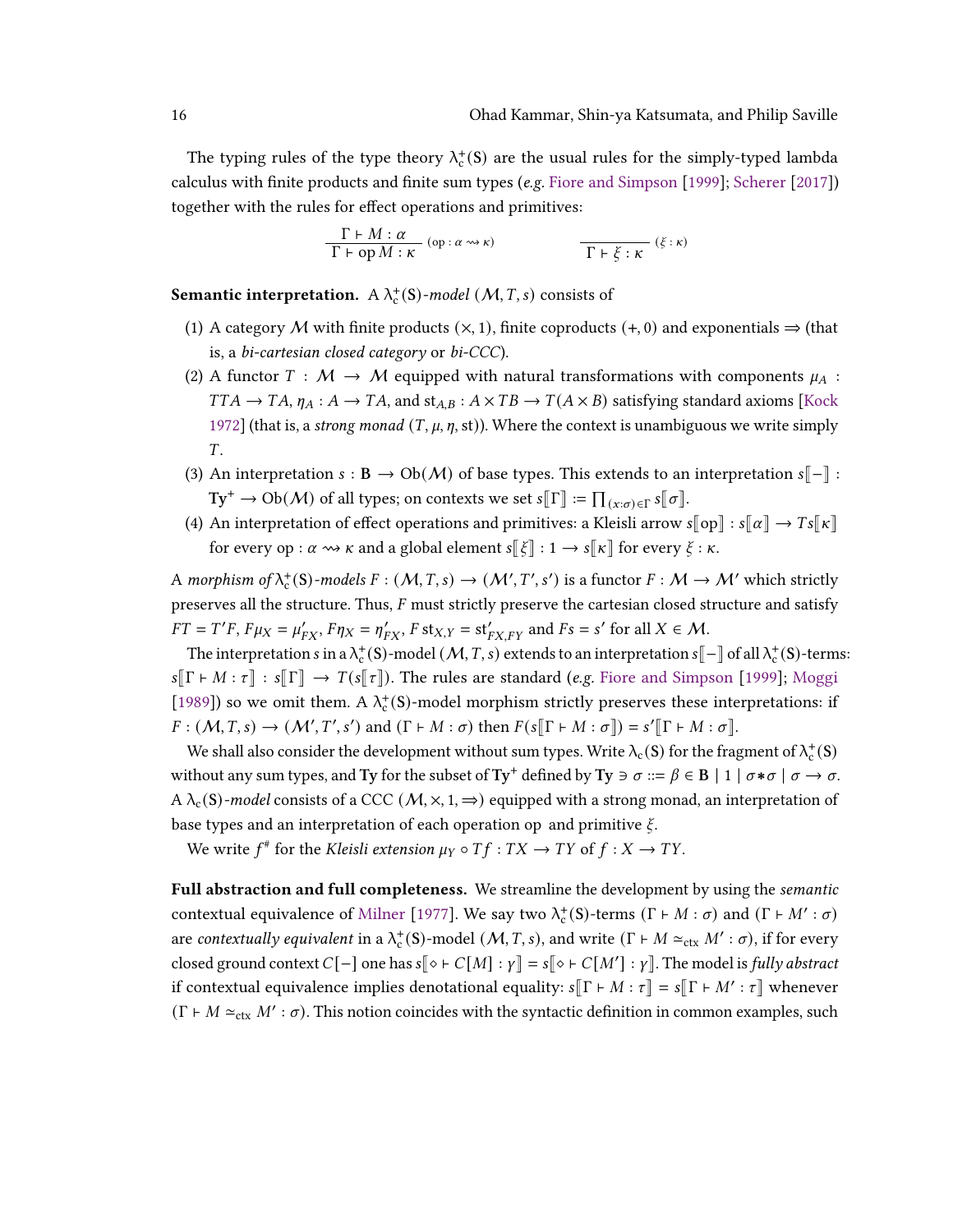The typing rules of the type theory $\lambda_c^+(\mathbf{S})$ are the usual rules for the simply-typed lambda calculus with finite products and finite sum types (*e.g.* Fiore and Simpson [1999]; Scherer [2017]) together with the rules for effect operations and primitives:

$$\frac{\Gamma \vdash M : \alpha}{\Gamma \vdash \mathrm{op}\, M : \kappa}\ (\mathrm{op} : \alpha \rightsquigarrow \kappa) \qquad\qquad \frac{}{\Gamma \vdash \xi : \kappa}\ (\xi : \kappa)$$

**Semantic interpretation.** A $\lambda_c^+(\mathbf{S})$*-model* $(\mathcal{M}, T, s)$ consists of

1. A category $\mathcal{M}$ with finite products $(\times, 1)$, finite coproducts $(+, 0)$ and exponentials $\Rightarrow$ (that is, a *bi-cartesian closed category* or *bi-CCC*).
2. A functor $T : \mathcal{M} \to \mathcal{M}$ equipped with natural transformations with components $\mu_A : TTA \to TA$, $\eta_A : A \to TA$, and $\mathrm{st}_{A,B} : A \times TB \to T(A \times B)$ satisfying standard axioms [Kock 1972] (that is, a *strong monad* $(T, \mu, \eta, \mathrm{st})$). Where the context is unambiguous we write simply $T$.
3. An interpretation $s : \mathbf{B} \to \mathrm{Ob}(\mathcal{M})$ of base types. This extends to an interpretation $s[\![-]\!] : \mathbf{Ty}^+ \to \mathrm{Ob}(\mathcal{M})$ of all types; on contexts we set $s[\![\Gamma]\!] := \prod_{(x:\sigma)\in\Gamma} s[\![\sigma]\!]$.
4. An interpretation of effect operations and primitives: a Kleisli arrow $s[\![\mathrm{op}]\!] : s[\![\alpha]\!] \to Ts[\![\kappa]\!]$ for every $\mathrm{op} : \alpha \rightsquigarrow \kappa$ and a global element $s[\![\xi]\!] : 1 \to s[\![\kappa]\!]$ for every $\xi : \kappa$.

A *morphism of* $\lambda_c^+(\mathbf{S})$*-models* $F : (\mathcal{M}, T, s) \to (\mathcal{M}', T', s')$ is a functor $F : \mathcal{M} \to \mathcal{M}'$ which strictly preserves all the structure. Thus, $F$ must strictly preserve the cartesian closed structure and satisfy $FT = T'F$, $F\mu_X = \mu'_{FX}$, $F\eta_X = \eta'_{FX}$, $F\,\mathrm{st}_{X,Y} = \mathrm{st}'_{FX,FY}$ and $Fs = s'$ for all $X \in \mathcal{M}$.

The interpretation $s$ in a $\lambda_c^+(\mathbf{S})$-model $(\mathcal{M}, T, s)$ extends to an interpretation $s[\![-]\!]$ of all $\lambda_c^+(\mathbf{S})$-terms: $s[\![\Gamma \vdash M : \tau]\!] : s[\![\Gamma]\!] \to T(s[\![\tau]\!])$. The rules are standard (*e.g.* Fiore and Simpson [1999]; Moggi [1989]) so we omit them. A $\lambda_c^+(\mathbf{S})$-model morphism strictly preserves these interpretations: if $F : (\mathcal{M}, T, s) \to (\mathcal{M}', T', s')$ and $(\Gamma \vdash M : \sigma)$ then $F(s[\![\Gamma \vdash M : \sigma]\!]) = s'[\![\Gamma \vdash M : \sigma]\!]$.

We shall also consider the development without sum types. Write $\lambda_c(\mathbf{S})$ for the fragment of $\lambda_c^+(\mathbf{S})$ without any sum types, and $\mathbf{Ty}$ for the subset of $\mathbf{Ty}^+$ defined by $\mathbf{Ty} \ni \sigma ::= \beta \in \mathbf{B} \mid 1 \mid \sigma * \sigma \mid \sigma \to \sigma$. A $\lambda_c(\mathbf{S})$*-model* consists of a CCC $(\mathcal{M}, \times, 1, \Rightarrow)$ equipped with a strong monad, an interpretation of base types and an interpretation of each operation op and primitive $\xi$.

We write $f^\#$ for the *Kleisli extension* $\mu_Y \circ Tf : TX \to TY$ of $f : X \to TY$.

**Full abstraction and full completeness.** We streamline the development by using the *semantic* contextual equivalence of Milner [1977]. We say two $\lambda_c^+(\mathbf{S})$-terms $(\Gamma \vdash M : \sigma)$ and $(\Gamma \vdash M' : \sigma)$ are *contextually equivalent* in a $\lambda_c^+(\mathbf{S})$-model $(\mathcal{M}, T, s)$, and write $(\Gamma \vdash M \simeq_{\mathrm{ctx}} M' : \sigma)$, if for every closed ground context $C[-]$ one has $s[\![\diamond \vdash C[M] : \gamma]\!] = s[\![\diamond \vdash C[M'] : \gamma]\!]$. The model is *fully abstract* if contextual equivalence implies denotational equality: $s[\![\Gamma \vdash M : \tau]\!] = s[\![\Gamma \vdash M' : \tau]\!]$ whenever $(\Gamma \vdash M \simeq_{\mathrm{ctx}} M' : \sigma)$. This notion coincides with the syntactic definition in common examples, such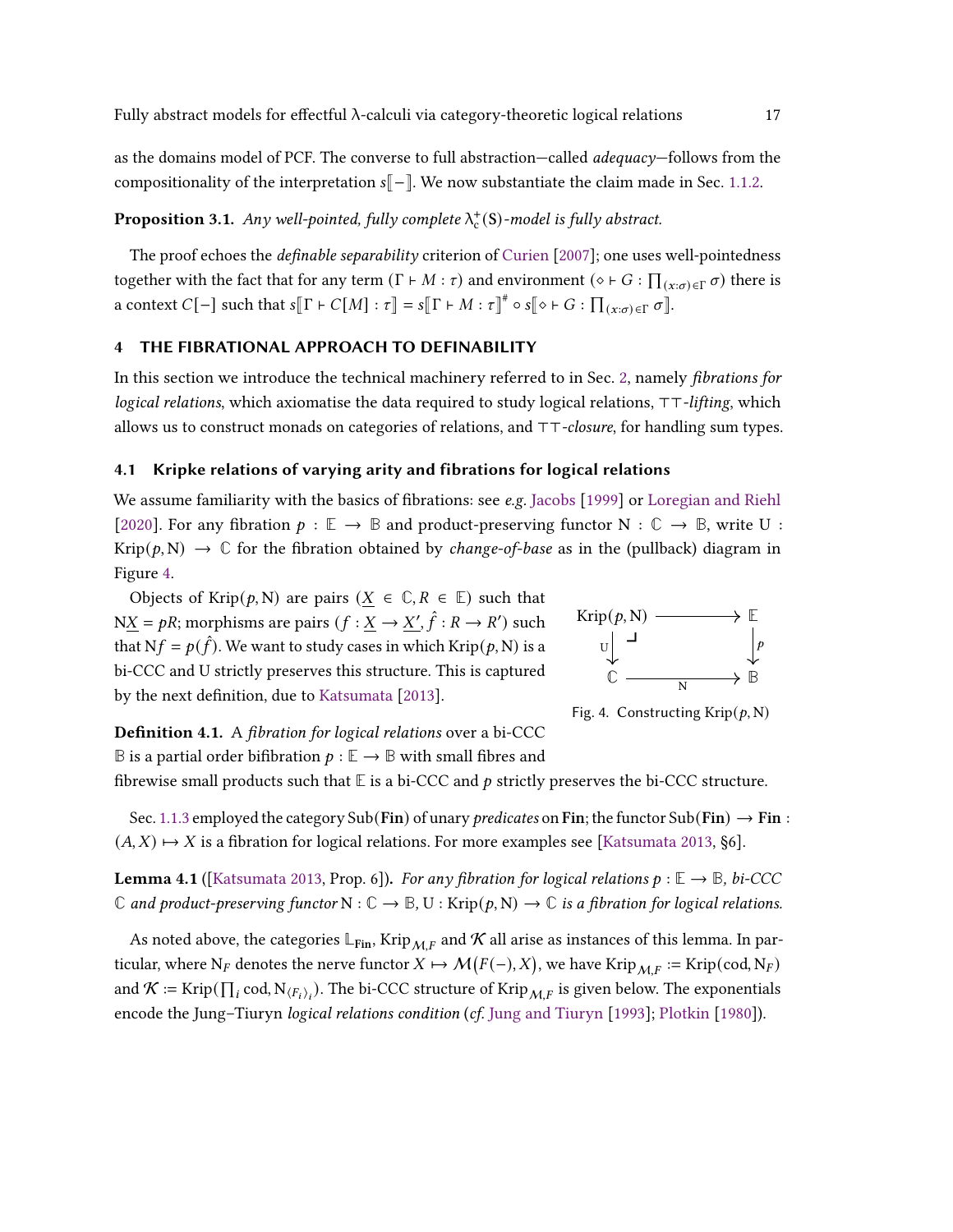as the domains model of PCF. The converse to full abstraction—called *adequacy*—follows from the compositionality of the interpretation $s[\![-]\!]$. We now substantiate the claim made in Sec. 1.1.2.

**Proposition 3.1.** *Any well-pointed, fully complete $\lambda_c^+(\mathbf{S})$-model is fully abstract.*

The proof echoes the *definable separability* criterion of Curien [2007]; one uses well-pointedness together with the fact that for any term $(\Gamma \vdash M : \tau)$ and environment $(\diamond \vdash G : \prod_{(x:\sigma)\in\Gamma} \sigma)$ there is a context $C[-]$ such that $s[\![\Gamma \vdash C[M] : \tau]\!] = s[\![\Gamma \vdash M : \tau]\!]^\# \circ s[\![\diamond \vdash G : \prod_{(x:\sigma)\in\Gamma} \sigma]\!]$.

## 4 THE FIBRATIONAL APPROACH TO DEFINABILITY

In this section we introduce the technical machinery referred to in Sec. 2, namely *fibrations for logical relations*, which axiomatise the data required to study logical relations, $\top\top$-*lifting*, which allows us to construct monads on categories of relations, and $\top\top$-*closure*, for handling sum types.

### 4.1 Kripke relations of varying arity and fibrations for logical relations

We assume familiarity with the basics of fibrations: see *e.g.* Jacobs [1999] or Loregian and Riehl [2020]. For any fibration $p : \mathbb{E} \to \mathbb{B}$ and product-preserving functor $\mathrm{N} : \mathbb{C} \to \mathbb{B}$, write $\mathrm{U} : \mathrm{Krip}(p, \mathrm{N}) \to \mathbb{C}$ for the fibration obtained by *change-of-base* as in the (pullback) diagram in Figure 4.

Objects of $\mathrm{Krip}(p, \mathrm{N})$ are pairs $(\underline{X} \in \mathbb{C}, R \in \mathbb{E})$ such that $\mathrm{N}\underline{X} = pR$; morphisms are pairs $(f : \underline{X} \to \underline{X}', \hat{f} : R \to R')$ such that $\mathrm{N}f = p(\hat{f})$. We want to study cases in which $\mathrm{Krip}(p, \mathrm{N})$ is a bi-CCC and U strictly preserves this structure. This is captured by the next definition, due to Katsumata [2013].

$$
\begin{array}{ccc}
\mathrm{Krip}(p, \mathrm{N}) & \longrightarrow & \mathbb{E} \\
{\scriptstyle \mathrm{U}}\downarrow & \lrcorner & \downarrow{\scriptstyle p} \\
\mathbb{C} & \xrightarrow[\mathrm{N}]{} & \mathbb{B}
\end{array}
$$

Fig. 4. Constructing $\mathrm{Krip}(p, \mathrm{N})$

**Definition 4.1.** A *fibration for logical relations* over a bi-CCC $\mathbb{B}$ is a partial order bifibration $p : \mathbb{E} \to \mathbb{B}$ with small fibres and fibrewise small products such that $\mathbb{E}$ is a bi-CCC and $p$ strictly preserves the bi-CCC structure.

Sec. 1.1.3 employed the category $\mathrm{Sub}(\mathbf{Fin})$ of unary *predicates* on $\mathbf{Fin}$; the functor $\mathrm{Sub}(\mathbf{Fin}) \to \mathbf{Fin} : (A, X) \mapsto X$ is a fibration for logical relations. For more examples see [Katsumata 2013, §6].

**Lemma 4.1** ([Katsumata 2013, Prop. 6]). *For any fibration for logical relations $p : \mathbb{E} \to \mathbb{B}$, bi-CCC $\mathbb{C}$ and product-preserving functor $\mathrm{N} : \mathbb{C} \to \mathbb{B}$, $\mathrm{U} : \mathrm{Krip}(p, \mathrm{N}) \to \mathbb{C}$ is a fibration for logical relations.*

As noted above, the categories $\mathbb{L}_{\mathbf{Fin}}$, $\mathrm{Krip}_{\mathcal{M},F}$ and $\mathcal{K}$ all arise as instances of this lemma. In particular, where $\mathrm{N}_F$ denotes the nerve functor $X \mapsto \mathcal{M}(F(-), X)$, we have $\mathrm{Krip}_{\mathcal{M},F} := \mathrm{Krip}(\mathrm{cod}, \mathrm{N}_F)$ and $\mathcal{K} := \mathrm{Krip}(\prod_i \mathrm{cod}, \mathrm{N}_{\langle F_i \rangle_i})$. The bi-CCC structure of $\mathrm{Krip}_{\mathcal{M},F}$ is given below. The exponentials encode the Jung–Tiuryn *logical relations condition* (*cf.* Jung and Tiuryn [1993]; Plotkin [1980]).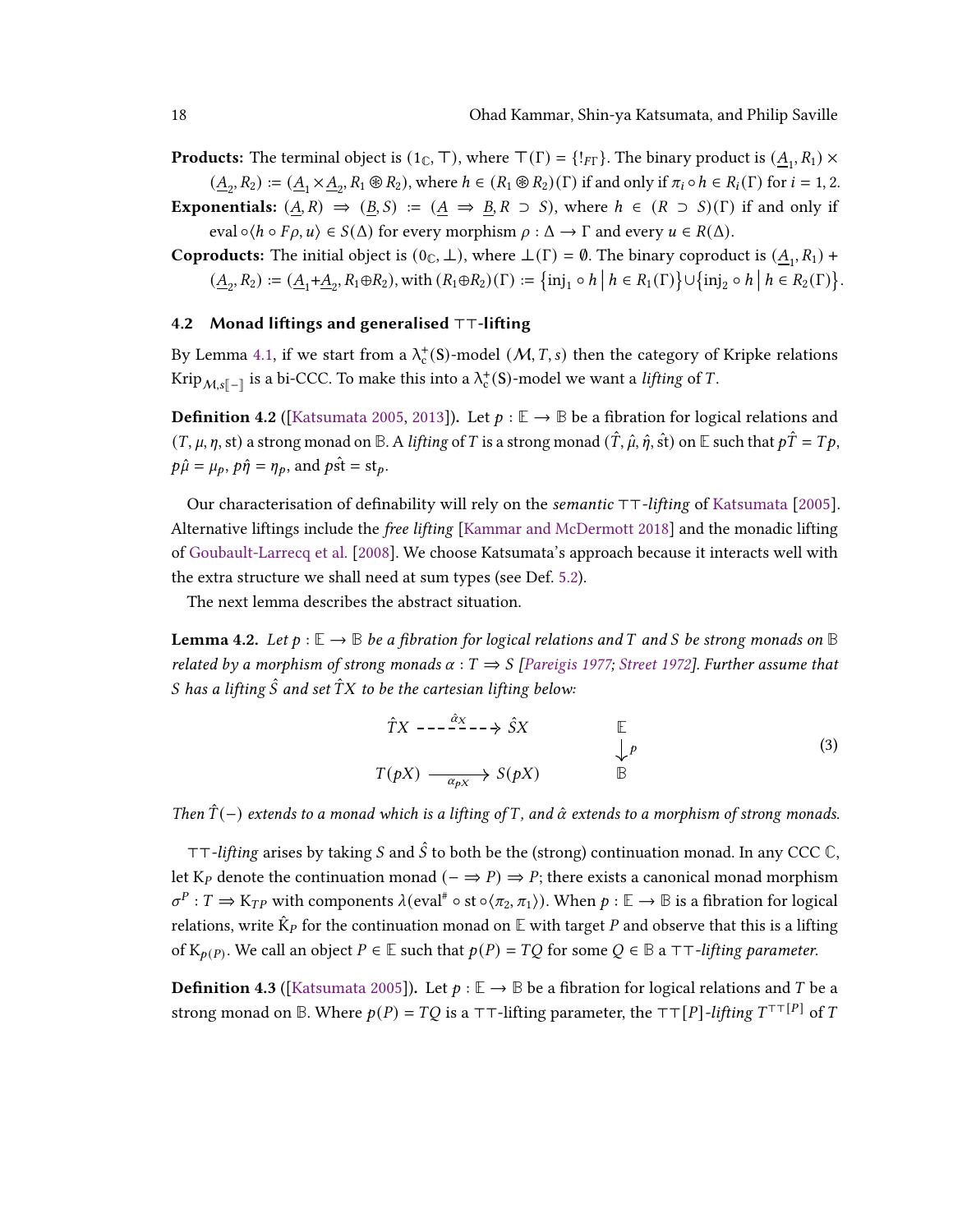**Products:** The terminal object is $(1_{\mathbb{C}}, \top)$, where $\top(\Gamma) = \{!_{F\Gamma}\}$. The binary product is $(\underline{A}_1, R_1) \times (\underline{A}_2, R_2) := (\underline{A}_1 \times \underline{A}_2, R_1 \circledast R_2)$, where $h \in (R_1 \circledast R_2)(\Gamma)$ if and only if $\pi_i \circ h \in R_i(\Gamma)$ for $i = 1, 2$.

**Exponentials:** $(\underline{A}, R) \Rightarrow (\underline{B}, S) := (\underline{A} \Rightarrow \underline{B}, R \supset S)$, where $h \in (R \supset S)(\Gamma)$ if and only if $\mathrm{eval} \circ \langle h \circ F\rho, u \rangle \in S(\Delta)$ for every morphism $\rho : \Delta \to \Gamma$ and every $u \in R(\Delta)$.

**Coproducts:** The initial object is $(0_{\mathbb{C}}, \bot)$, where $\bot(\Gamma) = \emptyset$. The binary coproduct is $(\underline{A}_1, R_1) + (\underline{A}_2, R_2) := (\underline{A}_1 + \underline{A}_2, R_1 \oplus R_2)$, with $(R_1 \oplus R_2)(\Gamma) := \{\mathrm{inj}_1 \circ h \mid h \in R_1(\Gamma)\} \cup \{\mathrm{inj}_2 \circ h \mid h \in R_2(\Gamma)\}$.

## 4.2 Monad liftings and generalised ⊤⊤-lifting

By Lemma 4.1, if we start from a $\lambda_c^+(\mathbf{S})$-model $(\mathcal{M}, T, s)$ then the category of Kripke relations $\mathrm{Krip}_{\mathcal{M}, s[\![-]\!]}$ is a bi-CCC. To make this into a $\lambda_c^+(\mathbf{S})$-model we want a *lifting* of $T$.

**Definition 4.2** ([Katsumata 2005, 2013])**.** Let $p : \mathbb{E} \to \mathbb{B}$ be a fibration for logical relations and $(T, \mu, \eta, \mathrm{st})$ a strong monad on $\mathbb{B}$. A *lifting* of $T$ is a strong monad $(\hat{T}, \hat{\mu}, \hat{\eta}, \hat{\mathrm{st}})$ on $\mathbb{E}$ such that $p\hat{T} = Tp$, $p\hat{\mu} = \mu_p$, $p\hat{\eta} = \eta_p$, and $p\hat{\mathrm{st}} = \mathrm{st}_p$.

Our characterisation of definability will rely on the *semantic* ⊤⊤-*lifting* of Katsumata [2005]. Alternative liftings include the *free lifting* [Kammar and McDermott 2018] and the monadic lifting of Goubault-Larrecq et al. [2008]. We choose Katsumata's approach because it interacts well with the extra structure we shall need at sum types (see Def. 5.2).

The next lemma describes the abstract situation.

**Lemma 4.2.** *Let $p : \mathbb{E} \to \mathbb{B}$ be a fibration for logical relations and $T$ and $S$ be strong monads on $\mathbb{B}$ related by a morphism of strong monads $\alpha : T \Rightarrow S$ [Pareigis 1977; Street 1972]. Further assume that $S$ has a lifting $\hat{S}$ and set $\hat{T}X$ to be the cartesian lifting below:*

$$
\begin{array}{ccc}
\hat{T}X & \overset{\hat{\alpha}_X}{\dashrightarrow} & \hat{S}X \\
 & & \\
T(pX) & \xrightarrow{\alpha_{pX}} & S(pX)
\end{array}
\qquad
\begin{array}{c}
\mathbb{E} \\
\downarrow p \\
\mathbb{B}
\end{array}
\tag{3}
$$

*Then $\hat{T}(-)$ extends to a monad which is a lifting of $T$, and $\hat{\alpha}$ extends to a morphism of strong monads.*

⊤⊤-*lifting* arises by taking $S$ and $\hat{S}$ to both be the (strong) continuation monad. In any CCC $\mathbb{C}$, let $\mathrm{K}_P$ denote the continuation monad $(- \Rightarrow P) \Rightarrow P$; there exists a canonical monad morphism $\sigma^P : T \Rightarrow \mathrm{K}_{TP}$ with components $\lambda(\mathrm{eval}^\# \circ \mathrm{st} \circ \langle \pi_2, \pi_1 \rangle)$. When $p : \mathbb{E} \to \mathbb{B}$ is a fibration for logical relations, write $\hat{\mathrm{K}}_P$ for the continuation monad on $\mathbb{E}$ with target $P$ and observe that this is a lifting of $\mathrm{K}_{p(P)}$. We call an object $P \in \mathbb{E}$ such that $p(P) = TQ$ for some $Q \in \mathbb{B}$ a ⊤⊤-*lifting parameter*.

**Definition 4.3** ([Katsumata 2005])**.** Let $p : \mathbb{E} \to \mathbb{B}$ be a fibration for logical relations and $T$ be a strong monad on $\mathbb{B}$. Where $p(P) = TQ$ is a ⊤⊤-lifting parameter, the ⊤⊤$[P]$-*lifting* $T^{\top\top[P]}$ of $T$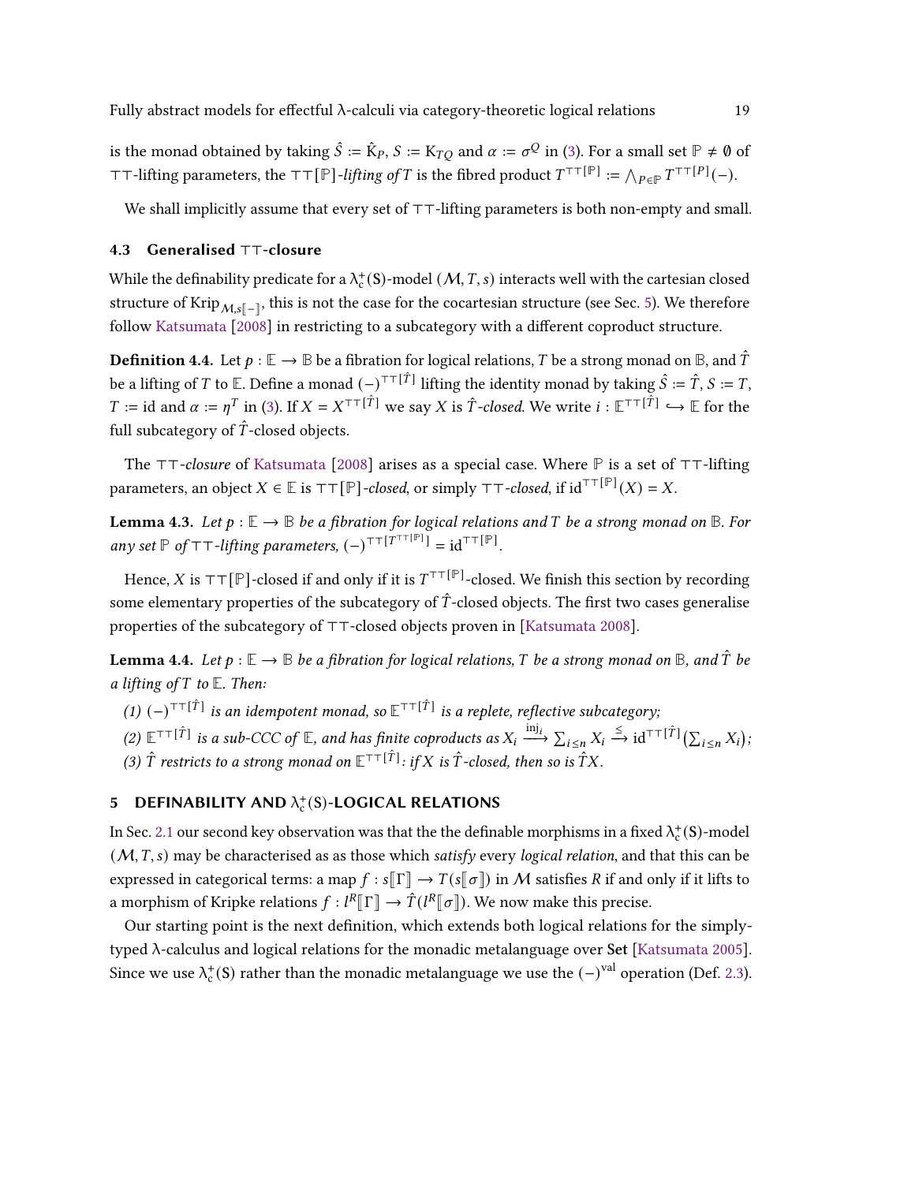is the monad obtained by taking $\hat{S} := \hat{\mathrm{K}}_P$, $S := \mathrm{K}_{TQ}$ and $\alpha := \sigma^Q$ in (3). For a small set $\mathbb{P} \neq \emptyset$ of $\top\top$-lifting parameters, the $\top\top[\mathbb{P}]$*-lifting of* $T$ is the fibred product $T^{\top\top[\mathbb{P}]} := \bigwedge_{P \in \mathbb{P}} T^{\top\top[P]}(-)$.

We shall implicitly assume that every set of $\top\top$-lifting parameters is both non-empty and small.

### 4.3 Generalised $\top\top$-closure

While the definability predicate for a $\lambda_c^+(\mathrm{S})$-model $(\mathcal{M}, T, s)$ interacts well with the cartesian closed structure of $\mathrm{Krip}_{\mathcal{M}, s[\![-]\!]}$, this is not the case for the cocartesian structure (see Sec. 5). We therefore follow Katsumata [2008] in restricting to a subcategory with a different coproduct structure.

**Definition 4.4.** Let $p : \mathbb{E} \to \mathbb{B}$ be a fibration for logical relations, $T$ be a strong monad on $\mathbb{B}$, and $\hat{T}$ be a lifting of $T$ to $\mathbb{E}$. Define a monad $(-)^{\top\top[\hat{T}]}$ lifting the identity monad by taking $\hat{S} := \hat{T}$, $S := T$, $T := \mathrm{id}$ and $\alpha := \eta^T$ in (3). If $X = X^{\top\top[\hat{T}]}$ we say $X$ is $\hat{T}$*-closed*. We write $i : \mathbb{E}^{\top\top[\hat{T}]} \hookrightarrow \mathbb{E}$ for the full subcategory of $\hat{T}$-closed objects.

The $\top\top$*-closure* of Katsumata [2008] arises as a special case. Where $\mathbb{P}$ is a set of $\top\top$-lifting parameters, an object $X \in \mathbb{E}$ is $\top\top[\mathbb{P}]$*-closed*, or simply $\top\top$*-closed*, if $\mathrm{id}^{\top\top[\mathbb{P}]}(X) = X$.

**Lemma 4.3.** *Let $p : \mathbb{E} \to \mathbb{B}$ be a fibration for logical relations and $T$ be a strong monad on $\mathbb{B}$. For any set $\mathbb{P}$ of $\top\top$-lifting parameters, $(-)^{\top\top[T^{\top\top[\mathbb{P}]}]} = \mathrm{id}^{\top\top[\mathbb{P}]}$.*

Hence, $X$ is $\top\top[\mathbb{P}]$-closed if and only if it is $T^{\top\top[\mathbb{P}]}$-closed. We finish this section by recording some elementary properties of the subcategory of $\hat{T}$-closed objects. The first two cases generalise properties of the subcategory of $\top\top$-closed objects proven in [Katsumata 2008].

**Lemma 4.4.** *Let $p : \mathbb{E} \to \mathbb{B}$ be a fibration for logical relations, $T$ be a strong monad on $\mathbb{B}$, and $\hat{T}$ be a lifting of $T$ to $\mathbb{E}$. Then:*

*(1) $(-)^{\top\top[\hat{T}]}$ is an idempotent monad, so $\mathbb{E}^{\top\top[\hat{T}]}$ is a replete, reflective subcategory;*

*(2) $\mathbb{E}^{\top\top[\hat{T}]}$ is a sub-CCC of $\mathbb{E}$, and has finite coproducts as $X_i \xrightarrow{\mathrm{inj}_i} \sum_{i \leq n} X_i \xrightarrow{\leq} \mathrm{id}^{\top\top[\hat{T}]}\big(\sum_{i \leq n} X_i\big)$;*

*(3) $\hat{T}$ restricts to a strong monad on $\mathbb{E}^{\top\top[\hat{T}]}$: if $X$ is $\hat{T}$-closed, then so is $\hat{T}X$.*

## 5 DEFINABILITY AND $\lambda_c^+(\mathrm{S})$-LOGICAL RELATIONS

In Sec. 2.1 our second key observation was that the the definable morphisms in a fixed $\lambda_c^+(\mathrm{S})$-model $(\mathcal{M}, T, s)$ may be characterised as as those which *satisfy* every *logical relation*, and that this can be expressed in categorical terms: a map $f : s[\![\Gamma]\!] \to T(s[\![\sigma]\!])$ in $\mathcal{M}$ satisfies $R$ if and only if it lifts to a morphism of Kripke relations $f : l^R[\![\Gamma]\!] \to \hat{T}(l^R[\![\sigma]\!])$. We now make this precise.

Our starting point is the next definition, which extends both logical relations for the simply-typed λ-calculus and logical relations for the monadic metalanguage over **Set** [Katsumata 2005]. Since we use $\lambda_c^+(\mathrm{S})$ rather than the monadic metalanguage we use the $(-)^{\mathrm{val}}$ operation (Def. 2.3).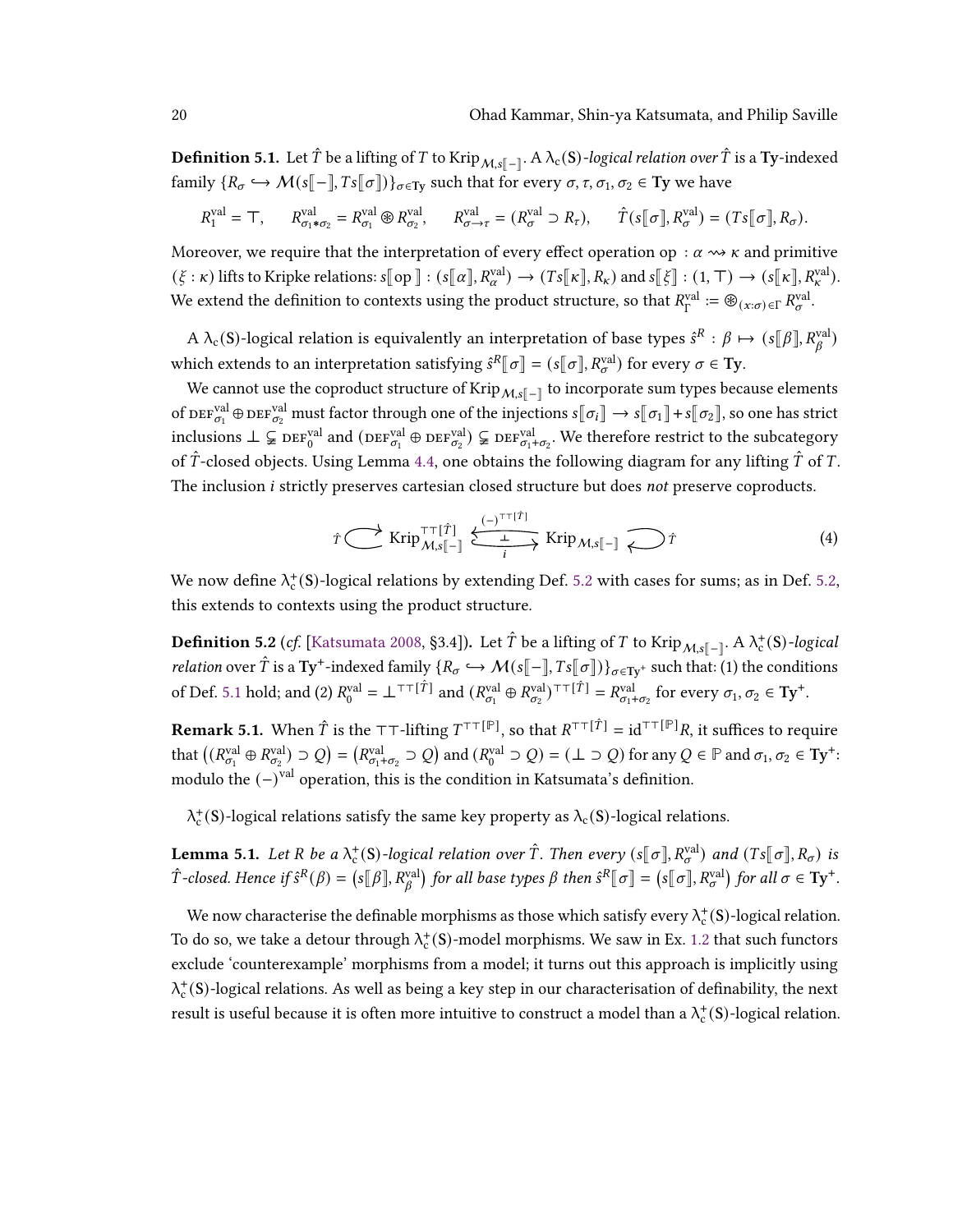**Definition 5.1.** Let $\hat{T}$ be a lifting of $T$ to $\mathrm{Krip}_{\mathcal{M},s[\![-]\!]}$. A $\lambda_c(\mathbf{S})$*-logical relation over* $\hat{T}$ is a $\mathbf{Ty}$-indexed family $\{R_\sigma \hookrightarrow \mathcal{M}(s[\![-]\!], Ts[\![\sigma]\!])\}_{\sigma \in \mathbf{Ty}}$ such that for every $\sigma, \tau, \sigma_1, \sigma_2 \in \mathbf{Ty}$ we have

$$R_1^{\mathrm{val}} = \top, \qquad R_{\sigma_1 * \sigma_2}^{\mathrm{val}} = R_{\sigma_1}^{\mathrm{val}} \circledast R_{\sigma_2}^{\mathrm{val}}, \qquad R_{\sigma \to \tau}^{\mathrm{val}} = (R_\sigma^{\mathrm{val}} \supset R_\tau), \qquad \hat{T}(s[\![\sigma]\!], R_\sigma^{\mathrm{val}}) = (Ts[\![\sigma]\!], R_\sigma).$$

Moreover, we require that the interpretation of every effect operation $\mathrm{op} : \alpha \rightsquigarrow \kappa$ and primitive $(\xi : \kappa)$ lifts to Kripke relations: $s[\![\mathrm{op}]\!] : (s[\![\alpha]\!], R_\alpha^{\mathrm{val}}) \to (Ts[\![\kappa]\!], R_\kappa)$ and $s[\![\xi]\!] : (1, \top) \to (s[\![\kappa]\!], R_\kappa^{\mathrm{val}})$. We extend the definition to contexts using the product structure, so that $R_\Gamma^{\mathrm{val}} := \circledast_{(x:\sigma) \in \Gamma} R_\sigma^{\mathrm{val}}$.

A $\lambda_c(\mathbf{S})$-logical relation is equivalently an interpretation of base types $\hat{s}^R : \beta \mapsto (s[\![\beta]\!], R_\beta^{\mathrm{val}})$ which extends to an interpretation satisfying $\hat{s}^R[\![\sigma]\!] = (s[\![\sigma]\!], R_\sigma^{\mathrm{val}})$ for every $\sigma \in \mathbf{Ty}$.

We cannot use the coproduct structure of $\mathrm{Krip}_{\mathcal{M},s[\![-]\!]}$ to incorporate sum types because elements of $\mathrm{DEF}_{\sigma_1}^{\mathrm{val}} \oplus \mathrm{DEF}_{\sigma_2}^{\mathrm{val}}$ must factor through one of the injections $s[\![\sigma_i]\!] \to s[\![\sigma_1]\!] + s[\![\sigma_2]\!]$, so one has strict inclusions $\bot \subsetneq \mathrm{DEF}_0^{\mathrm{val}}$ and $(\mathrm{DEF}_{\sigma_1}^{\mathrm{val}} \oplus \mathrm{DEF}_{\sigma_2}^{\mathrm{val}}) \subsetneq \mathrm{DEF}_{\sigma_1+\sigma_2}^{\mathrm{val}}$. We therefore restrict to the subcategory of $\hat{T}$-closed objects. Using Lemma 4.4, one obtains the following diagram for any lifting $\hat{T}$ of $T$. The inclusion $i$ strictly preserves cartesian closed structure but does *not* preserve coproducts.

$$\hat{T} \circlearrowright \mathrm{Krip}_{\mathcal{M},s[\![-]\!]}^{\top\top[\hat{T}]} \underset{i}{\overset{(-)^{\top\top[\hat{T}]}}{\underset{\bot}{\rightleftarrows}}} \mathrm{Krip}_{\mathcal{M},s[\![-]\!]} \circlearrowleft \hat{T} \tag{4}$$

We now define $\lambda_c^+(\mathbf{S})$-logical relations by extending Def. 5.2 with cases for sums; as in Def. 5.2, this extends to contexts using the product structure.

**Definition 5.2** (*cf.* [Katsumata 2008, §3.4])**.** Let $\hat{T}$ be a lifting of $T$ to $\mathrm{Krip}_{\mathcal{M},s[\![-]\!]}$. A $\lambda_c^+(\mathbf{S})$*-logical relation* over $\hat{T}$ is a $\mathbf{Ty}^+$-indexed family $\{R_\sigma \hookrightarrow \mathcal{M}(s[\![-]\!], Ts[\![\sigma]\!])\}_{\sigma \in \mathbf{Ty}^+}$ such that: (1) the conditions of Def. 5.1 hold; and (2) $R_0^{\mathrm{val}} = \bot^{\top\top[\hat{T}]}$ and $(R_{\sigma_1}^{\mathrm{val}} \oplus R_{\sigma_2}^{\mathrm{val}})^{\top\top[\hat{T}]} = R_{\sigma_1+\sigma_2}^{\mathrm{val}}$ for every $\sigma_1, \sigma_2 \in \mathbf{Ty}^+$.

**Remark 5.1.** When $\hat{T}$ is the $\top\top$-lifting $T^{\top\top[\mathbb{P}]}$, so that $R^{\top\top[\hat{T}]} = \mathrm{id}^{\top\top[\mathbb{P}]}R$, it suffices to require that $\big((R_{\sigma_1}^{\mathrm{val}} \oplus R_{\sigma_2}^{\mathrm{val}}) \supset Q\big) = \big(R_{\sigma_1+\sigma_2}^{\mathrm{val}} \supset Q\big)$ and $(R_0^{\mathrm{val}} \supset Q) = (\bot \supset Q)$ for any $Q \in \mathbb{P}$ and $\sigma_1, \sigma_2 \in \mathbf{Ty}^+$: modulo the $(-)^{\mathrm{val}}$ operation, this is the condition in Katsumata's definition.

$\lambda_c^+(\mathbf{S})$-logical relations satisfy the same key property as $\lambda_c(\mathbf{S})$-logical relations.

**Lemma 5.1.** *Let $R$ be a $\lambda_c^+(\mathbf{S})$-logical relation over $\hat{T}$. Then every $(s[\![\sigma]\!], R_\sigma^{\mathrm{val}})$ and $(Ts[\![\sigma]\!], R_\sigma)$ is $\hat{T}$-closed. Hence if $\hat{s}^R(\beta) = \big(s[\![\beta]\!], R_\beta^{\mathrm{val}}\big)$ for all base types $\beta$ then $\hat{s}^R[\![\sigma]\!] = \big(s[\![\sigma]\!], R_\sigma^{\mathrm{val}}\big)$ for all $\sigma \in \mathbf{Ty}^+$.*

We now characterise the definable morphisms as those which satisfy every $\lambda_c^+(\mathbf{S})$-logical relation. To do so, we take a detour through $\lambda_c^+(\mathbf{S})$-model morphisms. We saw in Ex. 1.2 that such functors exclude 'counterexample' morphisms from a model; it turns out this approach is implicitly using $\lambda_c^+(\mathbf{S})$-logical relations. As well as being a key step in our characterisation of definability, the next result is useful because it is often more intuitive to construct a model than a $\lambda_c^+(\mathbf{S})$-logical relation.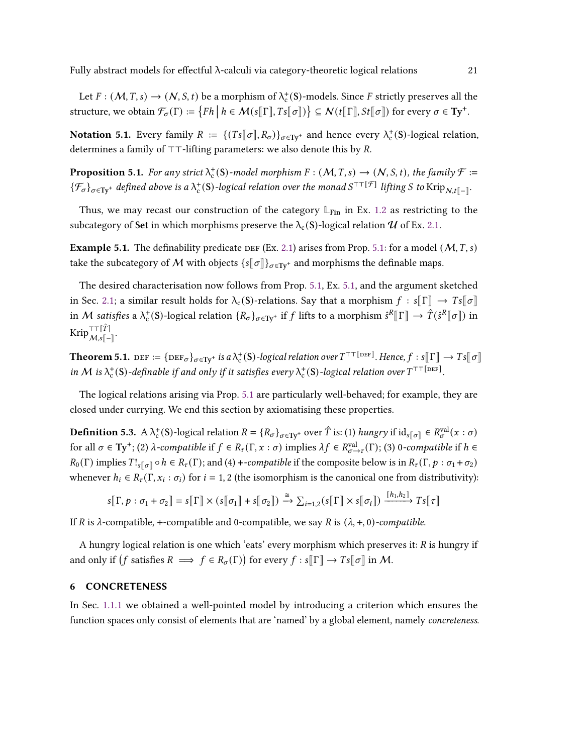Let $F : (\mathcal{M}, T, s) \to (\mathcal{N}, S, t)$ be a morphism of $\lambda_c^+(\mathbf{S})$-models. Since $F$ strictly preserves all the structure, we obtain $\mathcal{F}_\sigma(\Gamma) := \{Fh \mid h \in \mathcal{M}(s[\![\Gamma]\!], Ts[\![\sigma]\!])\} \subseteq \mathcal{N}(t[\![\Gamma]\!], St[\![\sigma]\!])$ for every $\sigma \in \mathbf{Ty}^+$.

**Notation 5.1.** Every family $R := \{(Ts[\![\sigma]\!], R_\sigma)\}_{\sigma \in \mathbf{Ty}^+}$ and hence every $\lambda_c^+(\mathbf{S})$-logical relation, determines a family of $\top\top$-lifting parameters: we also denote this by $R$.

**Proposition 5.1.** *For any strict $\lambda_c^+(\mathbf{S})$-model morphism $F : (\mathcal{M}, T, s) \to (\mathcal{N}, S, t)$, the family $\mathcal{F} := \{\mathcal{F}_\sigma\}_{\sigma \in \mathbf{Ty}^+}$ defined above is a $\lambda_c^+(\mathbf{S})$-logical relation over the monad $S^{\top\top[\mathcal{F}]}$ lifting $S$ to $\mathrm{Krip}_{\mathcal{N}, t[\![-]\!]}$.*

Thus, we may recast our construction of the category $\mathbb{L}_{\mathbf{Fin}}$ in Ex. 1.2 as restricting to the subcategory of $\mathbf{Set}$ in which morphisms preserve the $\lambda_c(\mathbf{S})$-logical relation $\mathcal{U}$ of Ex. 2.1.

**Example 5.1.** The definability predicate $\mathrm{DEF}$ (Ex. 2.1) arises from Prop. 5.1: for a model $(\mathcal{M}, T, s)$ take the subcategory of $\mathcal{M}$ with objects $\{s[\![\sigma]\!]\}_{\sigma \in \mathbf{Ty}^+}$ and morphisms the definable maps.

The desired characterisation now follows from Prop. 5.1, Ex. 5.1, and the argument sketched in Sec. 2.1; a similar result holds for $\lambda_c(\mathbf{S})$-relations. Say that a morphism $f : s[\![\Gamma]\!] \to Ts[\![\sigma]\!]$ in $\mathcal{M}$ *satisfies* a $\lambda_c^+(\mathbf{S})$-logical relation $\{R_\sigma\}_{\sigma \in \mathbf{Ty}^+}$ if $f$ lifts to a morphism $\hat{s}^R[\![\Gamma]\!] \to \hat{T}(\hat{s}^R[\![\sigma]\!])$ in $\mathrm{Krip}^{\top\top[\hat{T}]}_{\mathcal{M}, s[\![-]\!]}$.

**Theorem 5.1.** $\mathrm{DEF} := \{\mathrm{DEF}_\sigma\}_{\sigma \in \mathbf{Ty}^+}$ *is a $\lambda_c^+(\mathbf{S})$-logical relation over $T^{\top\top[\mathrm{DEF}]}$. Hence, $f : s[\![\Gamma]\!] \to Ts[\![\sigma]\!]$ in $\mathcal{M}$ is $\lambda_c^+(\mathbf{S})$-definable if and only if it satisfies every $\lambda_c^+(\mathbf{S})$-logical relation over $T^{\top\top[\mathrm{DEF}]}$.*

The logical relations arising via Prop. 5.1 are particularly well-behaved; for example, they are closed under currying. We end this section by axiomatising these properties.

**Definition 5.3.** A $\lambda_c^+(\mathbf{S})$-logical relation $R = \{R_\sigma\}_{\sigma \in \mathbf{Ty}^+}$ over $\hat{T}$ is: (1) *hungry* if $\mathrm{id}_{s[\![\sigma]\!]} \in R_\sigma^{\mathrm{val}}(x : \sigma)$ for all $\sigma \in \mathbf{Ty}^+$; (2) *$\lambda$-compatible* if $f \in R_\tau(\Gamma, x : \sigma)$ implies $\lambda f \in R^{\mathrm{val}}_{\sigma \to \tau}(\Gamma)$; (3) *0-compatible* if $h \in R_0(\Gamma)$ implies $T!_{s[\![\sigma]\!]} \circ h \in R_\tau(\Gamma)$; and (4) *+-compatible* if the composite below is in $R_\tau(\Gamma, p : \sigma_1 + \sigma_2)$ whenever $h_i \in R_\tau(\Gamma, x_i : \sigma_i)$ for $i = 1, 2$ (the isomorphism is the canonical one from distributivity):

$$s[\![\Gamma, p : \sigma_1 + \sigma_2]\!] = s[\![\Gamma]\!] \times (s[\![\sigma_1]\!] + s[\![\sigma_2]\!]) \xrightarrow{\cong} \textstyle\sum_{i=1,2}(s[\![\Gamma]\!] \times s[\![\sigma_i]\!]) \xrightarrow{[h_1, h_2]} Ts[\![\tau]\!]$$

If $R$ is $\lambda$-compatible, +-compatible and 0-compatible, we say $R$ is *$(\lambda, +, 0)$-compatible*.

A hungry logical relation is one which 'eats' every morphism which preserves it: $R$ is hungry if and only if $\big(f$ satisfies $R \implies f \in R_\sigma(\Gamma)\big)$ for every $f : s[\![\Gamma]\!] \to Ts[\![\sigma]\!]$ in $\mathcal{M}$.

## 6 CONCRETENESS

In Sec. 1.1.1 we obtained a well-pointed model by introducing a criterion which ensures the function spaces only consist of elements that are 'named' by a global element, namely *concreteness*.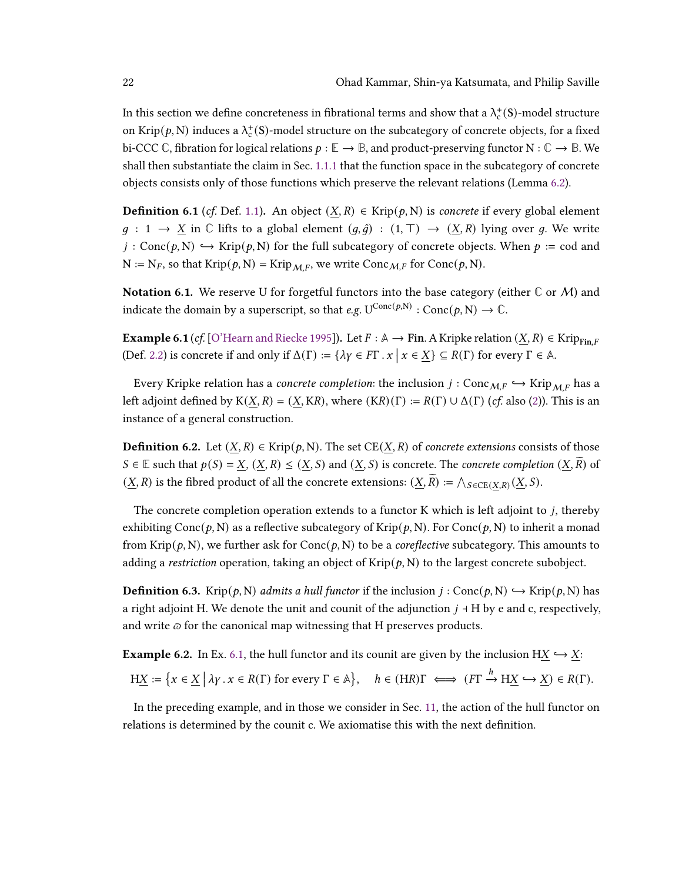In this section we define concreteness in fibrational terms and show that a $\lambda_c^+(\mathrm{S})$-model structure on $\mathrm{Krip}(p, \mathrm{N})$ induces a $\lambda_c^+(\mathrm{S})$-model structure on the subcategory of concrete objects, for a fixed bi-CCC $\mathbb{C}$, fibration for logical relations $p : \mathbb{E} \to \mathbb{B}$, and product-preserving functor $\mathrm{N} : \mathbb{C} \to \mathbb{B}$. We shall then substantiate the claim in Sec. 1.1.1 that the function space in the subcategory of concrete objects consists only of those functions which preserve the relevant relations (Lemma 6.2).

**Definition 6.1** (*cf.* Def. 1.1)**.** An object $(\underline{X}, R) \in \mathrm{Krip}(p, \mathrm{N})$ is *concrete* if every global element $g : 1 \to \underline{X}$ in $\mathbb{C}$ lifts to a global element $(g, \hat{g}) : (1, \top) \to (\underline{X}, R)$ lying over $g$. We write $j : \mathrm{Conc}(p, \mathrm{N}) \hookrightarrow \mathrm{Krip}(p, \mathrm{N})$ for the full subcategory of concrete objects. When $p := \mathrm{cod}$ and $\mathrm{N} := \mathrm{N}_F$, so that $\mathrm{Krip}(p, \mathrm{N}) = \mathrm{Krip}_{\mathcal{M},F}$, we write $\mathrm{Conc}_{\mathcal{M},F}$ for $\mathrm{Conc}(p, \mathrm{N})$.

**Notation 6.1.** We reserve U for forgetful functors into the base category (either $\mathbb{C}$ or $\mathcal{M}$) and indicate the domain by a superscript, so that *e.g.* $\mathrm{U}^{\mathrm{Conc}(p,\mathrm{N})} : \mathrm{Conc}(p, \mathrm{N}) \to \mathbb{C}$.

**Example 6.1** (*cf.* [O'Hearn and Riecke 1995])**.** Let $F : \mathbb{A} \to \mathbf{Fin}$. A Kripke relation $(\underline{X}, R) \in \mathrm{Krip}_{\mathbf{Fin},F}$ (Def. 2.2) is concrete if and only if $\Delta(\Gamma) := \{\lambda\gamma \in F\Gamma \,.\, x \mid x \in \underline{X}\} \subseteq R(\Gamma)$ for every $\Gamma \in \mathbb{A}$.

Every Kripke relation has a *concrete completion*: the inclusion $j : \mathrm{Conc}_{\mathcal{M},F} \hookrightarrow \mathrm{Krip}_{\mathcal{M},F}$ has a left adjoint defined by $\mathrm{K}(\underline{X}, R) = (\underline{X}, \mathrm{K}R)$, where $(\mathrm{K}R)(\Gamma) := R(\Gamma) \cup \Delta(\Gamma)$ (*cf.* also (2)). This is an instance of a general construction.

**Definition 6.2.** Let $(\underline{X}, R) \in \mathrm{Krip}(p, \mathrm{N})$. The set $\mathrm{CE}(\underline{X}, R)$ of *concrete extensions* consists of those $S \in \mathbb{E}$ such that $p(S) = \underline{X}$, $(\underline{X}, R) \leq (\underline{X}, S)$ and $(\underline{X}, S)$ is concrete. The *concrete completion* $(\underline{X}, \widetilde{R})$ of $(\underline{X}, R)$ is the fibred product of all the concrete extensions: $(\underline{X}, \widetilde{R}) := \bigwedge_{S \in \mathrm{CE}(\underline{X},R)} (\underline{X}, S)$.

The concrete completion operation extends to a functor K which is left adjoint to $j$, thereby exhibiting $\mathrm{Conc}(p, \mathrm{N})$ as a reflective subcategory of $\mathrm{Krip}(p, \mathrm{N})$. For $\mathrm{Conc}(p, \mathrm{N})$ to inherit a monad from $\mathrm{Krip}(p, \mathrm{N})$, we further ask for $\mathrm{Conc}(p, \mathrm{N})$ to be a *coreflective* subcategory. This amounts to adding a *restriction* operation, taking an object of $\mathrm{Krip}(p, \mathrm{N})$ to the largest concrete subobject.

**Definition 6.3.** $\mathrm{Krip}(p, \mathrm{N})$ *admits a hull functor* if the inclusion $j : \mathrm{Conc}(p, \mathrm{N}) \hookrightarrow \mathrm{Krip}(p, \mathrm{N})$ has a right adjoint H. We denote the unit and counit of the adjunction $j \dashv \mathrm{H}$ by e and c, respectively, and write $\varpi$ for the canonical map witnessing that H preserves products.

**Example 6.2.** In Ex. 6.1, the hull functor and its counit are given by the inclusion $\mathrm{H}\underline{X} \hookrightarrow \underline{X}$:

$$\mathrm{H}\underline{X} := \left\{x \in \underline{X} \,\middle|\, \lambda\gamma \,.\, x \in R(\Gamma) \text{ for every } \Gamma \in \mathbb{A}\right\}, \quad h \in (\mathrm{H}R)\Gamma \iff (F\Gamma \xrightarrow{h} \mathrm{H}\underline{X} \hookrightarrow \underline{X}) \in R(\Gamma).$$

In the preceding example, and in those we consider in Sec. 11, the action of the hull functor on relations is determined by the counit c. We axiomatise this with the next definition.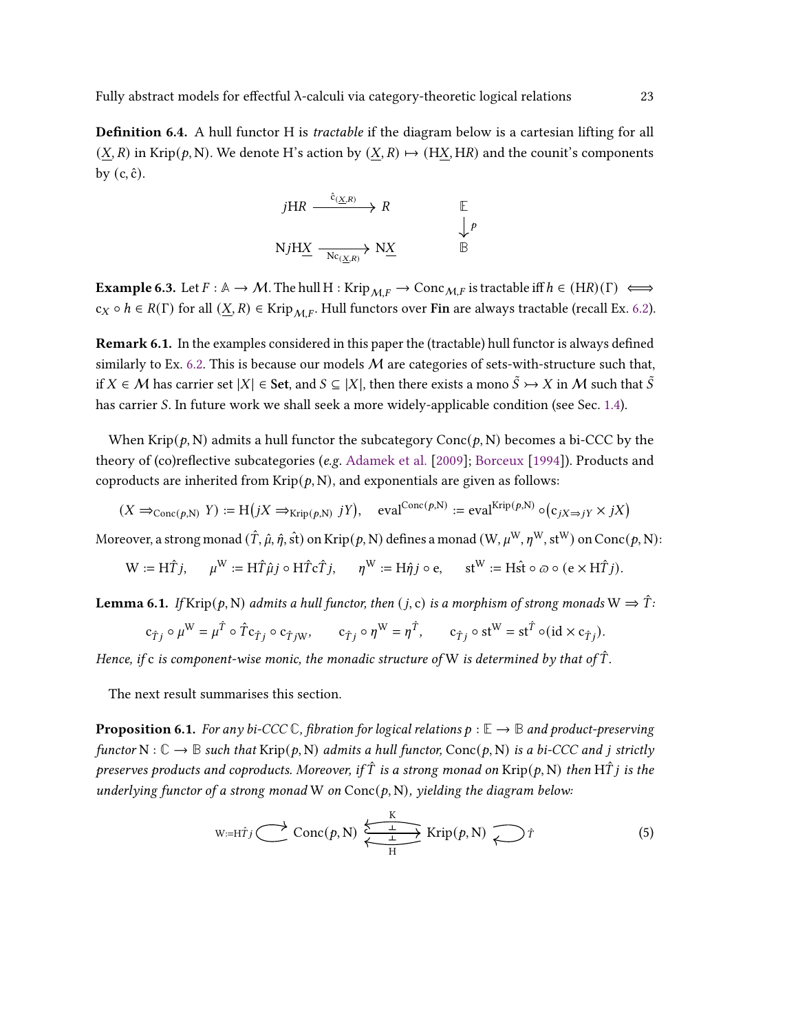**Definition 6.4.** A hull functor H is *tractable* if the diagram below is a cartesian lifting for all $(\underline{X}, R)$ in $\mathrm{Krip}(p, \mathrm{N})$. We denote H's action by $(\underline{X}, R) \mapsto (\mathrm{H}\underline{X}, \mathrm{H}R)$ and the counit's components by $(\mathrm{c}, \hat{\mathrm{c}})$.

$$
\begin{array}{ccc}
j\mathrm{H}R & \xrightarrow{\hat{\mathrm{c}}_{(\underline{X},R)}} & R \\
 & & \\
\mathrm{N}j\mathrm{H}\underline{X} & \xrightarrow[\mathrm{Nc}_{(\underline{X},R)}]{} & \mathrm{N}\underline{X}
\end{array}
\qquad\qquad
\begin{array}{c}
\mathbb{E} \\
\big\downarrow p \\
\mathbb{B}
\end{array}
$$

**Example 6.3.** Let $F : \mathbb{A} \to \mathcal{M}$. The hull $\mathrm{H} : \mathrm{Krip}_{\mathcal{M},F} \to \mathrm{Conc}_{\mathcal{M},F}$ is tractable iff $h \in (\mathrm{H}R)(\Gamma) \iff \mathrm{c}_X \circ h \in R(\Gamma)$ for all $(\underline{X}, R) \in \mathrm{Krip}_{\mathcal{M},F}$. Hull functors over **Fin** are always tractable (recall Ex. 6.2).

**Remark 6.1.** In the examples considered in this paper the (tractable) hull functor is always defined similarly to Ex. 6.2. This is because our models $\mathcal{M}$ are categories of sets-with-structure such that, if $X \in \mathcal{M}$ has carrier set $|X| \in \mathbf{Set}$, and $S \subseteq |X|$, then there exists a mono $\tilde{S} \rightarrowtail X$ in $\mathcal{M}$ such that $\tilde{S}$ has carrier $S$. In future work we shall seek a more widely-applicable condition (see Sec. 1.4).

When $\mathrm{Krip}(p, \mathrm{N})$ admits a hull functor the subcategory $\mathrm{Conc}(p, \mathrm{N})$ becomes a bi-CCC by the theory of (co)reflective subcategories (*e.g.* Adamek et al. [2009]; Borceux [1994]). Products and coproducts are inherited from $\mathrm{Krip}(p, \mathrm{N})$, and exponentials are given as follows:

$$(X \Rightarrow_{\mathrm{Conc}(p,\mathrm{N})} Y) := \mathrm{H}\big(jX \Rightarrow_{\mathrm{Krip}(p,\mathrm{N})} jY\big), \quad \mathrm{eval}^{\mathrm{Conc}(p,\mathrm{N})} := \mathrm{eval}^{\mathrm{Krip}(p,\mathrm{N})} \circ \big(\mathrm{c}_{jX \Rightarrow jY} \times jX\big)$$

Moreover, a strong monad $(\hat{T}, \hat{\mu}, \hat{\eta}, \hat{\mathrm{st}})$ on $\mathrm{Krip}(p, \mathrm{N})$ defines a monad $(\mathrm{W}, \mu^{\mathrm{W}}, \eta^{\mathrm{W}}, \mathrm{st}^{\mathrm{W}})$ on $\mathrm{Conc}(p, \mathrm{N})$:

$$\mathrm{W} := \mathrm{H}\hat{T}j, \qquad \mu^{\mathrm{W}} := \mathrm{H}\hat{T}\hat{\mu}j \circ \mathrm{H}\hat{T}\mathrm{c}\hat{T}j, \qquad \eta^{\mathrm{W}} := \mathrm{H}\hat{\eta}j \circ \mathrm{e}, \qquad \mathrm{st}^{\mathrm{W}} := \mathrm{H}\hat{\mathrm{st}} \circ \varpi \circ (\mathrm{e} \times \mathrm{H}\hat{T}j).$$

**Lemma 6.1.** *If* $\mathrm{Krip}(p, \mathrm{N})$ *admits a hull functor, then* $(j, \mathrm{c})$ *is a morphism of strong monads* $\mathrm{W} \Rightarrow \hat{T}$*:*

$$\mathrm{c}_{\hat{T}j} \circ \mu^{\mathrm{W}} = \mu^{\hat{T}} \circ \hat{T}\mathrm{c}_{\hat{T}j} \circ \mathrm{c}_{\hat{T}j\mathrm{W}}, \qquad \mathrm{c}_{\hat{T}j} \circ \eta^{\mathrm{W}} = \eta^{\hat{T}}, \qquad \mathrm{c}_{\hat{T}j} \circ \mathrm{st}^{\mathrm{W}} = \mathrm{st}^{\hat{T}} \circ (\mathrm{id} \times \mathrm{c}_{\hat{T}j}).$$

*Hence, if* c *is component-wise monic, the monadic structure of* W *is determined by that of* $\hat{T}$.

The next result summarises this section.

**Proposition 6.1.** *For any bi-CCC* $\mathbb{C}$*, fibration for logical relations* $p : \mathbb{E} \to \mathbb{B}$ *and product-preserving functor* $\mathrm{N} : \mathbb{C} \to \mathbb{B}$ *such that* $\mathrm{Krip}(p, \mathrm{N})$ *admits a hull functor,* $\mathrm{Conc}(p, \mathrm{N})$ *is a bi-CCC and* $j$ *strictly preserves products and coproducts. Moreover, if* $\hat{T}$ *is a strong monad on* $\mathrm{Krip}(p, \mathrm{N})$ *then* $\mathrm{H}\hat{T}j$ *is the underlying functor of a strong monad* W *on* $\mathrm{Conc}(p, \mathrm{N})$*, yielding the diagram below:*

$$\mathrm{W} := \mathrm{H}\hat{T}j \circlearrowright \mathrm{Conc}(p, \mathrm{N}) \underset{\mathrm{H}}{\overset{\mathrm{K}}{\leftrightarrows}} \mathrm{Krip}(p, \mathrm{N}) \circlearrowleft \hat{T} \tag{5}$$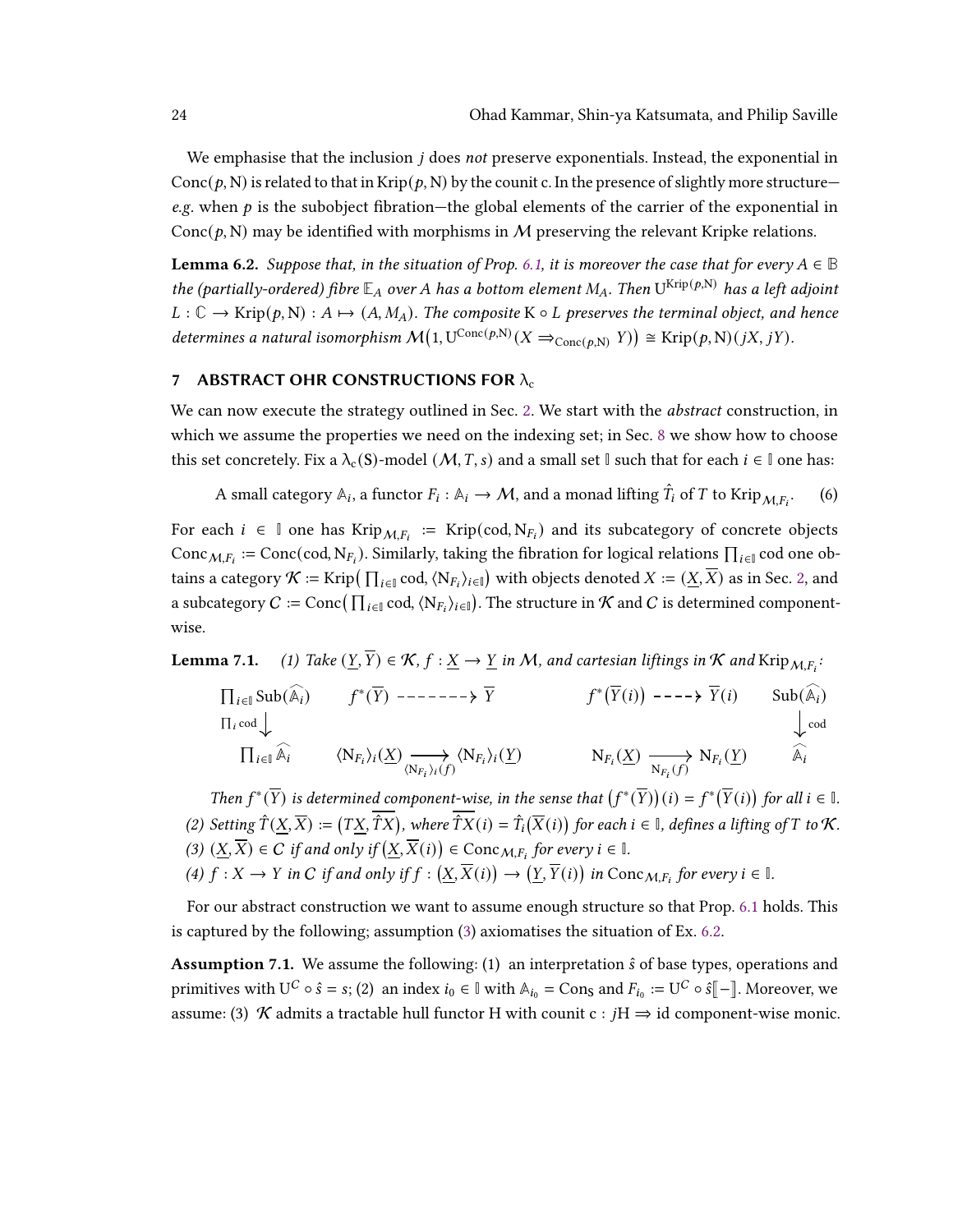We emphasise that the inclusion $j$ does *not* preserve exponentials. Instead, the exponential in $\mathrm{Conc}(p, \mathrm{N})$ is related to that in $\mathrm{Krip}(p, \mathrm{N})$ by the counit c. In the presence of slightly more structure—*e.g.* when $p$ is the subobject fibration—the global elements of the carrier of the exponential in $\mathrm{Conc}(p, \mathrm{N})$ may be identified with morphisms in $\mathcal{M}$ preserving the relevant Kripke relations.

**Lemma 6.2.** *Suppose that, in the situation of Prop. 6.1, it is moreover the case that for every $A \in \mathbb{B}$ the (partially-ordered) fibre $\mathbb{E}_A$ over $A$ has a bottom element $M_A$. Then $\mathrm{U}^{\mathrm{Krip}(p,\mathrm{N})}$ has a left adjoint $L : \mathbb{C} \to \mathrm{Krip}(p, \mathrm{N}) : A \mapsto (A, M_A)$. The composite $\mathrm{K} \circ L$ preserves the terminal object, and hence determines a natural isomorphism $\mathcal{M}\big(1, \mathrm{U}^{\mathrm{Conc}(p,\mathrm{N})}(X \Rightarrow_{\mathrm{Conc}(p,\mathrm{N})} Y)\big) \cong \mathrm{Krip}(p, \mathrm{N})(jX, jY)$.*

## 7 ABSTRACT OHR CONSTRUCTIONS FOR $\lambda_c$

We can now execute the strategy outlined in Sec. 2. We start with the *abstract* construction, in which we assume the properties we need on the indexing set; in Sec. 8 we show how to choose this set concretely. Fix a $\lambda_c(\mathbb{S})$-model $(\mathcal{M}, T, s)$ and a small set $\mathbb{I}$ such that for each $i \in \mathbb{I}$ one has:

$$\text{A small category } \mathbb{A}_i\text{, a functor } F_i : \mathbb{A}_i \to \mathcal{M}\text{, and a monad lifting } \hat{T}_i \text{ of } T \text{ to } \mathrm{Krip}_{\mathcal{M},F_i}. \tag{6}$$

For each $i \in \mathbb{I}$ one has $\mathrm{Krip}_{\mathcal{M},F_i} := \mathrm{Krip}(\mathrm{cod}, \mathrm{N}_{F_i})$ and its subcategory of concrete objects $\mathrm{Conc}_{\mathcal{M},F_i} := \mathrm{Conc}(\mathrm{cod}, \mathrm{N}_{F_i})$. Similarly, taking the fibration for logical relations $\prod_{i\in\mathbb{I}} \mathrm{cod}$ one obtains a category $\mathcal{K} := \mathrm{Krip}\big(\prod_{i\in\mathbb{I}} \mathrm{cod}, \langle \mathrm{N}_{F_i} \rangle_{i\in\mathbb{I}}\big)$ with objects denoted $X := (\underline{X}, \overline{X})$ as in Sec. 2, and a subcategory $\mathcal{C} := \mathrm{Conc}\big(\prod_{i\in\mathbb{I}} \mathrm{cod}, \langle \mathrm{N}_{F_i} \rangle_{i\in\mathbb{I}}\big)$. The structure in $\mathcal{K}$ and $\mathcal{C}$ is determined component-wise.

**Lemma 7.1.** *(1) Take $(\underline{Y}, \overline{Y}) \in \mathcal{K}$, $f : \underline{X} \to \underline{Y}$ in $\mathcal{M}$, and cartesian liftings in $\mathcal{K}$ and $\mathrm{Krip}_{\mathcal{M},F_i}$:*

$$\begin{array}{ccccc}
\prod_{i\in\mathbb{I}} \mathrm{Sub}(\widehat{\mathbb{A}_i}) & f^*(\overline{Y}) \dashrightarrow \overline{Y} & & f^*\big(\overline{Y}(i)\big) \dashrightarrow \overline{Y}(i) & \mathrm{Sub}(\widehat{\mathbb{A}_i}) \\
\downarrow {\scriptstyle \prod_i \mathrm{cod}} & & & & \downarrow {\scriptstyle \mathrm{cod}} \\
\prod_{i\in\mathbb{I}} \widehat{\mathbb{A}_i} & \langle \mathrm{N}_{F_i}\rangle_i(\underline{X}) \xrightarrow[\langle \mathrm{N}_{F_i}\rangle_i(f)]{} \langle \mathrm{N}_{F_i}\rangle_i(\underline{Y}) & & \mathrm{N}_{F_i}(\underline{X}) \xrightarrow[\mathrm{N}_{F_i}(f)]{} \mathrm{N}_{F_i}(\underline{Y}) & \widehat{\mathbb{A}_i}
\end{array}$$

*Then $f^*(\overline{Y})$ is determined component-wise, in the sense that $\big(f^*(\overline{Y})\big)(i) = f^*\big(\overline{Y}(i)\big)$ for all $i \in \mathbb{I}$.*
*(2) Setting $\hat{T}(\underline{X}, \overline{X}) := \big(T\underline{X}, \overline{\hat{T}X}\big)$, where $\overline{\hat{T}X}(i) = \hat{T}_i\big(\overline{X}(i)\big)$ for each $i \in \mathbb{I}$, defines a lifting of $T$ to $\mathcal{K}$.*
*(3) $(\underline{X}, \overline{X}) \in \mathcal{C}$ if and only if $\big(\underline{X}, \overline{X}(i)\big) \in \mathrm{Conc}_{\mathcal{M},F_i}$ for every $i \in \mathbb{I}$.*
*(4) $f : X \to Y$ in $\mathcal{C}$ if and only if $f : \big(\underline{X}, \overline{X}(i)\big) \to \big(\underline{Y}, \overline{Y}(i)\big)$ in $\mathrm{Conc}_{\mathcal{M},F_i}$ for every $i \in \mathbb{I}$.*

For our abstract construction we want to assume enough structure so that Prop. 6.1 holds. This is captured by the following; assumption (3) axiomatises the situation of Ex. 6.2.

**Assumption 7.1.** We assume the following: (1) an interpretation $\hat{s}$ of base types, operations and primitives with $\mathrm{U}^{\mathcal{C}} \circ \hat{s} = s$; (2) an index $i_0 \in \mathbb{I}$ with $\mathbb{A}_{i_0} = \mathrm{Con}_{\mathbb{S}}$ and $F_{i_0} := \mathrm{U}^{\mathcal{C}} \circ \hat{s}[\![-]\!]$. Moreover, we assume: (3) $\mathcal{K}$ admits a tractable hull functor H with counit $\mathrm{c} : j\mathrm{H} \Rightarrow \mathrm{id}$ component-wise monic.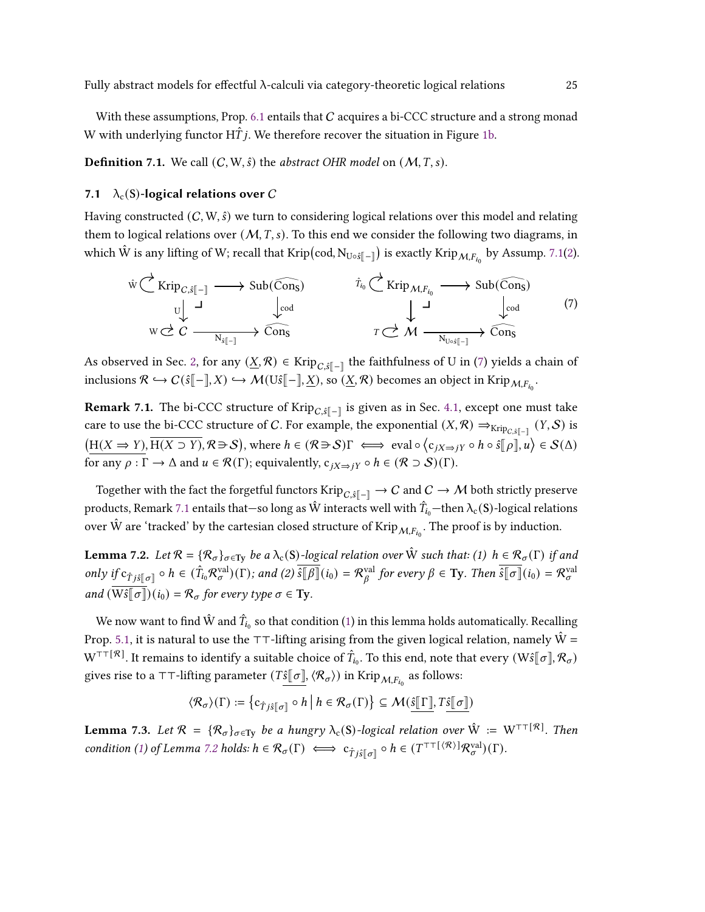With these assumptions, Prop. 6.1 entails that $\mathcal{C}$ acquires a bi-CCC structure and a strong monad $\mathrm{W}$ with underlying functor $\mathrm{H}\hat{T}j$. We therefore recover the situation in Figure 1b.

**Definition 7.1.** We call $(\mathcal{C}, \mathrm{W}, \hat{s})$ the *abstract OHR model* on $(\mathcal{M}, T, s)$.

### 7.1 $\lambda_c(\mathrm{S})$-logical relations over $\mathcal{C}$

Having constructed $(\mathcal{C}, \mathrm{W}, \hat{s})$ we turn to considering logical relations over this model and relating them to logical relations over $(\mathcal{M}, T, s)$. To this end we consider the following two diagrams, in which $\hat{\mathrm{W}}$ is any lifting of $\mathrm{W}$; recall that $\mathrm{Krip}(\mathrm{cod}, \mathrm{N}_{\mathrm{U}\circ\hat{s}[\![-]\!]})$ is exactly $\mathrm{Krip}_{\mathcal{M},F_{i_0}}$ by Assump. 7.1(2).

$$
\begin{array}{ccc}
\hat{\mathrm{W}} \circlearrowright \mathrm{Krip}_{\mathcal{C},\hat{s}[\![-]\!]} & \longrightarrow & \mathrm{Sub}(\widehat{\mathrm{Con}_\mathrm{S}}) \\
\mathrm{U}\downarrow \quad \lrcorner & & \downarrow \mathrm{cod} \\
\mathrm{W} \circlearrowright \mathcal{C} & \xrightarrow[\mathrm{N}_{\hat{s}[\![-]\!]}]{} & \widehat{\mathrm{Con}_\mathrm{S}}
\end{array}
\qquad
\begin{array}{ccc}
\hat{T}_{i_0} \circlearrowright \mathrm{Krip}_{\mathcal{M},F_{i_0}} & \longrightarrow & \mathrm{Sub}(\widehat{\mathrm{Con}_\mathrm{S}}) \\
\downarrow \quad \lrcorner & & \downarrow \mathrm{cod} \\
T \circlearrowright \mathcal{M} & \xrightarrow[\mathrm{N}_{\mathrm{U}\circ\hat{s}[\![-]\!]}]{} & \widehat{\mathrm{Con}_\mathrm{S}}
\end{array}
\qquad (7)
$$

As observed in Sec. 2, for any $(\underline{X}, \mathcal{R}) \in \mathrm{Krip}_{\mathcal{C},\hat{s}[\![-]\!]}$ the faithfulness of $\mathrm{U}$ in (7) yields a chain of inclusions $\mathcal{R} \hookrightarrow \mathcal{C}(\hat{s}[\![-]\!], X) \hookrightarrow \mathcal{M}(\mathrm{U}\hat{s}[\![-]\!], \underline{X})$, so $(\underline{X}, \mathcal{R})$ becomes an object in $\mathrm{Krip}_{\mathcal{M},F_{i_0}}$.

**Remark 7.1.** The bi-CCC structure of $\mathrm{Krip}_{\mathcal{C},\hat{s}[\![-]\!]}$ is given as in Sec. 4.1, except one must take care to use the bi-CCC structure of $\mathcal{C}$. For example, the exponential $(X, \mathcal{R}) \Rightarrow_{\mathrm{Krip}_{\mathcal{C},\hat{s}[\![-]\!]}} (Y, \mathcal{S})$ is $\left(\underline{\mathrm{H}(X \Rightarrow Y)}, \overline{\mathrm{H}(X \supset Y)}, \mathcal{R} \ni \mathcal{S}\right)$, where $h \in (\mathcal{R} \ni \mathcal{S})\Gamma \iff \mathrm{eval} \circ \left\langle \mathrm{c}_{jX \Rightarrow jY} \circ h \circ \hat{s}[\![\rho]\!], u \right\rangle \in \mathcal{S}(\Delta)$ for any $\rho : \Gamma \to \Delta$ and $u \in \mathcal{R}(\Gamma)$; equivalently, $\mathrm{c}_{jX \Rightarrow jY} \circ h \in (\mathcal{R} \supset \mathcal{S})(\Gamma)$.

Together with the fact the forgetful functors $\mathrm{Krip}_{\mathcal{C},\hat{s}[\![-]\!]} \to \mathcal{C}$ and $\mathcal{C} \to \mathcal{M}$ both strictly preserve products, Remark 7.1 entails that—so long as $\hat{\mathrm{W}}$ interacts well with $\hat{T}_{i_0}$—then $\lambda_c(\mathrm{S})$-logical relations over $\hat{\mathrm{W}}$ are 'tracked' by the cartesian closed structure of $\mathrm{Krip}_{\mathcal{M},F_{i_0}}$. The proof is by induction.

**Lemma 7.2.** *Let $\mathcal{R} = \{\mathcal{R}_\sigma\}_{\sigma \in \mathbf{Ty}}$ be a $\lambda_c(\mathrm{S})$-logical relation over $\hat{\mathrm{W}}$ such that: (1) $h \in \mathcal{R}_\sigma(\Gamma)$ if and only if $\mathrm{c}_{\hat{T}j\hat{s}[\![\sigma]\!]} \circ h \in (\hat{T}_{i_0}\mathcal{R}^{\mathrm{val}}_\sigma)(\Gamma)$; and (2) $\overline{\hat{s}[\![\beta]\!]}(i_0) = \mathcal{R}^{\mathrm{val}}_\beta$ for every $\beta \in \mathbf{Ty}$. Then $\overline{\hat{s}[\![\sigma]\!]}(i_0) = \mathcal{R}^{\mathrm{val}}_\sigma$ and $(\overline{\mathrm{W}\hat{s}[\![\sigma]\!]})(i_0) = \mathcal{R}_\sigma$ for every type $\sigma \in \mathbf{Ty}$.*

We now want to find $\hat{\mathrm{W}}$ and $\hat{T}_{i_0}$ so that condition (1) in this lemma holds automatically. Recalling Prop. 5.1, it is natural to use the $\top\top$-lifting arising from the given logical relation, namely $\hat{\mathrm{W}} = \mathrm{W}^{\top\top[\mathcal{R}]}$. It remains to identify a suitable choice of $\hat{T}_{i_0}$. To this end, note that every $(\mathrm{W}\hat{s}[\![\sigma]\!], \mathcal{R}_\sigma)$ gives rise to a $\top\top$-lifting parameter $(\underline{T\hat{s}[\![\sigma]\!]}, \langle \mathcal{R}_\sigma \rangle)$ in $\mathrm{Krip}_{\mathcal{M},F_{i_0}}$ as follows:

$$
\langle \mathcal{R}_\sigma \rangle(\Gamma) := \left\{ \mathrm{c}_{\hat{T}j\hat{s}[\![\sigma]\!]} \circ h \;\middle|\; h \in \mathcal{R}_\sigma(\Gamma) \right\} \subseteq \mathcal{M}(\underline{\hat{s}[\![\Gamma]\!]}, \underline{T\hat{s}[\![\sigma]\!]})
$$

**Lemma 7.3.** *Let $\mathcal{R} = \{\mathcal{R}_\sigma\}_{\sigma \in \mathbf{Ty}}$ be a hungry $\lambda_c(\mathrm{S})$-logical relation over $\hat{\mathrm{W}} := \mathrm{W}^{\top\top[\mathcal{R}]}$. Then condition (1) of Lemma 7.2 holds: $h \in \mathcal{R}_\sigma(\Gamma) \iff \mathrm{c}_{\hat{T}j\hat{s}[\![\sigma]\!]} \circ h \in (T^{\top\top[\langle\mathcal{R}\rangle]}\mathcal{R}^{\mathrm{val}}_\sigma)(\Gamma)$.*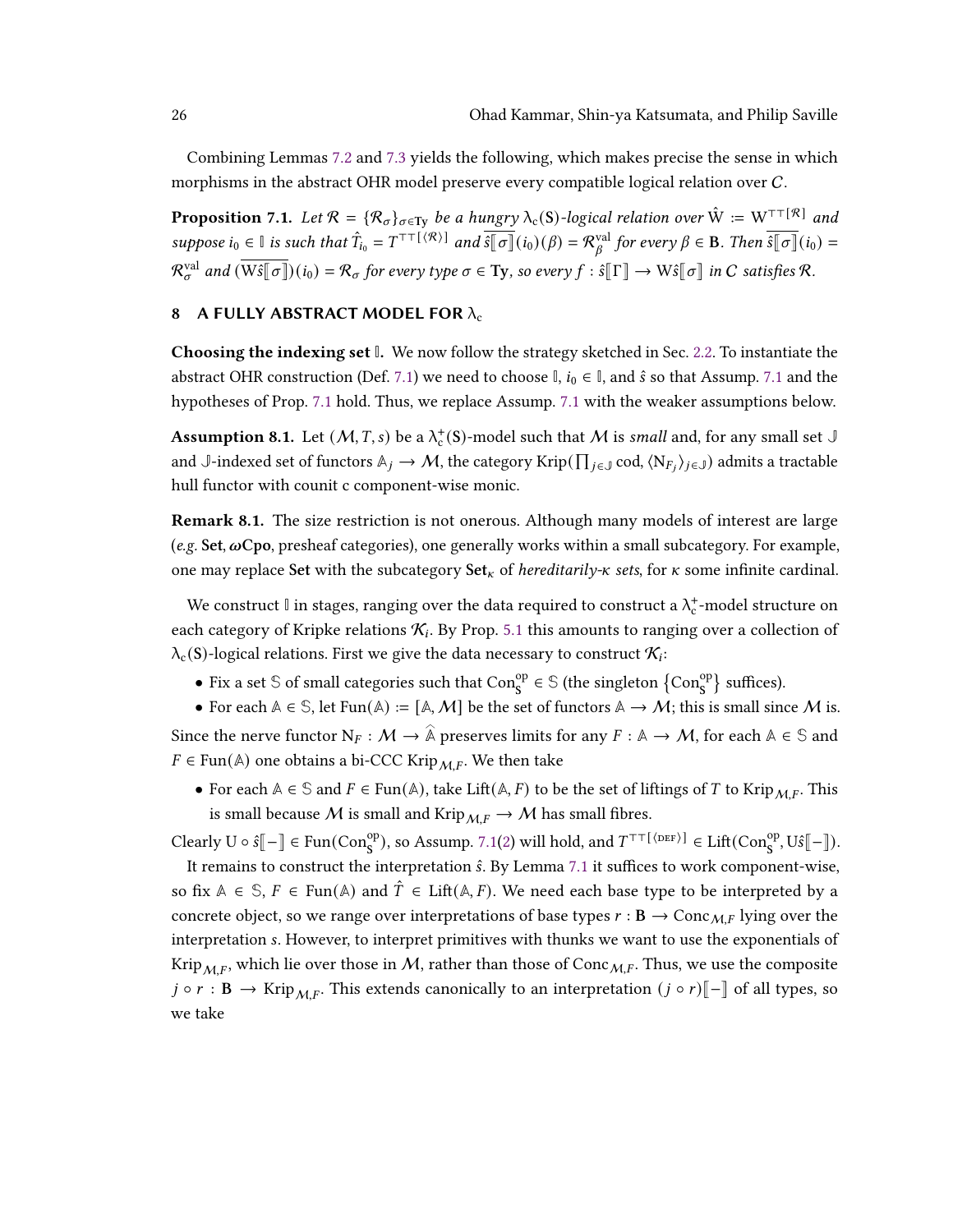Combining Lemmas 7.2 and 7.3 yields the following, which makes precise the sense in which morphisms in the abstract OHR model preserve every compatible logical relation over $C$.

**Proposition 7.1.** *Let $\mathcal{R} = \{\mathcal{R}_\sigma\}_{\sigma \in \mathbf{Ty}}$ be a hungry $\lambda_c(\mathbf{S})$-logical relation over $\hat{\mathrm{W}} := \mathrm{W}^{\top\top[\mathcal{R}]}$ and suppose $i_0 \in \mathbb{I}$ is such that $\hat{T}_{i_0} = T^{\top\top[\langle \mathcal{R} \rangle]}$ and $\overline{\hat{s}[\![\sigma]\!]}(i_0)(\beta) = \mathcal{R}^{\mathrm{val}}_\beta$ for every $\beta \in \mathbf{B}$. Then $\overline{\hat{s}[\![\sigma]\!]}(i_0) = \mathcal{R}^{\mathrm{val}}_\sigma$ and $(\overline{\mathrm{W}\hat{s}[\![\sigma]\!]})(i_0) = \mathcal{R}_\sigma$ for every type $\sigma \in \mathbf{Ty}$, so every $f : \hat{s}[\![\Gamma]\!] \to \mathrm{W}\hat{s}[\![\sigma]\!]$ in $C$ satisfies $\mathcal{R}$.*

## 8 A FULLY ABSTRACT MODEL FOR $\lambda_c$

**Choosing the indexing set $\mathbb{I}$.** We now follow the strategy sketched in Sec. 2.2. To instantiate the abstract OHR construction (Def. 7.1) we need to choose $\mathbb{I}$, $i_0 \in \mathbb{I}$, and $\hat{s}$ so that Assump. 7.1 and the hypotheses of Prop. 7.1 hold. Thus, we replace Assump. 7.1 with the weaker assumptions below.

**Assumption 8.1.** Let $(\mathcal{M}, T, s)$ be a $\lambda_c^+(\mathbf{S})$-model such that $\mathcal{M}$ is *small* and, for any small set $\mathbb{J}$ and $\mathbb{J}$-indexed set of functors $\mathbb{A}_j \to \mathcal{M}$, the category $\mathrm{Krip}(\prod_{j \in \mathbb{J}} \mathrm{cod}, \langle \mathrm{N}_{F_j} \rangle_{j \in \mathbb{J}})$ admits a tractable hull functor with counit c component-wise monic.

**Remark 8.1.** The size restriction is not onerous. Although many models of interest are large (*e.g.* $\mathbf{Set}$, $\boldsymbol{\omega}\mathbf{Cpo}$, presheaf categories), one generally works within a small subcategory. For example, one may replace $\mathbf{Set}$ with the subcategory $\mathbf{Set}_\kappa$ of *hereditarily-$\kappa$ sets*, for $\kappa$ some infinite cardinal.

We construct $\mathbb{I}$ in stages, ranging over the data required to construct a $\lambda_c^+$-model structure on each category of Kripke relations $\mathcal{K}_i$. By Prop. 5.1 this amounts to ranging over a collection of $\lambda_c(\mathbf{S})$-logical relations. First we give the data necessary to construct $\mathcal{K}_i$:

- Fix a set $\mathbb{S}$ of small categories such that $\mathrm{Con}_{\mathbf{S}}^{\mathrm{op}} \in \mathbb{S}$ (the singleton $\{\mathrm{Con}_{\mathbf{S}}^{\mathrm{op}}\}$ suffices).
- For each $\mathbb{A} \in \mathbb{S}$, let $\mathrm{Fun}(\mathbb{A}) := [\mathbb{A}, \mathcal{M}]$ be the set of functors $\mathbb{A} \to \mathcal{M}$; this is small since $\mathcal{M}$ is.

Since the nerve functor $\mathrm{N}_F : \mathcal{M} \to \widehat{\mathbb{A}}$ preserves limits for any $F : \mathbb{A} \to \mathcal{M}$, for each $\mathbb{A} \in \mathbb{S}$ and $F \in \mathrm{Fun}(\mathbb{A})$ one obtains a bi-CCC $\mathrm{Krip}_{\mathcal{M},F}$. We then take

- For each $\mathbb{A} \in \mathbb{S}$ and $F \in \mathrm{Fun}(\mathbb{A})$, take $\mathrm{Lift}(\mathbb{A}, F)$ to be the set of liftings of $T$ to $\mathrm{Krip}_{\mathcal{M},F}$. This is small because $\mathcal{M}$ is small and $\mathrm{Krip}_{\mathcal{M},F} \to \mathcal{M}$ has small fibres.

Clearly $\mathrm{U} \circ \hat{s}[\![-]\!] \in \mathrm{Fun}(\mathrm{Con}_{\mathbf{S}}^{\mathrm{op}})$, so Assump. 7.1(2) will hold, and $T^{\top\top[\langle \mathrm{DEF} \rangle]} \in \mathrm{Lift}(\mathrm{Con}_{\mathbf{S}}^{\mathrm{op}}, \mathrm{U}\hat{s}[\![-]\!])$.

It remains to construct the interpretation $\hat{s}$. By Lemma 7.1 it suffices to work component-wise, so fix $\mathbb{A} \in \mathbb{S}$, $F \in \mathrm{Fun}(\mathbb{A})$ and $\hat{T} \in \mathrm{Lift}(\mathbb{A}, F)$. We need each base type to be interpreted by a concrete object, so we range over interpretations of base types $r : \mathbf{B} \to \mathrm{Conc}_{\mathcal{M},F}$ lying over the interpretation $s$. However, to interpret primitives with thunks we want to use the exponentials of $\mathrm{Krip}_{\mathcal{M},F}$, which lie over those in $\mathcal{M}$, rather than those of $\mathrm{Conc}_{\mathcal{M},F}$. Thus, we use the composite $j \circ r : \mathbf{B} \to \mathrm{Krip}_{\mathcal{M},F}$. This extends canonically to an interpretation $(j \circ r)[\![-]\!]$ of all types, so we take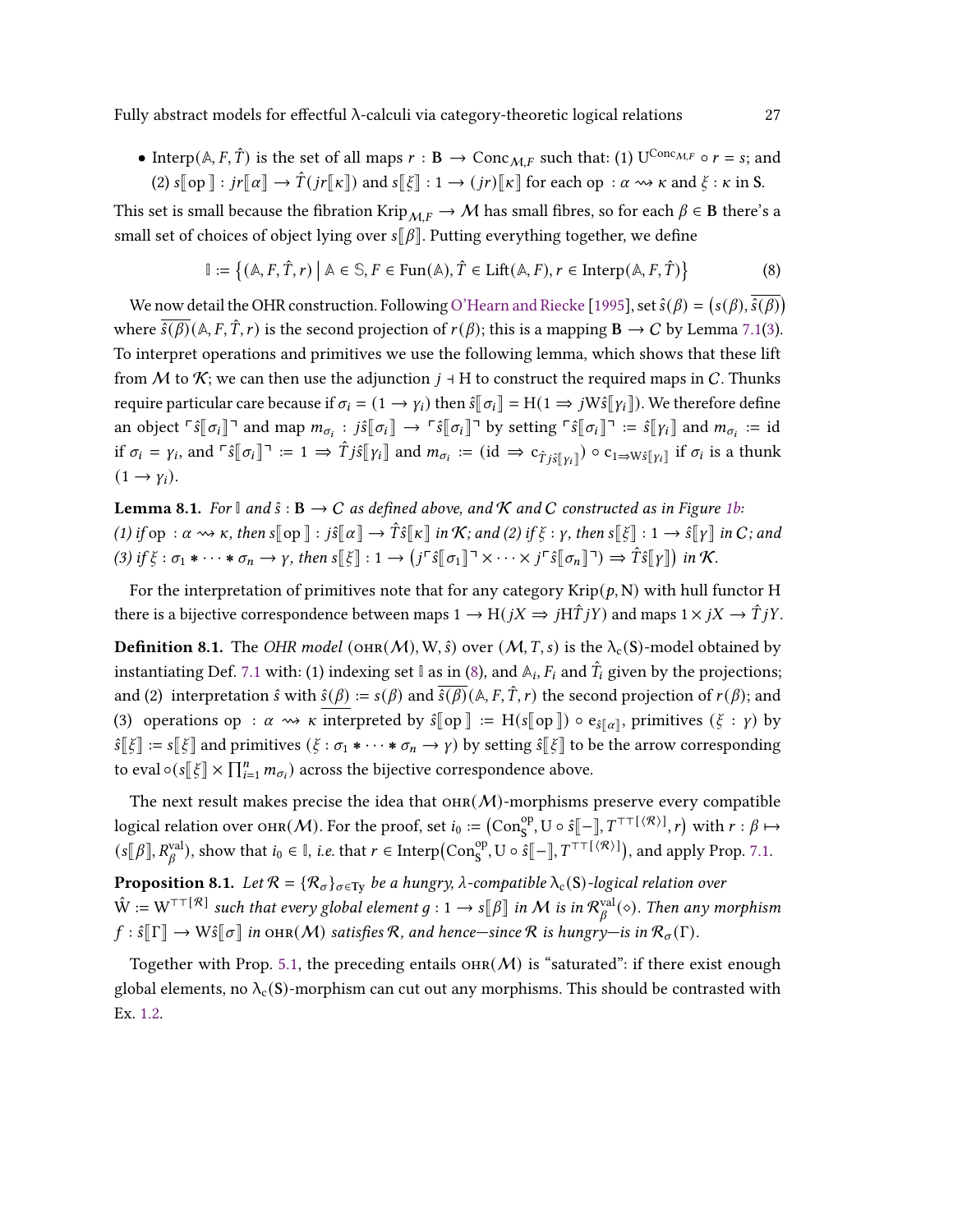- $\mathrm{Interp}(\mathbb{A}, F, \hat{T})$ is the set of all maps $r : \mathbf{B} \to \mathrm{Conc}_{\mathcal{M},F}$ such that: (1) $\mathrm{U}^{\mathrm{Conc}_{\mathcal{M},F}} \circ r = s$; and (2) $s[\![\mathrm{op}]\!] : jr[\![\alpha]\!] \to \hat{T}(jr[\![\kappa]\!])$ and $s[\![\xi]\!] : 1 \to (jr)[\![\kappa]\!]$ for each $\mathrm{op} : \alpha \rightsquigarrow \kappa$ and $\xi : \kappa$ in $\mathbf{S}$.

This set is small because the fibration $\mathrm{Krip}_{\mathcal{M},F} \to \mathcal{M}$ has small fibres, so for each $\beta \in \mathbf{B}$ there's a small set of choices of object lying over $s[\![\beta]\!]$. Putting everything together, we define

$$\mathbb{I} := \left\{ (\mathbb{A}, F, \hat{T}, r) \;\middle|\; \mathbb{A} \in \mathbb{S}, F \in \mathrm{Fun}(\mathbb{A}), \hat{T} \in \mathrm{Lift}(\mathbb{A}, F), r \in \mathrm{Interp}(\mathbb{A}, F, \hat{T}) \right\} \tag{8}$$

We now detail the OHR construction. Following O'Hearn and Riecke [1995], set $\hat{s}(\beta) = \big(s(\beta), \overline{\hat{s}(\beta)}\big)$ where $\overline{\hat{s}(\beta)}(\mathbb{A}, F, \hat{T}, r)$ is the second projection of $r(\beta)$; this is a mapping $\mathbf{B} \to \mathcal{C}$ by Lemma 7.1(3). To interpret operations and primitives we use the following lemma, which shows that these lift from $\mathcal{M}$ to $\mathcal{K}$; we can then use the adjunction $j \dashv \mathrm{H}$ to construct the required maps in $\mathcal{C}$. Thunks require particular care because if $\sigma_i = (1 \to \gamma_i)$ then $\hat{s}[\![\sigma_i]\!] = \mathrm{H}(1 \Rightarrow j\mathrm{W}\hat{s}[\![\gamma_i]\!])$. We therefore define an object $\ulcorner \hat{s}[\![\sigma_i]\!] \urcorner$ and map $m_{\sigma_i} : j\hat{s}[\![\sigma_i]\!] \to \ulcorner \hat{s}[\![\sigma_i]\!] \urcorner$ by setting $\ulcorner \hat{s}[\![\sigma_i]\!] \urcorner := \hat{s}[\![\gamma_i]\!]$ and $m_{\sigma_i} := \mathrm{id}$ if $\sigma_i = \gamma_i$, and $\ulcorner \hat{s}[\![\sigma_i]\!] \urcorner := 1 \Rightarrow \hat{T} j\hat{s}[\![\gamma_i]\!]$ and $m_{\sigma_i} := (\mathrm{id} \Rightarrow \mathrm{c}_{\hat{T} j\hat{s}[\![\gamma_i]\!]}) \circ \mathrm{c}_{1 \Rightarrow \mathrm{W}\hat{s}[\![\gamma_i]\!]}$ if $\sigma_i$ is a thunk $(1 \to \gamma_i)$.

**Lemma 8.1.** *For $\mathbb{I}$ and $\hat{s} : \mathbf{B} \to \mathcal{C}$ as defined above, and $\mathcal{K}$ and $\mathcal{C}$ constructed as in Figure 1b: (1) if $\mathrm{op} : \alpha \rightsquigarrow \kappa$, then $s[\![\mathrm{op}]\!] : j\hat{s}[\![\alpha]\!] \to \hat{T}\hat{s}[\![\kappa]\!]$ in $\mathcal{K}$; and (2) if $\xi : \gamma$, then $s[\![\xi]\!] : 1 \to \hat{s}[\![\gamma]\!]$ in $\mathcal{C}$; and (3) if $\xi : \sigma_1 * \cdots * \sigma_n \to \gamma$, then $s[\![\xi]\!] : 1 \to \big(j\ulcorner \hat{s}[\![\sigma_1]\!] \urcorner \times \cdots \times j\ulcorner \hat{s}[\![\sigma_n]\!] \urcorner\big) \Rightarrow \hat{T}\hat{s}[\![\gamma]\!]\big)$ in $\mathcal{K}$.*

For the interpretation of primitives note that for any category $\mathrm{Krip}(p, \mathrm{N})$ with hull functor $\mathrm{H}$ there is a bijective correspondence between maps $1 \to \mathrm{H}(jX \Rightarrow j\mathrm{H}\hat{T} jY)$ and maps $1 \times jX \to \hat{T} jY$.

**Definition 8.1.** The *OHR model* $(\textsc{ohr}(\mathcal{M}), \mathrm{W}, \hat{s})$ over $(\mathcal{M}, T, s)$ is the $\lambda_{\mathrm{c}}(\mathbf{S})$-model obtained by instantiating Def. 7.1 with: (1) indexing set $\mathbb{I}$ as in (8), and $\mathbb{A}_i$, $F_i$ and $\hat{T}_i$ given by the projections; and (2) interpretation $\hat{s}$ with $\underline{\hat{s}(\beta)} := s(\beta)$ and $\overline{\hat{s}(\beta)}(\mathbb{A}, F, \hat{T}, r)$ the second projection of $r(\beta)$; and (3) operations $\mathrm{op} : \alpha \rightsquigarrow \kappa$ interpreted by $\hat{s}[\![\mathrm{op}]\!] := \mathrm{H}(s[\![\mathrm{op}]\!]) \circ \mathrm{e}_{\hat{s}[\![\alpha]\!]}$, primitives $(\xi : \gamma)$ by $\hat{s}[\![\xi]\!] := s[\![\xi]\!]$ and primitives $(\xi : \sigma_1 * \cdots * \sigma_n \to \gamma)$ by setting $\hat{s}[\![\xi]\!]$ to be the arrow corresponding to $\mathrm{eval} \circ (s[\![\xi]\!] \times \prod_{i=1}^{n} m_{\sigma_i})$ across the bijective correspondence above.

The next result makes precise the idea that $\textsc{ohr}(\mathcal{M})$-morphisms preserve every compatible logical relation over $\textsc{ohr}(\mathcal{M})$. For the proof, set $i_0 := \big(\mathrm{Con}_{\mathbf{S}}^{\mathrm{op}}, \mathrm{U} \circ \hat{s}[\![-]\!], T^{\top\top[\langle \mathcal{R} \rangle]}, r\big)$ with $r : \beta \mapsto (s[\![\beta]\!], R_{\beta}^{\mathrm{val}})$, show that $i_0 \in \mathbb{I}$, *i.e.* that $r \in \mathrm{Interp}\big(\mathrm{Con}_{\mathbf{S}}^{\mathrm{op}}, \mathrm{U} \circ \hat{s}[\![-]\!], T^{\top\top[\langle \mathcal{R} \rangle]}\big)$, and apply Prop. 7.1.

**Proposition 8.1.** *Let $\mathcal{R} = \{\mathcal{R}_{\sigma}\}_{\sigma \in \mathrm{Ty}}$ be a hungry, $\lambda$-compatible $\lambda_{\mathrm{c}}(\mathbf{S})$-logical relation over $\hat{\mathrm{W}} := \mathrm{W}^{\top\top[\mathcal{R}]}$ such that every global element $g : 1 \to s[\![\beta]\!]$ in $\mathcal{M}$ is in $\mathcal{R}_{\beta}^{\mathrm{val}}(\diamond)$. Then any morphism $f : \hat{s}[\![\Gamma]\!] \to \mathrm{W}\hat{s}[\![\sigma]\!]$ in $\textsc{ohr}(\mathcal{M})$ satisfies $\mathcal{R}$, and hence—since $\mathcal{R}$ is hungry—is in $\mathcal{R}_{\sigma}(\Gamma)$.*

Together with Prop. 5.1, the preceding entails $\textsc{ohr}(\mathcal{M})$ is "saturated": if there exist enough global elements, no $\lambda_{\mathrm{c}}(\mathbf{S})$-morphism can cut out any morphisms. This should be contrasted with Ex. 1.2.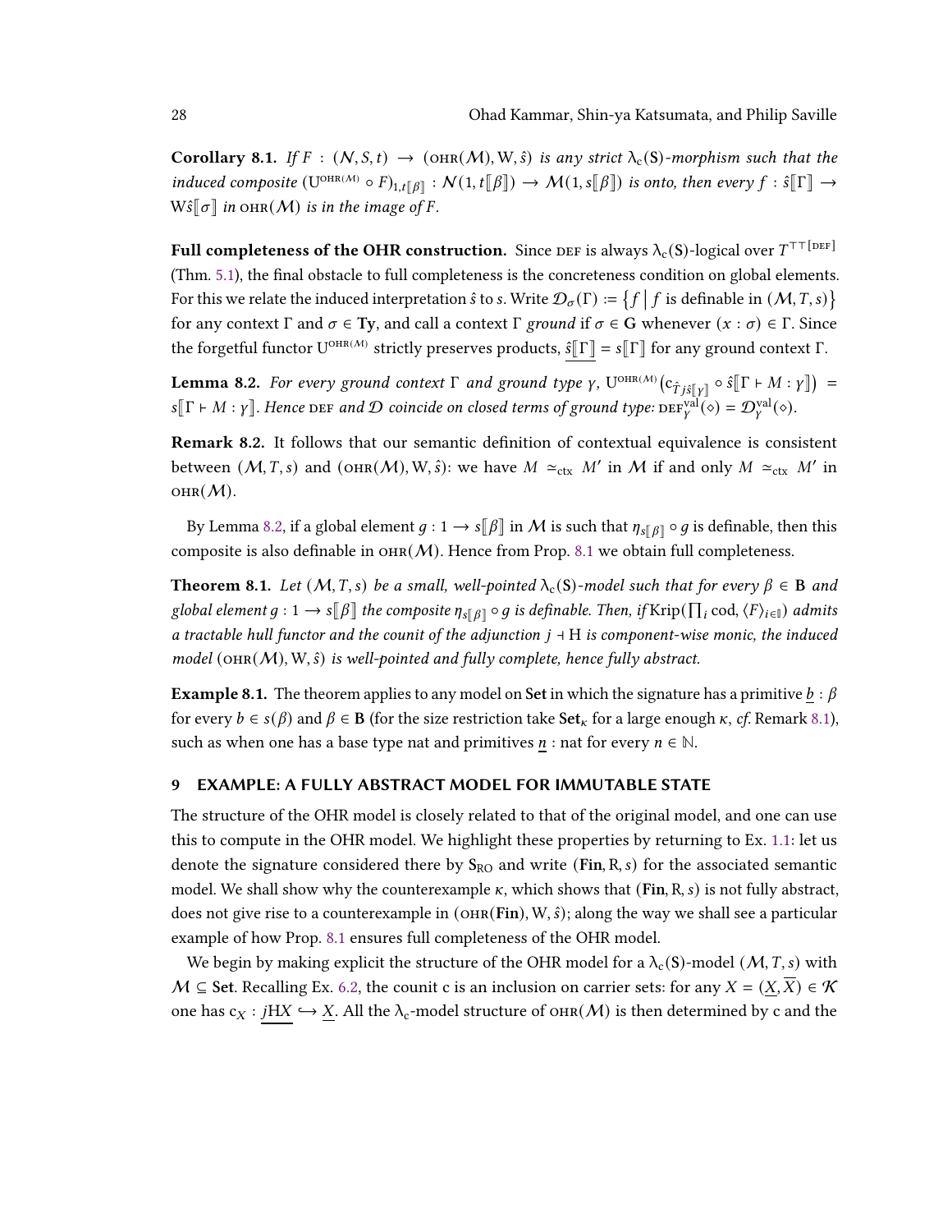**Corollary 8.1.** *If $F : (\mathcal{N}, S, t) \to (\textsc{ohr}(\mathcal{M}), \mathrm{W}, \hat{s})$ is any strict $\lambda_c(\mathbf{S})$-morphism such that the induced composite $(\mathrm{U}^{\textsc{ohr}(\mathcal{M})} \circ F)_{1,t[\![\beta]\!]} : \mathcal{N}(1, t[\![\beta]\!]) \to \mathcal{M}(1, s[\![\beta]\!])$ is onto, then every $f : \hat{s}[\![\Gamma]\!] \to \mathrm{W}\hat{s}[\![\sigma]\!]$ in $\textsc{ohr}(\mathcal{M})$ is in the image of $F$.*

**Full completeness of the OHR construction.** Since $\textsc{def}$ is always $\lambda_c(\mathbf{S})$-logical over $T^{\top\top[\textsc{def}]}$ (Thm. 5.1), the final obstacle to full completeness is the concreteness condition on global elements. For this we relate the induced interpretation $\hat{s}$ to $s$. Write $\mathcal{D}_\sigma(\Gamma) := \{ f \mid f \text{ is definable in } (\mathcal{M}, T, s) \}$ for any context $\Gamma$ and $\sigma \in \mathbf{Ty}$, and call a context $\Gamma$ *ground* if $\sigma \in \mathbf{G}$ whenever $(x : \sigma) \in \Gamma$. Since the forgetful functor $\mathrm{U}^{\textsc{ohr}(\mathcal{M})}$ strictly preserves products, $\underline{\hat{s}[\![\Gamma]\!]} = s[\![\Gamma]\!]$ for any ground context $\Gamma$.

**Lemma 8.2.** *For every ground context $\Gamma$ and ground type $\gamma$, $\mathrm{U}^{\textsc{ohr}(\mathcal{M})}\big(\mathrm{c}_{\hat{T} j \hat{s}[\![\gamma]\!]} \circ \hat{s}[\![\Gamma \vdash M : \gamma]\!]\big) = s[\![\Gamma \vdash M : \gamma]\!]$. Hence $\textsc{def}$ and $\mathcal{D}$ coincide on closed terms of ground type: $\textsc{def}^{\mathrm{val}}_\gamma(\diamond) = \mathcal{D}^{\mathrm{val}}_\gamma(\diamond)$.*

**Remark 8.2.** It follows that our semantic definition of contextual equivalence is consistent between $(\mathcal{M}, T, s)$ and $(\textsc{ohr}(\mathcal{M}), \mathrm{W}, \hat{s})$: we have $M \simeq_{\mathrm{ctx}} M'$ in $\mathcal{M}$ if and only $M \simeq_{\mathrm{ctx}} M'$ in $\textsc{ohr}(\mathcal{M})$.

By Lemma 8.2, if a global element $g : 1 \to s[\![\beta]\!]$ in $\mathcal{M}$ is such that $\eta_{s[\![\beta]\!]} \circ g$ is definable, then this composite is also definable in $\textsc{ohr}(\mathcal{M})$. Hence from Prop. 8.1 we obtain full completeness.

**Theorem 8.1.** *Let $(\mathcal{M}, T, s)$ be a small, well-pointed $\lambda_c(\mathbf{S})$-model such that for every $\beta \in \mathbf{B}$ and global element $g : 1 \to s[\![\beta]\!]$ the composite $\eta_{s[\![\beta]\!]} \circ g$ is definable. Then, if $\mathrm{Krip}(\prod_i \mathrm{cod}, \langle F \rangle_{i \in \mathbb{I}})$ admits a tractable hull functor and the counit of the adjunction $j \dashv \mathrm{H}$ is component-wise monic, the induced model $(\textsc{ohr}(\mathcal{M}), \mathrm{W}, \hat{s})$ is well-pointed and fully complete, hence fully abstract.*

**Example 8.1.** The theorem applies to any model on $\mathbf{Set}$ in which the signature has a primitive $\underline{b} : \beta$ for every $b \in s(\beta)$ and $\beta \in \mathbf{B}$ (for the size restriction take $\mathbf{Set}_\kappa$ for a large enough $\kappa$, *cf.* Remark 8.1), such as when one has a base type nat and primitives $\underline{n}$ : nat for every $n \in \mathbb{N}$.

## 9 EXAMPLE: A FULLY ABSTRACT MODEL FOR IMMUTABLE STATE

The structure of the OHR model is closely related to that of the original model, and one can use this to compute in the OHR model. We highlight these properties by returning to Ex. 1.1: let us denote the signature considered there by $\mathrm{S}_{\mathrm{RO}}$ and write $(\mathbf{Fin}, \mathrm{R}, s)$ for the associated semantic model. We shall show why the counterexample $\kappa$, which shows that $(\mathbf{Fin}, \mathrm{R}, s)$ is not fully abstract, does not give rise to a counterexample in $(\textsc{ohr}(\mathbf{Fin}), \mathrm{W}, \hat{s})$; along the way we shall see a particular example of how Prop. 8.1 ensures full completeness of the OHR model.

We begin by making explicit the structure of the OHR model for a $\lambda_c(\mathbf{S})$-model $(\mathcal{M}, T, s)$ with $\mathcal{M} \subseteq \mathbf{Set}$. Recalling Ex. 6.2, the counit c is an inclusion on carrier sets: for any $X = (\underline{X}, \overline{X}) \in \mathcal{K}$ one has $\mathrm{c}_X : \underline{j\mathrm{H}X} \hookrightarrow \underline{X}$. All the $\lambda_c$-model structure of $\textsc{ohr}(\mathcal{M})$ is then determined by c and the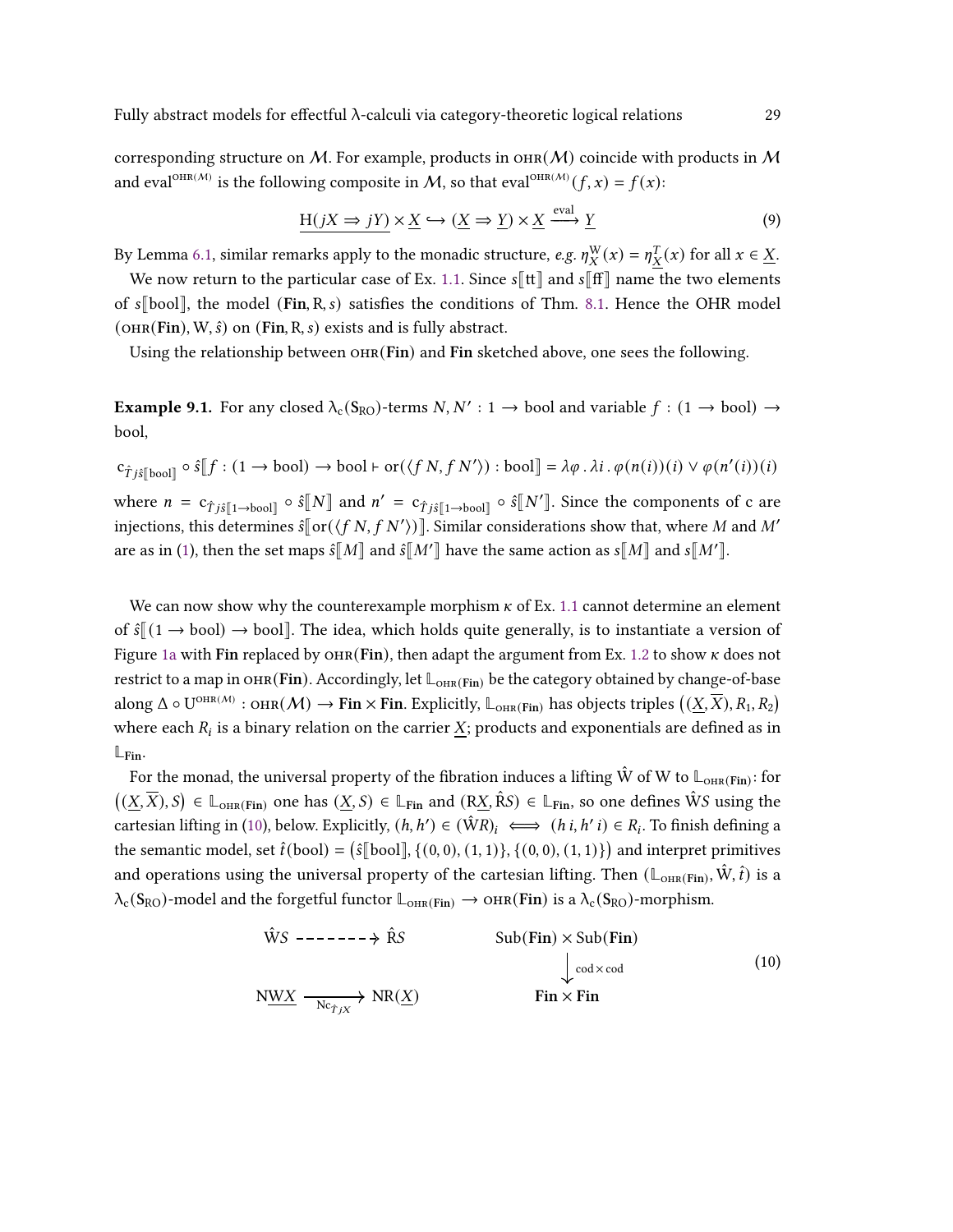corresponding structure on $\mathcal{M}$. For example, products in $\text{OHR}(\mathcal{M})$ coincide with products in $\mathcal{M}$ and $\text{eval}^{\text{OHR}(\mathcal{M})}$ is the following composite in $\mathcal{M}$, so that $\text{eval}^{\text{OHR}(\mathcal{M})}(f,x) = f(x)$:

$$\underline{\text{H}(jX \Rightarrow jY)} \times \underline{X} \hookrightarrow (\underline{X} \Rightarrow \underline{Y}) \times \underline{X} \xrightarrow{\text{eval}} \underline{Y} \tag{9}$$

By Lemma 6.1, similar remarks apply to the monadic structure, *e.g.* $\eta^{\text{W}}_X(x) = \eta^T_{\underline{X}}(x)$ for all $x \in \underline{X}$.

We now return to the particular case of Ex. 1.1. Since $s[\![\text{tt}]\!]$ and $s[\![\text{ff}]\!]$ name the two elements of $s[\![\text{bool}]\!]$, the model $(\mathbf{Fin}, \text{R}, s)$ satisfies the conditions of Thm. 8.1. Hence the OHR model $(\text{OHR}(\mathbf{Fin}), \text{W}, \hat{s})$ on $(\mathbf{Fin}, \text{R}, s)$ exists and is fully abstract.

Using the relationship between $\text{OHR}(\mathbf{Fin})$ and $\mathbf{Fin}$ sketched above, one sees the following.

**Example 9.1.** For any closed $\lambda_c(\text{S}_{\text{RO}})$-terms $N, N' : 1 \to \text{bool}$ and variable $f : (1 \to \text{bool}) \to \text{bool}$,

$$\text{c}_{\hat{T} j \hat{s}[\![\text{bool}]\!]} \circ \hat{s}[\![f : (1 \to \text{bool}) \to \text{bool} \vdash \text{or}(\langle f\,N, f\,N' \rangle) : \text{bool}]\!] = \lambda \varphi \,.\, \lambda i \,.\, \varphi(n(i))(i) \vee \varphi(n'(i))(i)$$

where $n = \text{c}_{\hat{T} j \hat{s}[\![1 \to \text{bool}]\!]} \circ \hat{s}[\![N]\!]$ and $n' = \text{c}_{\hat{T} j \hat{s}[\![1 \to \text{bool}]\!]} \circ \hat{s}[\![N']\!]$. Since the components of c are injections, this determines $\hat{s}[\![\text{or}(\langle f\,N, f\,N' \rangle)]\!]$. Similar considerations show that, where $M$ and $M'$ are as in (1), then the set maps $\hat{s}[\![M]\!]$ and $\hat{s}[\![M']\!]$ have the same action as $s[\![M]\!]$ and $s[\![M']\!]$.

We can now show why the counterexample morphism $\kappa$ of Ex. 1.1 cannot determine an element of $\hat{s}[\![(1 \to \text{bool}) \to \text{bool}]\!]$. The idea, which holds quite generally, is to instantiate a version of Figure 1a with $\mathbf{Fin}$ replaced by $\text{OHR}(\mathbf{Fin})$, then adapt the argument from Ex. 1.2 to show $\kappa$ does not restrict to a map in $\text{OHR}(\mathbf{Fin})$. Accordingly, let $\mathbb{L}_{\text{OHR}(\mathbf{Fin})}$ be the category obtained by change-of-base along $\Delta \circ \text{U}^{\text{OHR}(\mathcal{M})} : \text{OHR}(\mathcal{M}) \to \mathbf{Fin} \times \mathbf{Fin}$. Explicitly, $\mathbb{L}_{\text{OHR}(\mathbf{Fin})}$ has objects triples $\big((\underline{X}, \overline{X}), R_1, R_2\big)$ where each $R_i$ is a binary relation on the carrier $\underline{X}$; products and exponentials are defined as in $\mathbb{L}_{\mathbf{Fin}}$.

For the monad, the universal property of the fibration induces a lifting $\hat{\text{W}}$ of W to $\mathbb{L}_{\text{OHR}(\mathbf{Fin})}$: for $\big((\underline{X}, \overline{X}), S\big) \in \mathbb{L}_{\text{OHR}(\mathbf{Fin})}$ one has $(\underline{X}, S) \in \mathbb{L}_{\mathbf{Fin}}$ and $(\text{R}\underline{X}, \hat{\text{R}}S) \in \mathbb{L}_{\mathbf{Fin}}$, so one defines $\hat{\text{W}}S$ using the cartesian lifting in (10), below. Explicitly, $(h, h') \in (\hat{\text{W}}R)_i \iff (h\,i, h'\,i) \in R_i$. To finish defining a the semantic model, set $\hat{t}(\text{bool}) = \big(\hat{s}[\![\text{bool}]\!], \{(0,0),(1,1)\}, \{(0,0),(1,1)\}\big)$ and interpret primitives and operations using the universal property of the cartesian lifting. Then $(\mathbb{L}_{\text{OHR}(\mathbf{Fin})}, \hat{\text{W}}, \hat{t})$ is a $\lambda_c(\text{S}_{\text{RO}})$-model and the forgetful functor $\mathbb{L}_{\text{OHR}(\mathbf{Fin})} \to \text{OHR}(\mathbf{Fin})$ is a $\lambda_c(\text{S}_{\text{RO}})$-morphism.

$$\begin{array}{ccc} \hat{\text{W}}S & \dashrightarrow & \hat{\text{R}}S \\ & & \\ \text{N}\underline{\text{W}X} & \xrightarrow{\text{Nc}_{\hat{T}jX}} & \text{NR}(\underline{X}) \end{array} \qquad\qquad \begin{array}{c} \text{Sub}(\mathbf{Fin}) \times \text{Sub}(\mathbf{Fin}) \\ \big\downarrow \text{cod} \times \text{cod} \\ \mathbf{Fin} \times \mathbf{Fin} \end{array} \tag{10}$$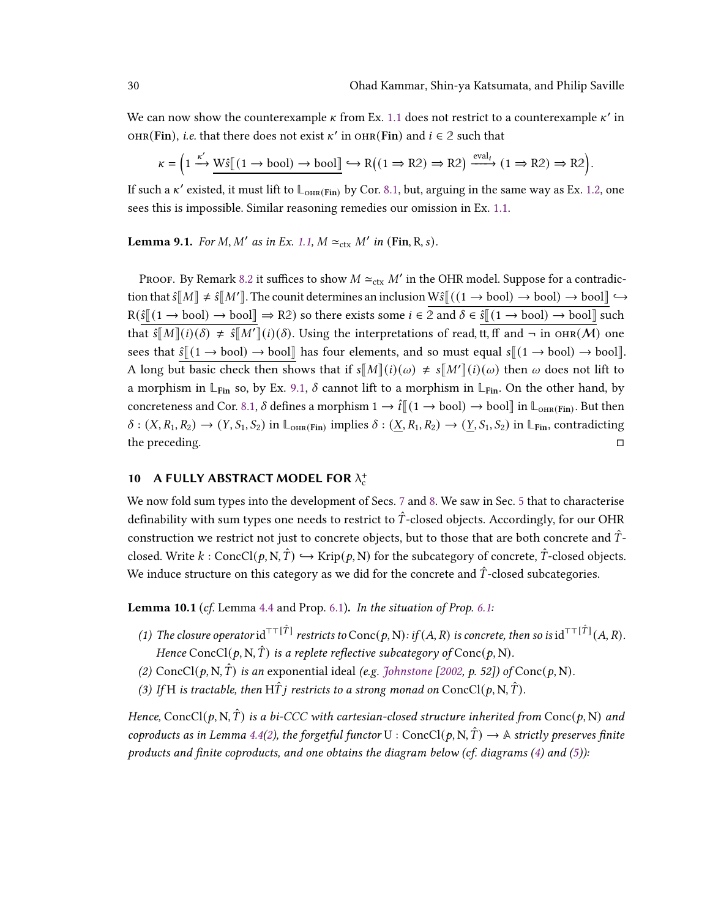We can now show the counterexample $\kappa$ from Ex. 1.1 does not restrict to a counterexample $\kappa'$ in $\textsc{ohr}(\mathbf{Fin})$, *i.e.* that there does not exist $\kappa'$ in $\textsc{ohr}(\mathbf{Fin})$ and $i \in 2$ such that

$$\kappa = \left(1 \xrightarrow{\kappa'} \underline{\mathrm{W}\hat{s}[\![(1 \to \mathrm{bool}) \to \mathrm{bool}]\!]} \hookrightarrow \mathrm{R}\big((1 \Rightarrow \mathrm{R}2) \Rightarrow \mathrm{R}2\big) \xrightarrow{\mathrm{eval}_i} (1 \Rightarrow \mathrm{R}2) \Rightarrow \mathrm{R}2\right).$$

If such a $\kappa'$ existed, it must lift to $\mathbb{L}_{\textsc{ohr}(\mathbf{Fin})}$ by Cor. 8.1, but, arguing in the same way as Ex. 1.2, one sees this is impossible. Similar reasoning remedies our omission in Ex. 1.1.

**Lemma 9.1.** *For $M, M'$ as in Ex. 1.1, $M \simeq_{\mathrm{ctx}} M'$ in $(\mathbf{Fin}, \mathrm{R}, s)$.*

Proof. By Remark 8.2 it suffices to show $M \simeq_{\mathrm{ctx}} M'$ in the OHR model. Suppose for a contradiction that $\hat{s}[\![M]\!] \neq \hat{s}[\![M']\!]$. The counit determines an inclusion $\underline{\mathrm{W}\hat{s}[\![((1 \to \mathrm{bool}) \to \mathrm{bool}) \to \mathrm{bool}]\!]} \hookrightarrow \mathrm{R}(\underline{\hat{s}[\![(1 \to \mathrm{bool}) \to \mathrm{bool}]\!]} \Rightarrow \mathrm{R}2)$ so there exists some $i \in 2$ and $\delta \in \underline{\hat{s}[\![(1 \to \mathrm{bool}) \to \mathrm{bool}]\!]}$ such that $\hat{s}[\![M]\!](i)(\delta) \neq \hat{s}[\![M']\!](i)(\delta)$. Using the interpretations of read, tt, ff and $\neg$ in $\textsc{ohr}(\mathcal{M})$ one sees that $\underline{\hat{s}[\![(1 \to \mathrm{bool}) \to \mathrm{bool}]\!]}$ has four elements, and so must equal $s[\![(1 \to \mathrm{bool}) \to \mathrm{bool}]\!]$. A long but basic check then shows that if $s[\![M]\!](i)(\omega) \neq s[\![M']\!](i)(\omega)$ then $\omega$ does not lift to a morphism in $\mathbb{L}_{\mathbf{Fin}}$ so, by Ex. 9.1, $\delta$ cannot lift to a morphism in $\mathbb{L}_{\mathbf{Fin}}$. On the other hand, by concreteness and Cor. 8.1, $\delta$ defines a morphism $1 \to \hat{t}[\![(1 \to \mathrm{bool}) \to \mathrm{bool}]\!]$ in $\mathbb{L}_{\textsc{ohr}(\mathbf{Fin})}$. But then $\delta : (X, R_1, R_2) \to (Y, S_1, S_2)$ in $\mathbb{L}_{\textsc{ohr}(\mathbf{Fin})}$ implies $\delta : (\underline{X}, R_1, R_2) \to (\underline{Y}, S_1, S_2)$ in $\mathbb{L}_{\mathbf{Fin}}$, contradicting the preceding. $\square$

## 10 A FULLY ABSTRACT MODEL FOR $\lambda_c^+$

We now fold sum types into the development of Secs. 7 and 8. We saw in Sec. 5 that to characterise definability with sum types one needs to restrict to $\hat{T}$-closed objects. Accordingly, for our OHR construction we restrict not just to concrete objects, but to those that are both concrete and $\hat{T}$-closed. Write $k : \mathrm{ConcCl}(p, \mathrm{N}, \hat{T}) \hookrightarrow \mathrm{Krip}(p, \mathrm{N})$ for the subcategory of concrete, $\hat{T}$-closed objects. We induce structure on this category as we did for the concrete and $\hat{T}$-closed subcategories.

**Lemma 10.1** (*cf.* Lemma 4.4 and Prop. 6.1)**.** *In the situation of Prop. 6.1:*

1. *The closure operator $\mathrm{id}^{\top\top[\hat{T}]}$ restricts to $\mathrm{Conc}(p, \mathrm{N})$: if $(A, R)$ is concrete, then so is $\mathrm{id}^{\top\top[\hat{T}]}(A, R)$. Hence $\mathrm{ConcCl}(p, \mathrm{N}, \hat{T})$ is a replete reflective subcategory of $\mathrm{Conc}(p, \mathrm{N})$.*
2. *$\mathrm{ConcCl}(p, \mathrm{N}, \hat{T})$ is an* exponential ideal *(e.g. Johnstone [2002, p. 52]) of $\mathrm{Conc}(p, \mathrm{N})$.*
3. *If $\mathrm{H}$ is tractable, then $\mathrm{H}\hat{T}j$ restricts to a strong monad on $\mathrm{ConcCl}(p, \mathrm{N}, \hat{T})$.*

*Hence, $\mathrm{ConcCl}(p, \mathrm{N}, \hat{T})$ is a bi-CCC with cartesian-closed structure inherited from $\mathrm{Conc}(p, \mathrm{N})$ and coproducts as in Lemma 4.4(2), the forgetful functor $\mathrm{U} : \mathrm{ConcCl}(p, \mathrm{N}, \hat{T}) \to \mathbb{A}$ strictly preserves finite products and finite coproducts, and one obtains the diagram below (cf. diagrams (4) and (5)):*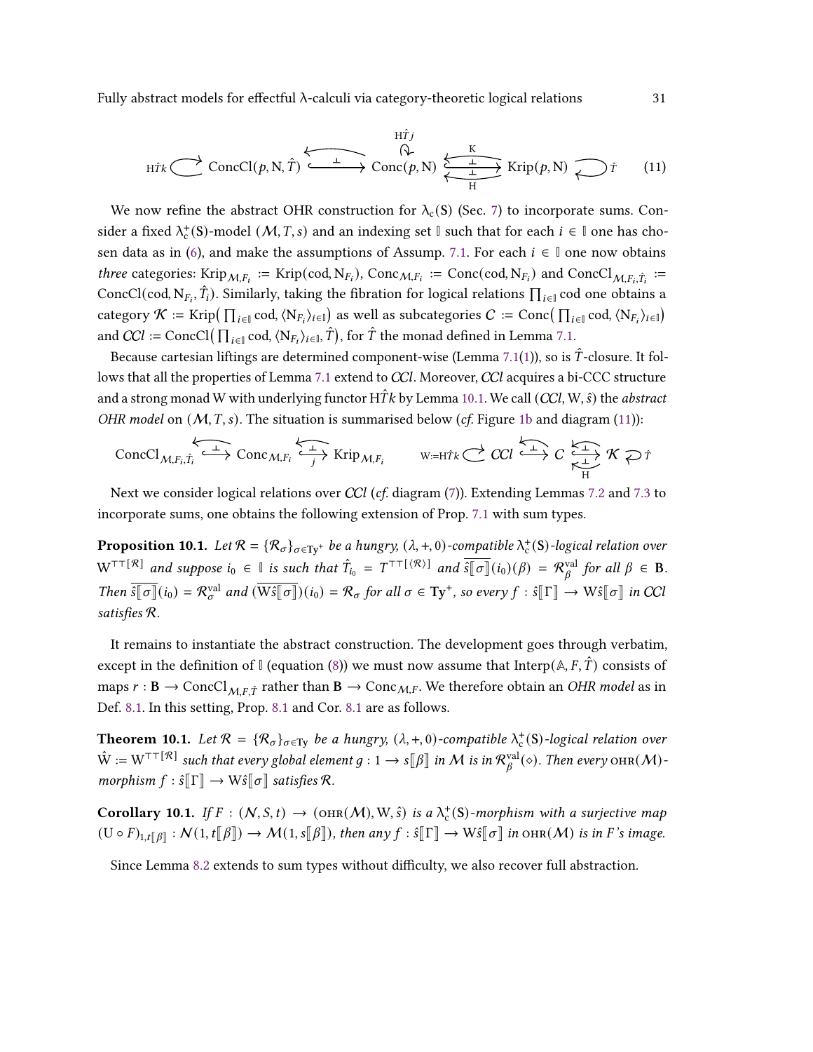$$\mathrm{H}\hat{T}k \circlearrowright \mathrm{ConcCl}(p, \mathrm{N}, \hat{T}) \underset{\longleftarrow}{\overset{\perp}{\hookrightarrow}} \mathrm{Conc}(p, \mathrm{N}) \;(\mathrm{H}\hat{T}j \circlearrowleft)\; \underset{\mathrm{H}}{\overset{\mathrm{K}}{\rightleftarrows}} \mathrm{Krip}(p, \mathrm{N}) \circlearrowright \hat{T} \tag{11}$$

We now refine the abstract OHR construction for $\lambda_c(\mathbf{S})$ (Sec. 7) to incorporate sums. Consider a fixed $\lambda_c^+(\mathbf{S})$-model $(\mathcal{M}, T, s)$ and an indexing set $\mathbb{I}$ such that for each $i \in \mathbb{I}$ one has chosen data as in (6), and make the assumptions of Assump. 7.1. For each $i \in \mathbb{I}$ one now obtains *three* categories: $\mathrm{Krip}_{\mathcal{M},F_i} := \mathrm{Krip}(\mathrm{cod}, \mathrm{N}_{F_i})$, $\mathrm{Conc}_{\mathcal{M},F_i} := \mathrm{Conc}(\mathrm{cod}, \mathrm{N}_{F_i})$ and $\mathrm{ConcCl}_{\mathcal{M},F_i,\hat{T}_i} := \mathrm{ConcCl}(\mathrm{cod}, \mathrm{N}_{F_i}, \hat{T}_i)$. Similarly, taking the fibration for logical relations $\prod_{i\in\mathbb{I}} \mathrm{cod}$ one obtains a category $\mathcal{K} := \mathrm{Krip}(\prod_{i\in\mathbb{I}} \mathrm{cod}, \langle \mathrm{N}_{F_i}\rangle_{i\in\mathbb{I}})$ as well as subcategories $\mathcal{C} := \mathrm{Conc}(\prod_{i\in\mathbb{I}} \mathrm{cod}, \langle \mathrm{N}_{F_i}\rangle_{i\in\mathbb{I}})$ and $\mathcal{CCl} := \mathrm{ConcCl}(\prod_{i\in\mathbb{I}} \mathrm{cod}, \langle \mathrm{N}_{F_i}\rangle_{i\in\mathbb{I}}, \hat{T})$, for $\hat{T}$ the monad defined in Lemma 7.1.

Because cartesian liftings are determined component-wise (Lemma 7.1(1)), so is $\hat{T}$-closure. It follows that all the properties of Lemma 7.1 extend to $\mathcal{CCl}$. Moreover, $\mathcal{CCl}$ acquires a bi-CCC structure and a strong monad W with underlying functor $\mathrm{H}\hat{T}k$ by Lemma 10.1. We call $(\mathcal{CCl}, \mathrm{W}, \hat{s})$ the *abstract OHR model* on $(\mathcal{M}, T, s)$. The situation is summarised below (*cf.* Figure 1b and diagram (11)):

$$\mathrm{ConcCl}_{\mathcal{M},F_i,\hat{T}_i} \underset{\longleftarrow}{\overset{\perp}{\hookrightarrow}} \mathrm{Conc}_{\mathcal{M},F_i} \underset{j}{\overset{\perp}{\rightleftarrows}} \mathrm{Krip}_{\mathcal{M},F_i} \qquad \mathrm{W}{:=}\mathrm{H}\hat{T}k \circlearrowright \mathcal{CCl} \underset{\longleftarrow}{\overset{\perp}{\hookrightarrow}} \mathcal{C} \underset{\mathrm{H}}{\overset{\perp}{\rightleftarrows}} \mathcal{K} \circlearrowright \hat{T}$$

Next we consider logical relations over $\mathcal{CCl}$ (*cf.* diagram (7)). Extending Lemmas 7.2 and 7.3 to incorporate sums, one obtains the following extension of Prop. 7.1 with sum types.

**Proposition 10.1.** *Let $\mathcal{R} = \{\mathcal{R}_\sigma\}_{\sigma\in\mathbf{Ty}^+}$ be a hungry, $(\lambda, +, 0)$-compatible $\lambda_c^+(\mathbf{S})$-logical relation over $\mathrm{W}^{\top\top[\mathcal{R}]}$ and suppose $i_0 \in \mathbb{I}$ is such that $\hat{T}_{i_0} = T^{\top\top[\langle\mathcal{R}\rangle]}$ and $\overline{\hat{s}[\![\sigma]\!]}(i_0)(\beta) = \mathcal{R}^{\mathrm{val}}_\beta$ for all $\beta \in \mathbf{B}$. Then $\overline{\hat{s}[\![\sigma]\!]}(i_0) = \mathcal{R}^{\mathrm{val}}_\sigma$ and $(\overline{\mathrm{W}\hat{s}[\![\sigma]\!]})(i_0) = \mathcal{R}_\sigma$ for all $\sigma \in \mathbf{Ty}^+$, so every $f : \hat{s}[\![\Gamma]\!] \to \mathrm{W}\hat{s}[\![\sigma]\!]$ in $\mathcal{CCl}$ satisfies $\mathcal{R}$.*

It remains to instantiate the abstract construction. The development goes through verbatim, except in the definition of $\mathbb{I}$ (equation (8)) we must now assume that $\mathrm{Interp}(\mathbb{A}, F, \hat{T})$ consists of maps $r : \mathbf{B} \to \mathrm{ConcCl}_{\mathcal{M},F,\hat{T}}$ rather than $\mathbf{B} \to \mathrm{Conc}_{\mathcal{M},F}$. We therefore obtain an *OHR model* as in Def. 8.1. In this setting, Prop. 8.1 and Cor. 8.1 are as follows.

**Theorem 10.1.** *Let $\mathcal{R} = \{\mathcal{R}_\sigma\}_{\sigma\in\mathbf{Ty}}$ be a hungry, $(\lambda, +, 0)$-compatible $\lambda_c^+(\mathbf{S})$-logical relation over $\hat{\mathrm{W}} := \mathrm{W}^{\top\top[\mathcal{R}]}$ such that every global element $g : 1 \to s[\![\beta]\!]$ in $\mathcal{M}$ is in $\mathcal{R}^{\mathrm{val}}_\beta(\diamond)$. Then every $\mathrm{OHR}(\mathcal{M})$-morphism $f : \hat{s}[\![\Gamma]\!] \to \mathrm{W}\hat{s}[\![\sigma]\!]$ satisfies $\mathcal{R}$.*

**Corollary 10.1.** *If $F : (\mathcal{N}, S, t) \to (\mathrm{OHR}(\mathcal{M}), \mathrm{W}, \hat{s})$ is a $\lambda_c^+(\mathbf{S})$-morphism with a surjective map $(\mathrm{U} \circ F)_{1,t[\![\beta]\!]} : \mathcal{N}(1, t[\![\beta]\!]) \to \mathcal{M}(1, s[\![\beta]\!])$, then any $f : \hat{s}[\![\Gamma]\!] \to \mathrm{W}\hat{s}[\![\sigma]\!]$ in $\mathrm{OHR}(\mathcal{M})$ is in $F$'s image.*

Since Lemma 8.2 extends to sum types without difficulty, we also recover full abstraction.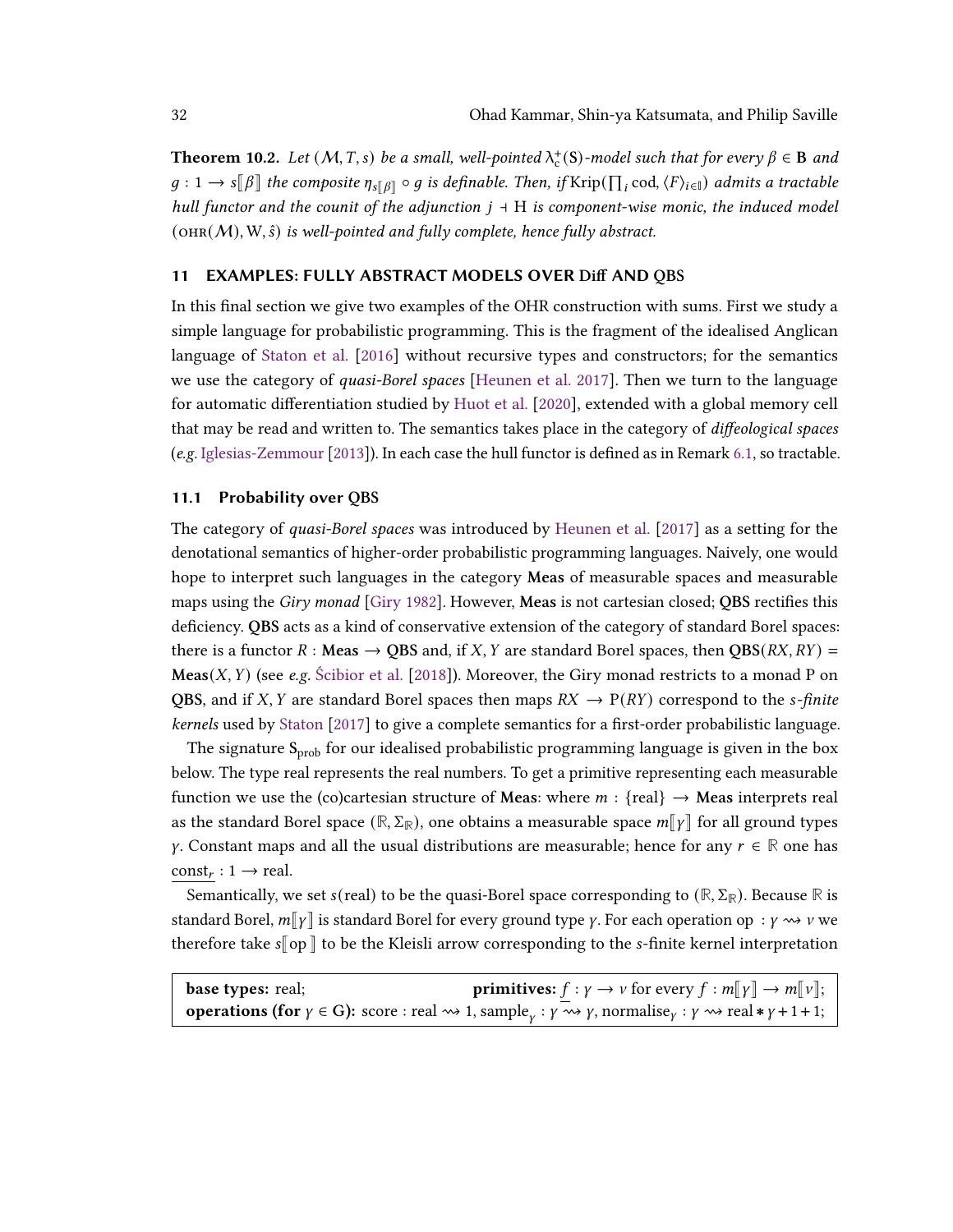**Theorem 10.2.** *Let $(\mathcal{M}, T, s)$ be a small, well-pointed $\lambda_c^+(\mathbf{S})$-model such that for every $\beta \in \mathbf{B}$ and $g : 1 \to s[\![\beta]\!]$ the composite $\eta_{s[\![\beta]\!]} \circ g$ is definable. Then, if $\mathrm{Krip}(\prod_i \mathrm{cod}, \langle F \rangle_{i \in \mathbb{I}})$ admits a tractable hull functor and the counit of the adjunction $j \dashv \mathrm{H}$ is component-wise monic, the induced model $(\mathrm{OHR}(\mathcal{M}), \mathrm{W}, \hat{s})$ is well-pointed and fully complete, hence fully abstract.*

## 11 EXAMPLES: FULLY ABSTRACT MODELS OVER Diff AND QBS

In this final section we give two examples of the OHR construction with sums. First we study a simple language for probabilistic programming. This is the fragment of the idealised Anglican language of Staton et al. [2016] without recursive types and constructors; for the semantics we use the category of *quasi-Borel spaces* [Heunen et al. 2017]. Then we turn to the language for automatic differentiation studied by Huot et al. [2020], extended with a global memory cell that may be read and written to. The semantics takes place in the category of *diffeological spaces* (*e.g.* Iglesias-Zemmour [2013]). In each case the hull functor is defined as in Remark 6.1, so tractable.

### 11.1 Probability over QBS

The category of *quasi-Borel spaces* was introduced by Heunen et al. [2017] as a setting for the denotational semantics of higher-order probabilistic programming languages. Naively, one would hope to interpret such languages in the category **Meas** of measurable spaces and measurable maps using the *Giry monad* [Giry 1982]. However, **Meas** is not cartesian closed; **QBS** rectifies this deficiency. **QBS** acts as a kind of conservative extension of the category of standard Borel spaces: there is a functor $R : \mathbf{Meas} \to \mathbf{QBS}$ and, if $X, Y$ are standard Borel spaces, then $\mathbf{QBS}(RX, RY) = \mathbf{Meas}(X, Y)$ (see *e.g.* Ścibior et al. [2018]). Moreover, the Giry monad restricts to a monad P on **QBS**, and if $X, Y$ are standard Borel spaces then maps $RX \to \mathrm{P}(RY)$ correspond to the *s-finite kernels* used by Staton [2017] to give a complete semantics for a first-order probabilistic language.

The signature $\mathbf{S}_{\mathrm{prob}}$ for our idealised probabilistic programming language is given in the box below. The type real represents the real numbers. To get a primitive representing each measurable function we use the (co)cartesian structure of **Meas**: where $m : \{\mathrm{real}\} \to \mathbf{Meas}$ interprets real as the standard Borel space $(\mathbb{R}, \Sigma_{\mathbb{R}})$, one obtains a measurable space $m[\![\gamma]\!]$ for all ground types $\gamma$. Constant maps and all the usual distributions are measurable; hence for any $r \in \mathbb{R}$ one has $\underline{\mathrm{const}_r} : 1 \to \mathrm{real}$.

Semantically, we set $s(\mathrm{real})$ to be the quasi-Borel space corresponding to $(\mathbb{R}, \Sigma_{\mathbb{R}})$. Because $\mathbb{R}$ is standard Borel, $m[\![\gamma]\!]$ is standard Borel for every ground type $\gamma$. For each operation $\mathrm{op} : \gamma \rightsquigarrow \nu$ we therefore take $s[\![\mathrm{op}]\!]$ to be the Kleisli arrow corresponding to the $s$-finite kernel interpretation

**base types:** real; **primitives:** $\underline{f} : \gamma \to \nu$ for every $f : m[\![\gamma]\!] \to m[\![\nu]\!]$;
**operations (for $\gamma \in \mathbf{G}$):** $\mathrm{score} : \mathrm{real} \rightsquigarrow 1$, $\mathrm{sample}_{\gamma} : \gamma \rightsquigarrow \gamma$, $\mathrm{normalise}_{\gamma} : \gamma \rightsquigarrow \mathrm{real} * \gamma + 1 + 1$;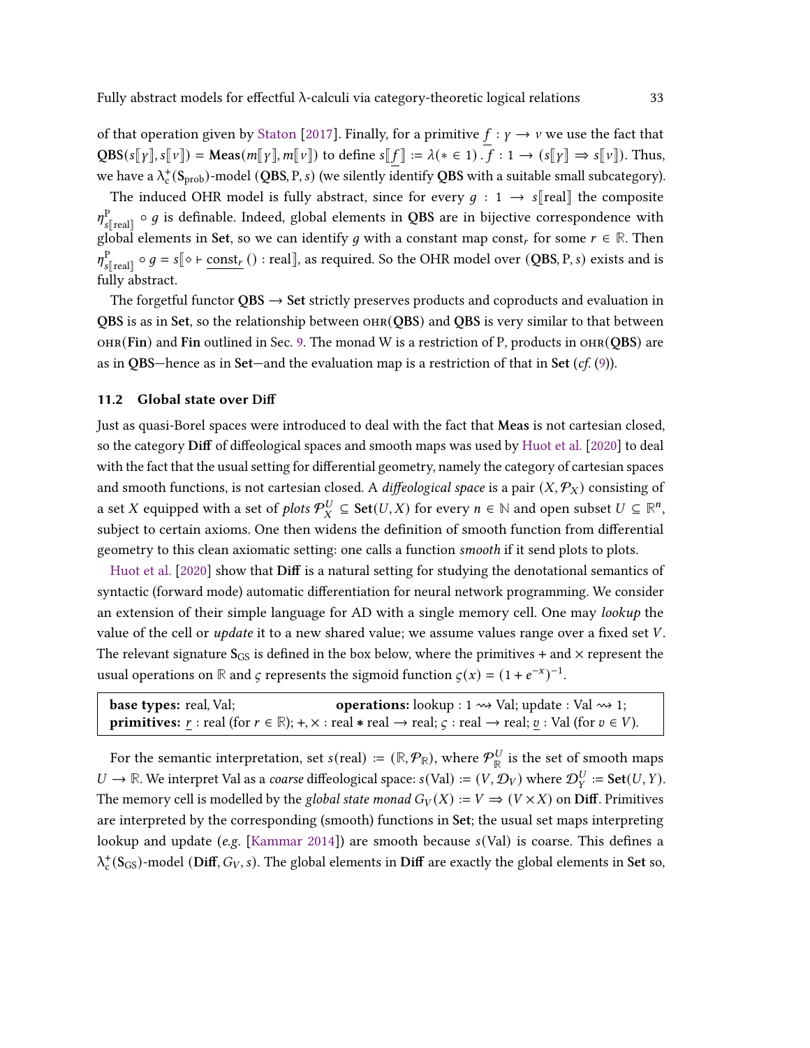of that operation given by Staton [2017]. Finally, for a primitive $\underline{f} : \gamma \to \nu$ we use the fact that $\mathbf{QBS}(s[\![\gamma]\!], s[\![\nu]\!]) = \mathbf{Meas}(m[\![\gamma]\!], m[\![\nu]\!])$ to define $s[\![\underline{f}]\!] := \lambda(* \in 1) . f : 1 \to (s[\![\gamma]\!] \Rightarrow s[\![\nu]\!])$. Thus, we have a $\lambda_c^+(\mathrm{S}_{\mathrm{prob}})$-model $(\mathbf{QBS}, \mathrm{P}, s)$ (we silently identify $\mathbf{QBS}$ with a suitable small subcategory).

The induced OHR model is fully abstract, since for every $g : 1 \to s[\![\mathrm{real}]\!]$ the composite $\eta^{\mathrm{P}}_{s[\![\mathrm{real}]\!]} \circ g$ is definable. Indeed, global elements in $\mathbf{QBS}$ are in bijective correspondence with global elements in $\mathbf{Set}$, so we can identify $g$ with a constant map $\mathrm{const}_r$ for some $r \in \mathbb{R}$. Then $\eta^{\mathrm{P}}_{s[\![\mathrm{real}]\!]} \circ g = s[\![\diamond \vdash \underline{\mathrm{const}_r}\,() : \mathrm{real}]\!]$, as required. So the OHR model over $(\mathbf{QBS}, \mathrm{P}, s)$ exists and is fully abstract.

The forgetful functor $\mathbf{QBS} \to \mathbf{Set}$ strictly preserves products and coproducts and evaluation in $\mathbf{QBS}$ is as in $\mathbf{Set}$, so the relationship between $\mathrm{OHR}(\mathbf{QBS})$ and $\mathbf{QBS}$ is very similar to that between $\mathrm{OHR}(\mathbf{Fin})$ and $\mathbf{Fin}$ outlined in Sec. 9. The monad W is a restriction of P, products in $\mathrm{OHR}(\mathbf{QBS})$ are as in $\mathbf{QBS}$—hence as in $\mathbf{Set}$—and the evaluation map is a restriction of that in $\mathbf{Set}$ (*cf.* (9)).

### 11.2 Global state over Diff

Just as quasi-Borel spaces were introduced to deal with the fact that **Meas** is not cartesian closed, so the category **Diff** of diffeological spaces and smooth maps was used by Huot et al. [2020] to deal with the fact that the usual setting for differential geometry, namely the category of cartesian spaces and smooth functions, is not cartesian closed. A *diffeological space* is a pair $(X, \mathcal{P}_X)$ consisting of a set $X$ equipped with a set of *plots* $\mathcal{P}^U_X \subseteq \mathbf{Set}(U, X)$ for every $n \in \mathbb{N}$ and open subset $U \subseteq \mathbb{R}^n$, subject to certain axioms. One then widens the definition of smooth function from differential geometry to this clean axiomatic setting: one calls a function *smooth* if it send plots to plots.

Huot et al. [2020] show that **Diff** is a natural setting for studying the denotational semantics of syntactic (forward mode) automatic differentiation for neural network programming. We consider an extension of their simple language for AD with a single memory cell. One may *lookup* the value of the cell or *update* it to a new shared value; we assume values range over a fixed set $V$. The relevant signature $\mathrm{S}_{\mathrm{GS}}$ is defined in the box below, where the primitives $+$ and $\times$ represent the usual operations on $\mathbb{R}$ and $\varsigma$ represents the sigmoid function $\varsigma(x) = (1 + e^{-x})^{-1}$.

**base types:** real, Val; **operations:** lookup : $1 \rightsquigarrow$ Val; update : Val $\rightsquigarrow 1$;
**primitives:** $\underline{r}$ : real (for $r \in \mathbb{R}$); $+, \times$ : real $*$ real $\to$ real; $\varsigma$ : real $\to$ real; $\underline{v}$ : Val (for $v \in V$).

For the semantic interpretation, set $s(\mathrm{real}) := (\mathbb{R}, \mathcal{P}_{\mathbb{R}})$, where $\mathcal{P}^U_{\mathbb{R}}$ is the set of smooth maps $U \to \mathbb{R}$. We interpret Val as a *coarse* diffeological space: $s(\mathrm{Val}) := (V, \mathcal{D}_V)$ where $\mathcal{D}^U_Y := \mathbf{Set}(U, Y)$. The memory cell is modelled by the *global state monad* $G_V(X) := V \Rightarrow (V \times X)$ on **Diff**. Primitives are interpreted by the corresponding (smooth) functions in **Set**; the usual set maps interpreting lookup and update (*e.g.* [Kammar 2014]) are smooth because $s(\mathrm{Val})$ is coarse. This defines a $\lambda_c^+(\mathrm{S}_{\mathrm{GS}})$-model $(\mathbf{Diff}, G_V, s)$. The global elements in **Diff** are exactly the global elements in **Set** so,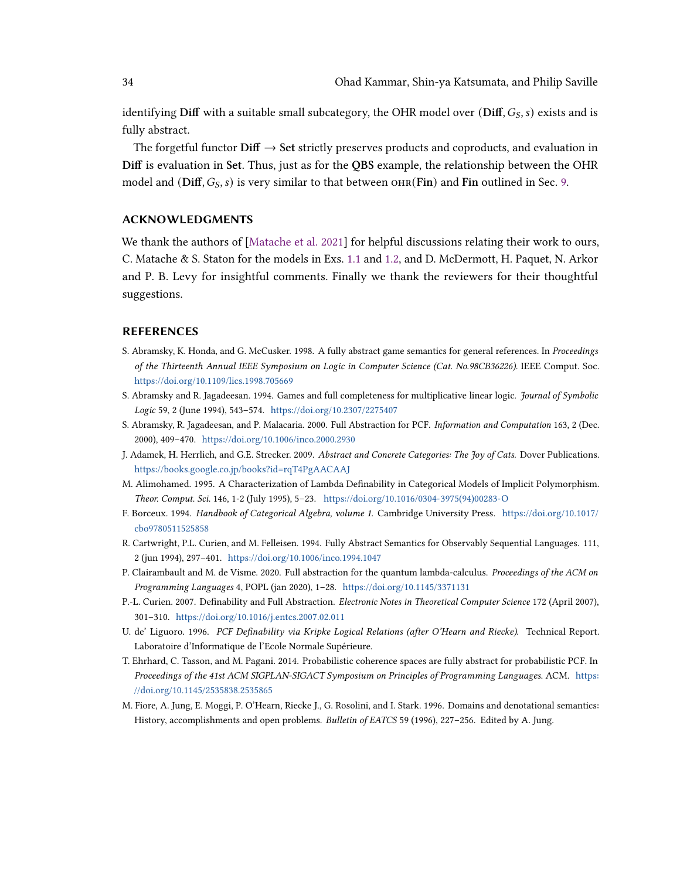identifying **Diff** with a suitable small subcategory, the OHR model over $(\mathbf{Diff}, G_S, s)$ exists and is fully abstract.

The forgetful functor $\mathbf{Diff} \to \mathbf{Set}$ strictly preserves products and coproducts, and evaluation in **Diff** is evaluation in **Set**. Thus, just as for the **QBS** example, the relationship between the OHR model and $(\mathbf{Diff}, G_S, s)$ is very similar to that between $\textsc{ohr}(\mathbf{Fin})$ and **Fin** outlined in Sec. 9.

## ACKNOWLEDGMENTS

We thank the authors of [Matache et al. 2021] for helpful discussions relating their work to ours, C. Matache & S. Staton for the models in Exs. 1.1 and 1.2, and D. McDermott, H. Paquet, N. Arkor and P. B. Levy for insightful comments. Finally we thank the reviewers for their thoughtful suggestions.

## REFERENCES

S. Abramsky, K. Honda, and G. McCusker. 1998. A fully abstract game semantics for general references. In *Proceedings of the Thirteenth Annual IEEE Symposium on Logic in Computer Science (Cat. No.98CB36226)*. IEEE Comput. Soc. https://doi.org/10.1109/lics.1998.705669

S. Abramsky and R. Jagadeesan. 1994. Games and full completeness for multiplicative linear logic. *Journal of Symbolic Logic* 59, 2 (June 1994), 543–574. https://doi.org/10.2307/2275407

S. Abramsky, R. Jagadeesan, and P. Malacaria. 2000. Full Abstraction for PCF. *Information and Computation* 163, 2 (Dec. 2000), 409–470. https://doi.org/10.1006/inco.2000.2930

J. Adamek, H. Herrlich, and G.E. Strecker. 2009. *Abstract and Concrete Categories: The Joy of Cats*. Dover Publications. https://books.google.co.jp/books?id=rqT4PgAACAAJ

M. Alimohamed. 1995. A Characterization of Lambda Definability in Categorical Models of Implicit Polymorphism. *Theor. Comput. Sci.* 146, 1-2 (July 1995), 5–23. https://doi.org/10.1016/0304-3975(94)00283-O

F. Borceux. 1994. *Handbook of Categorical Algebra, volume 1*. Cambridge University Press. https://doi.org/10.1017/cbo9780511525858

R. Cartwright, P.L. Curien, and M. Felleisen. 1994. Fully Abstract Semantics for Observably Sequential Languages. 111, 2 (jun 1994), 297–401. https://doi.org/10.1006/inco.1994.1047

P. Clairambault and M. de Visme. 2020. Full abstraction for the quantum lambda-calculus. *Proceedings of the ACM on Programming Languages* 4, POPL (jan 2020), 1–28. https://doi.org/10.1145/3371131

P.-L. Curien. 2007. Definability and Full Abstraction. *Electronic Notes in Theoretical Computer Science* 172 (April 2007), 301–310. https://doi.org/10.1016/j.entcs.2007.02.011

U. de' Liguoro. 1996. *PCF Definability via Kripke Logical Relations (after O'Hearn and Riecke)*. Technical Report. Laboratoire d'Informatique de l'Ecole Normale Supérieure.

T. Ehrhard, C. Tasson, and M. Pagani. 2014. Probabilistic coherence spaces are fully abstract for probabilistic PCF. In *Proceedings of the 41st ACM SIGPLAN-SIGACT Symposium on Principles of Programming Languages*. ACM. https://doi.org/10.1145/2535838.2535865

M. Fiore, A. Jung, E. Moggi, P. O'Hearn, Riecke J., G. Rosolini, and I. Stark. 1996. Domains and denotational semantics: History, accomplishments and open problems. *Bulletin of EATCS* 59 (1996), 227–256. Edited by A. Jung.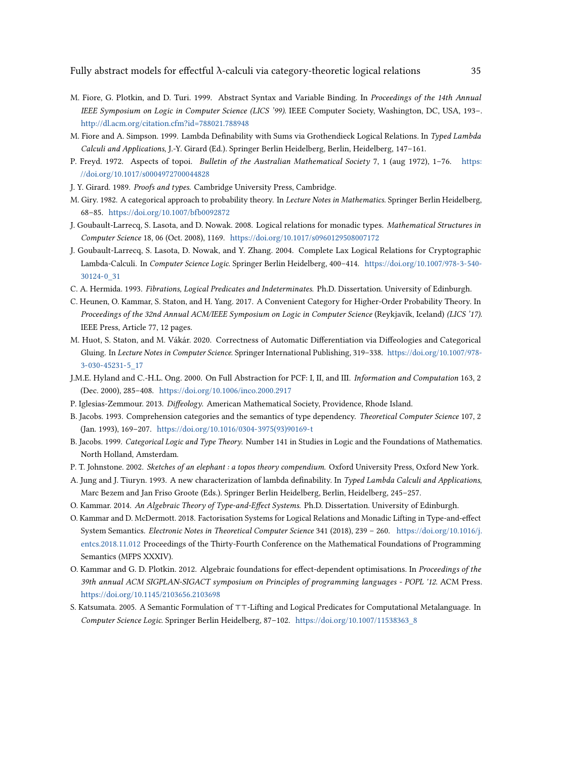M. Fiore, G. Plotkin, and D. Turi. 1999. Abstract Syntax and Variable Binding. In *Proceedings of the 14th Annual IEEE Symposium on Logic in Computer Science (LICS '99)*. IEEE Computer Society, Washington, DC, USA, 193–. http://dl.acm.org/citation.cfm?id=788021.788948

M. Fiore and A. Simpson. 1999. Lambda Definability with Sums via Grothendieck Logical Relations. In *Typed Lambda Calculi and Applications*, J.-Y. Girard (Ed.). Springer Berlin Heidelberg, Berlin, Heidelberg, 147–161.

P. Freyd. 1972. Aspects of topoi. *Bulletin of the Australian Mathematical Society* 7, 1 (aug 1972), 1–76. https://doi.org/10.1017/s0004972700044828

J. Y. Girard. 1989. *Proofs and types*. Cambridge University Press, Cambridge.

M. Giry. 1982. A categorical approach to probability theory. In *Lecture Notes in Mathematics*. Springer Berlin Heidelberg, 68–85. https://doi.org/10.1007/bfb0092872

J. Goubault-Larrecq, S. Lasota, and D. Nowak. 2008. Logical relations for monadic types. *Mathematical Structures in Computer Science* 18, 06 (Oct. 2008), 1169. https://doi.org/10.1017/s0960129508007172

J. Goubault-Larrecq, S. Lasota, D. Nowak, and Y. Zhang. 2004. Complete Lax Logical Relations for Cryptographic Lambda-Calculi. In *Computer Science Logic*. Springer Berlin Heidelberg, 400–414. https://doi.org/10.1007/978-3-540-30124-0_31

C. A. Hermida. 1993. *Fibrations, Logical Predicates and Indeterminates*. Ph.D. Dissertation. University of Edinburgh.

C. Heunen, O. Kammar, S. Staton, and H. Yang. 2017. A Convenient Category for Higher-Order Probability Theory. In *Proceedings of the 32nd Annual ACM/IEEE Symposium on Logic in Computer Science* (Reykjavík, Iceland) *(LICS '17)*. IEEE Press, Article 77, 12 pages.

M. Huot, S. Staton, and M. Vákár. 2020. Correctness of Automatic Differentiation via Diffeologies and Categorical Gluing. In *Lecture Notes in Computer Science*. Springer International Publishing, 319–338. https://doi.org/10.1007/978-3-030-45231-5_17

J.M.E. Hyland and C.-H.L. Ong. 2000. On Full Abstraction for PCF: I, II, and III. *Information and Computation* 163, 2 (Dec. 2000), 285–408. https://doi.org/10.1006/inco.2000.2917

P. Iglesias-Zemmour. 2013. *Diffeology*. American Mathematical Society, Providence, Rhode Island.

B. Jacobs. 1993. Comprehension categories and the semantics of type dependency. *Theoretical Computer Science* 107, 2 (Jan. 1993), 169–207. https://doi.org/10.1016/0304-3975(93)90169-t

B. Jacobs. 1999. *Categorical Logic and Type Theory*. Number 141 in Studies in Logic and the Foundations of Mathematics. North Holland, Amsterdam.

P. T. Johnstone. 2002. *Sketches of an elephant : a topos theory compendium*. Oxford University Press, Oxford New York.

A. Jung and J. Tiuryn. 1993. A new characterization of lambda definability. In *Typed Lambda Calculi and Applications*, Marc Bezem and Jan Friso Groote (Eds.). Springer Berlin Heidelberg, Berlin, Heidelberg, 245–257.

O. Kammar. 2014. *An Algebraic Theory of Type-and-Effect Systems*. Ph.D. Dissertation. University of Edinburgh.

O. Kammar and D. McDermott. 2018. Factorisation Systems for Logical Relations and Monadic Lifting in Type-and-effect System Semantics. *Electronic Notes in Theoretical Computer Science* 341 (2018), 239 – 260. https://doi.org/10.1016/j.entcs.2018.11.012 Proceedings of the Thirty-Fourth Conference on the Mathematical Foundations of Programming Semantics (MFPS XXXIV).

O. Kammar and G. D. Plotkin. 2012. Algebraic foundations for effect-dependent optimisations. In *Proceedings of the 39th annual ACM SIGPLAN-SIGACT symposium on Principles of programming languages - POPL '12*. ACM Press. https://doi.org/10.1145/2103656.2103698

S. Katsumata. 2005. A Semantic Formulation of $\top\top$-Lifting and Logical Predicates for Computational Metalanguage. In *Computer Science Logic*. Springer Berlin Heidelberg, 87–102. https://doi.org/10.1007/11538363_8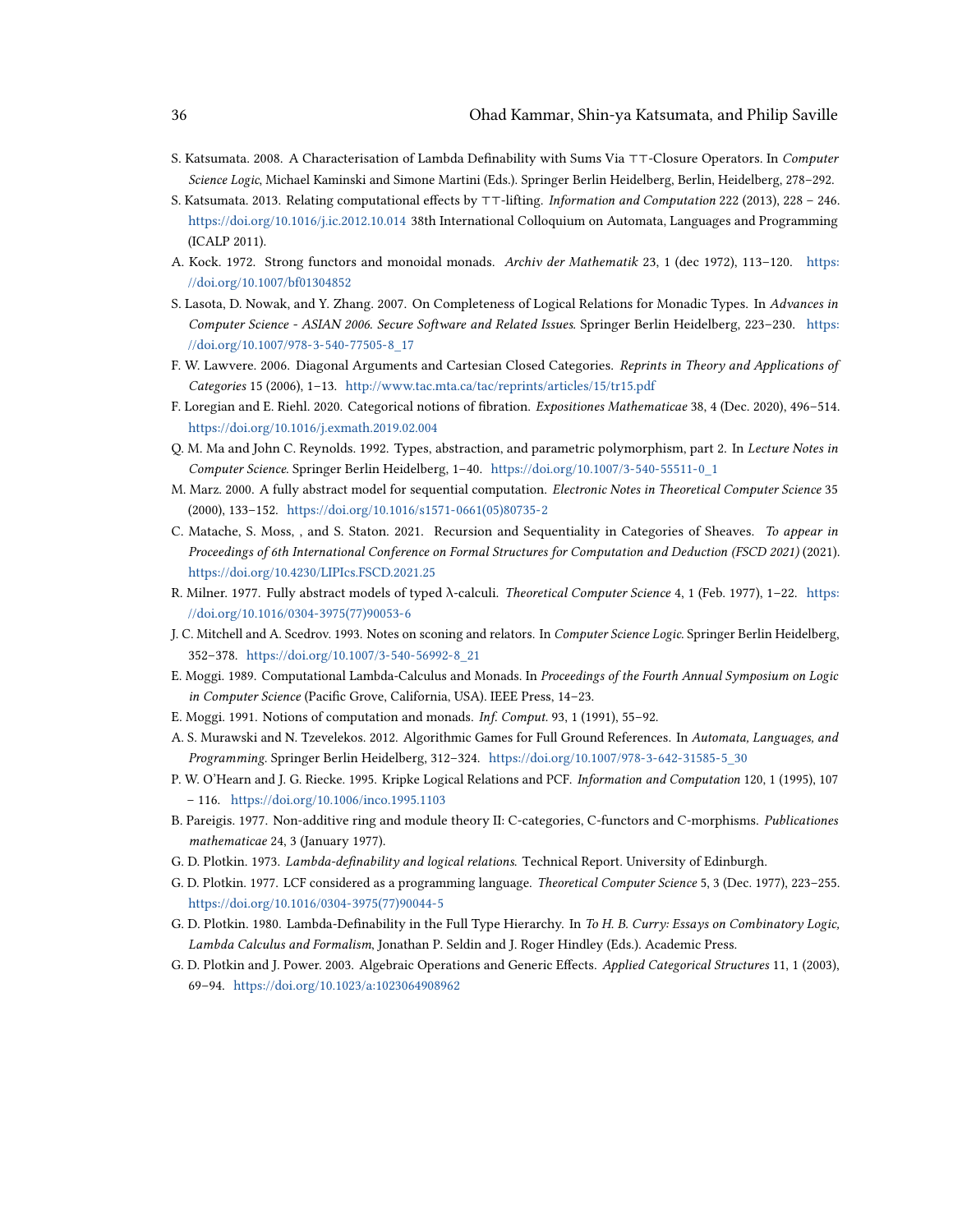S. Katsumata. 2008. A Characterisation of Lambda Definability with Sums Via ⊤⊤-Closure Operators. In *Computer Science Logic*, Michael Kaminski and Simone Martini (Eds.). Springer Berlin Heidelberg, Berlin, Heidelberg, 278–292.

S. Katsumata. 2013. Relating computational effects by ⊤⊤-lifting. *Information and Computation* 222 (2013), 228 – 246. https://doi.org/10.1016/j.ic.2012.10.014 38th International Colloquium on Automata, Languages and Programming (ICALP 2011).

A. Kock. 1972. Strong functors and monoidal monads. *Archiv der Mathematik* 23, 1 (dec 1972), 113–120. https://doi.org/10.1007/bf01304852

S. Lasota, D. Nowak, and Y. Zhang. 2007. On Completeness of Logical Relations for Monadic Types. In *Advances in Computer Science - ASIAN 2006. Secure Software and Related Issues*. Springer Berlin Heidelberg, 223–230. https://doi.org/10.1007/978-3-540-77505-8_17

F. W. Lawvere. 2006. Diagonal Arguments and Cartesian Closed Categories. *Reprints in Theory and Applications of Categories* 15 (2006), 1–13. http://www.tac.mta.ca/tac/reprints/articles/15/tr15.pdf

F. Loregian and E. Riehl. 2020. Categorical notions of fibration. *Expositiones Mathematicae* 38, 4 (Dec. 2020), 496–514. https://doi.org/10.1016/j.exmath.2019.02.004

Q. M. Ma and John C. Reynolds. 1992. Types, abstraction, and parametric polymorphism, part 2. In *Lecture Notes in Computer Science*. Springer Berlin Heidelberg, 1–40. https://doi.org/10.1007/3-540-55511-0_1

M. Marz. 2000. A fully abstract model for sequential computation. *Electronic Notes in Theoretical Computer Science* 35 (2000), 133–152. https://doi.org/10.1016/s1571-0661(05)80735-2

C. Matache, S. Moss, , and S. Staton. 2021. Recursion and Sequentiality in Categories of Sheaves. *To appear in Proceedings of 6th International Conference on Formal Structures for Computation and Deduction (FSCD 2021)* (2021). https://doi.org/10.4230/LIPIcs.FSCD.2021.25

R. Milner. 1977. Fully abstract models of typed λ-calculi. *Theoretical Computer Science* 4, 1 (Feb. 1977), 1–22. https://doi.org/10.1016/0304-3975(77)90053-6

J. C. Mitchell and A. Scedrov. 1993. Notes on sconing and relators. In *Computer Science Logic*. Springer Berlin Heidelberg, 352–378. https://doi.org/10.1007/3-540-56992-8_21

E. Moggi. 1989. Computational Lambda-Calculus and Monads. In *Proceedings of the Fourth Annual Symposium on Logic in Computer Science* (Pacific Grove, California, USA). IEEE Press, 14–23.

E. Moggi. 1991. Notions of computation and monads. *Inf. Comput.* 93, 1 (1991), 55–92.

A. S. Murawski and N. Tzevelekos. 2012. Algorithmic Games for Full Ground References. In *Automata, Languages, and Programming*. Springer Berlin Heidelberg, 312–324. https://doi.org/10.1007/978-3-642-31585-5_30

P. W. O'Hearn and J. G. Riecke. 1995. Kripke Logical Relations and PCF. *Information and Computation* 120, 1 (1995), 107 – 116. https://doi.org/10.1006/inco.1995.1103

B. Pareigis. 1977. Non-additive ring and module theory II: C-categories, C-functors and C-morphisms. *Publicationes mathematicae* 24, 3 (January 1977).

G. D. Plotkin. 1973. *Lambda-definability and logical relations*. Technical Report. University of Edinburgh.

G. D. Plotkin. 1977. LCF considered as a programming language. *Theoretical Computer Science* 5, 3 (Dec. 1977), 223–255. https://doi.org/10.1016/0304-3975(77)90044-5

G. D. Plotkin. 1980. Lambda-Definability in the Full Type Hierarchy. In *To H. B. Curry: Essays on Combinatory Logic, Lambda Calculus and Formalism*, Jonathan P. Seldin and J. Roger Hindley (Eds.). Academic Press.

G. D. Plotkin and J. Power. 2003. Algebraic Operations and Generic Effects. *Applied Categorical Structures* 11, 1 (2003), 69–94. https://doi.org/10.1023/a:1023064908962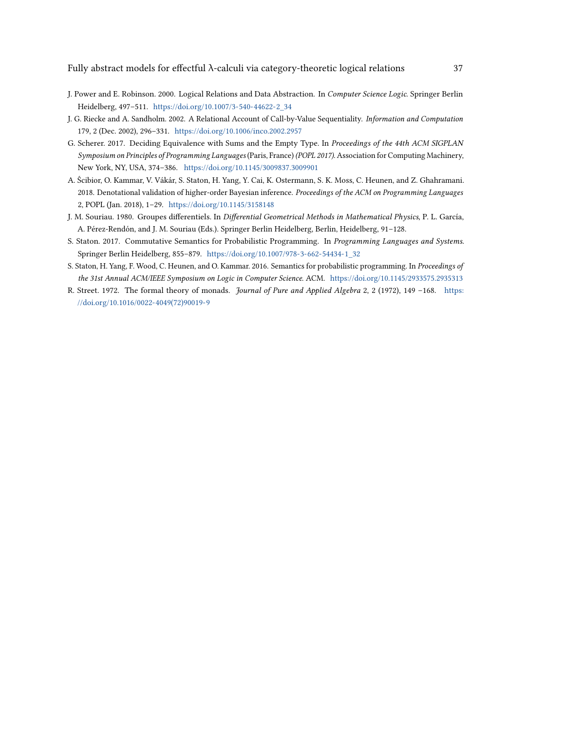J. Power and E. Robinson. 2000. Logical Relations and Data Abstraction. In *Computer Science Logic*. Springer Berlin Heidelberg, 497–511. https://doi.org/10.1007/3-540-44622-2_34

J. G. Riecke and A. Sandholm. 2002. A Relational Account of Call-by-Value Sequentiality. *Information and Computation* 179, 2 (Dec. 2002), 296–331. https://doi.org/10.1006/inco.2002.2957

G. Scherer. 2017. Deciding Equivalence with Sums and the Empty Type. In *Proceedings of the 44th ACM SIGPLAN Symposium on Principles of Programming Languages* (Paris, France) *(POPL 2017)*. Association for Computing Machinery, New York, NY, USA, 374–386. https://doi.org/10.1145/3009837.3009901

A. Ścibior, O. Kammar, V. Vákár, S. Staton, H. Yang, Y. Cai, K. Ostermann, S. K. Moss, C. Heunen, and Z. Ghahramani. 2018. Denotational validation of higher-order Bayesian inference. *Proceedings of the ACM on Programming Languages* 2, POPL (Jan. 2018), 1–29. https://doi.org/10.1145/3158148

J. M. Souriau. 1980. Groupes differentiels. In *Differential Geometrical Methods in Mathematical Physics*, P. L. García, A. Pérez-Rendón, and J. M. Souriau (Eds.). Springer Berlin Heidelberg, Berlin, Heidelberg, 91–128.

S. Staton. 2017. Commutative Semantics for Probabilistic Programming. In *Programming Languages and Systems*. Springer Berlin Heidelberg, 855–879. https://doi.org/10.1007/978-3-662-54434-1_32

S. Staton, H. Yang, F. Wood, C. Heunen, and O. Kammar. 2016. Semantics for probabilistic programming. In *Proceedings of the 31st Annual ACM/IEEE Symposium on Logic in Computer Science*. ACM. https://doi.org/10.1145/2933575.2935313

R. Street. 1972. The formal theory of monads. *Journal of Pure and Applied Algebra* 2, 2 (1972), 149 –168. https://doi.org/10.1016/0022-4049(72)90019-9